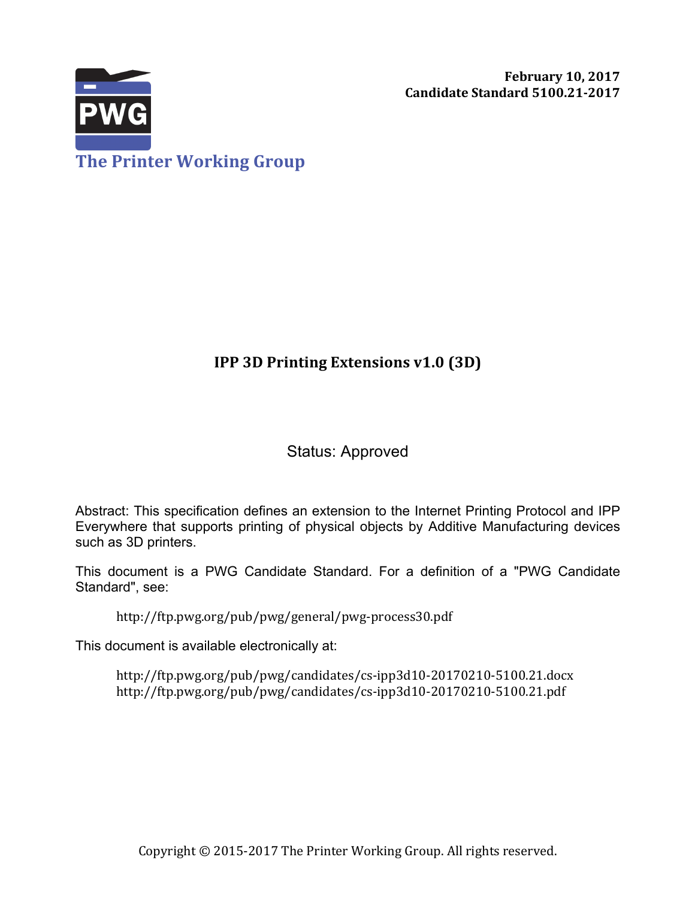February 10, 2017
**Candidate Standard 5100.21-2017**

**The Printer Working Group**

# IPP 3D Printing Extensions v1.0 (3D)

Status: Approved

Abstract: This specification defines an extension to the Internet Printing Protocol and IPP Everywhere that supports printing of physical objects by Additive Manufacturing devices such as 3D printers.

This document is a PWG Candidate Standard. For a definition of a "PWG Candidate Standard", see:

http://ftp.pwg.org/pub/pwg/general/pwg-process30.pdf

This document is available electronically at:

http://ftp.pwg.org/pub/pwg/candidates/cs-ipp3d10-20170210-5100.21.docx
http://ftp.pwg.org/pub/pwg/candidates/cs-ipp3d10-20170210-5100.21.pdf

Copyright © 2015-2017 The Printer Working Group. All rights reserved.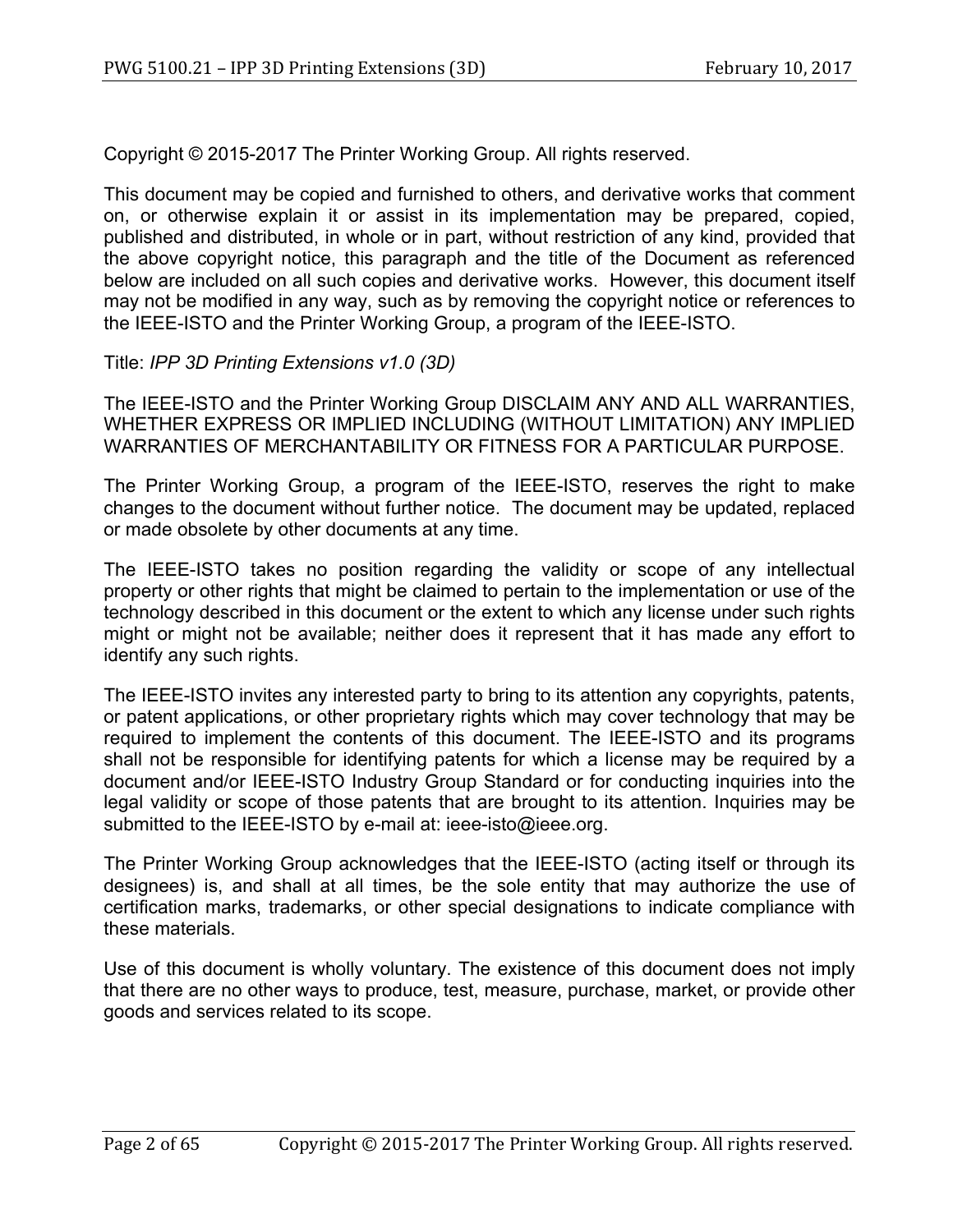Copyright © 2015-2017 The Printer Working Group. All rights reserved.

This document may be copied and furnished to others, and derivative works that comment on, or otherwise explain it or assist in its implementation may be prepared, copied, published and distributed, in whole or in part, without restriction of any kind, provided that the above copyright notice, this paragraph and the title of the Document as referenced below are included on all such copies and derivative works. However, this document itself may not be modified in any way, such as by removing the copyright notice or references to the IEEE-ISTO and the Printer Working Group, a program of the IEEE-ISTO.

Title: *IPP 3D Printing Extensions v1.0 (3D)*

The IEEE-ISTO and the Printer Working Group DISCLAIM ANY AND ALL WARRANTIES, WHETHER EXPRESS OR IMPLIED INCLUDING (WITHOUT LIMITATION) ANY IMPLIED WARRANTIES OF MERCHANTABILITY OR FITNESS FOR A PARTICULAR PURPOSE.

The Printer Working Group, a program of the IEEE-ISTO, reserves the right to make changes to the document without further notice. The document may be updated, replaced or made obsolete by other documents at any time.

The IEEE-ISTO takes no position regarding the validity or scope of any intellectual property or other rights that might be claimed to pertain to the implementation or use of the technology described in this document or the extent to which any license under such rights might or might not be available; neither does it represent that it has made any effort to identify any such rights.

The IEEE-ISTO invites any interested party to bring to its attention any copyrights, patents, or patent applications, or other proprietary rights which may cover technology that may be required to implement the contents of this document. The IEEE-ISTO and its programs shall not be responsible for identifying patents for which a license may be required by a document and/or IEEE-ISTO Industry Group Standard or for conducting inquiries into the legal validity or scope of those patents that are brought to its attention. Inquiries may be submitted to the IEEE-ISTO by e-mail at: ieee-isto@ieee.org.

The Printer Working Group acknowledges that the IEEE-ISTO (acting itself or through its designees) is, and shall at all times, be the sole entity that may authorize the use of certification marks, trademarks, or other special designations to indicate compliance with these materials.

Use of this document is wholly voluntary. The existence of this document does not imply that there are no other ways to produce, test, measure, purchase, market, or provide other goods and services related to its scope.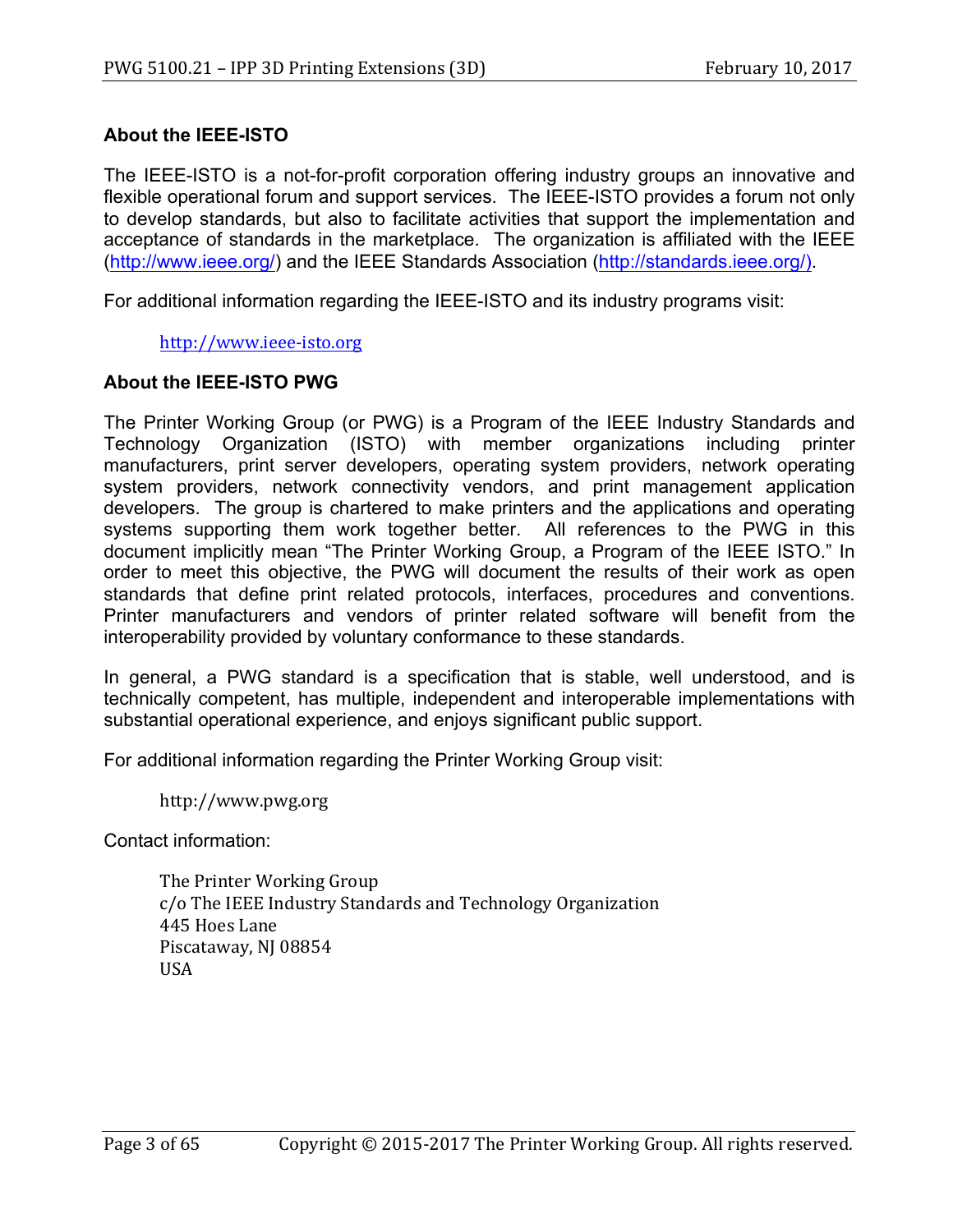### About the IEEE-ISTO

The IEEE-ISTO is a not-for-profit corporation offering industry groups an innovative and flexible operational forum and support services. The IEEE-ISTO provides a forum not only to develop standards, but also to facilitate activities that support the implementation and acceptance of standards in the marketplace. The organization is affiliated with the IEEE (http://www.ieee.org/) and the IEEE Standards Association (http://standards.ieee.org/).

For additional information regarding the IEEE-ISTO and its industry programs visit:

> http://www.ieee-isto.org

### About the IEEE-ISTO PWG

The Printer Working Group (or PWG) is a Program of the IEEE Industry Standards and Technology Organization (ISTO) with member organizations including printer manufacturers, print server developers, operating system providers, network operating system providers, network connectivity vendors, and print management application developers. The group is chartered to make printers and the applications and operating systems supporting them work together better. All references to the PWG in this document implicitly mean "The Printer Working Group, a Program of the IEEE ISTO." In order to meet this objective, the PWG will document the results of their work as open standards that define print related protocols, interfaces, procedures and conventions. Printer manufacturers and vendors of printer related software will benefit from the interoperability provided by voluntary conformance to these standards.

In general, a PWG standard is a specification that is stable, well understood, and is technically competent, has multiple, independent and interoperable implementations with substantial operational experience, and enjoys significant public support.

For additional information regarding the Printer Working Group visit:

> http://www.pwg.org

Contact information:

> The Printer Working Group
> c/o The IEEE Industry Standards and Technology Organization
> 445 Hoes Lane
> Piscataway, NJ 08854
> USA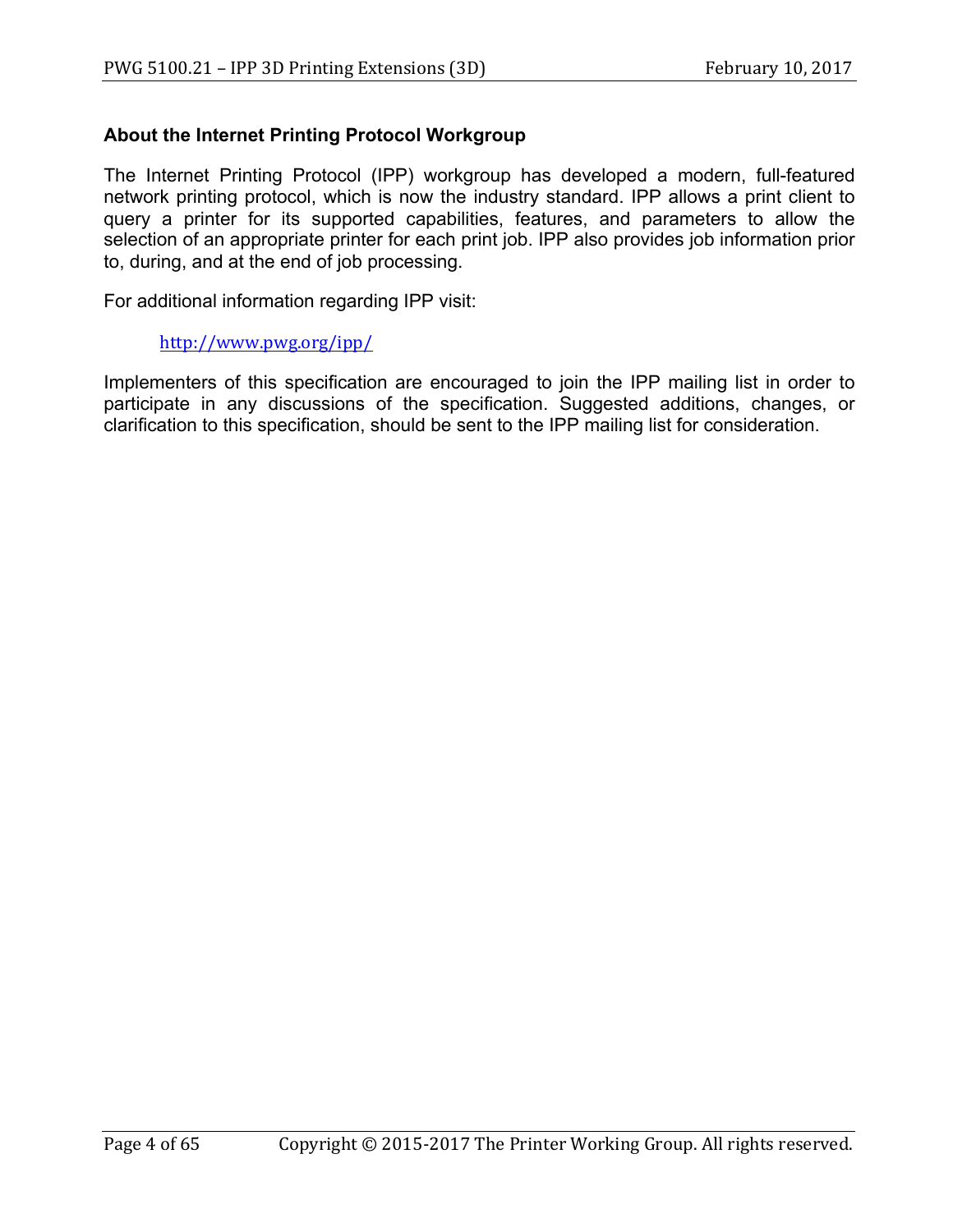### About the Internet Printing Protocol Workgroup

The Internet Printing Protocol (IPP) workgroup has developed a modern, full-featured network printing protocol, which is now the industry standard. IPP allows a print client to query a printer for its supported capabilities, features, and parameters to allow the selection of an appropriate printer for each print job. IPP also provides job information prior to, during, and at the end of job processing.

For additional information regarding IPP visit:

> http://www.pwg.org/ipp/

Implementers of this specification are encouraged to join the IPP mailing list in order to participate in any discussions of the specification. Suggested additions, changes, or clarification to this specification, should be sent to the IPP mailing list for consideration.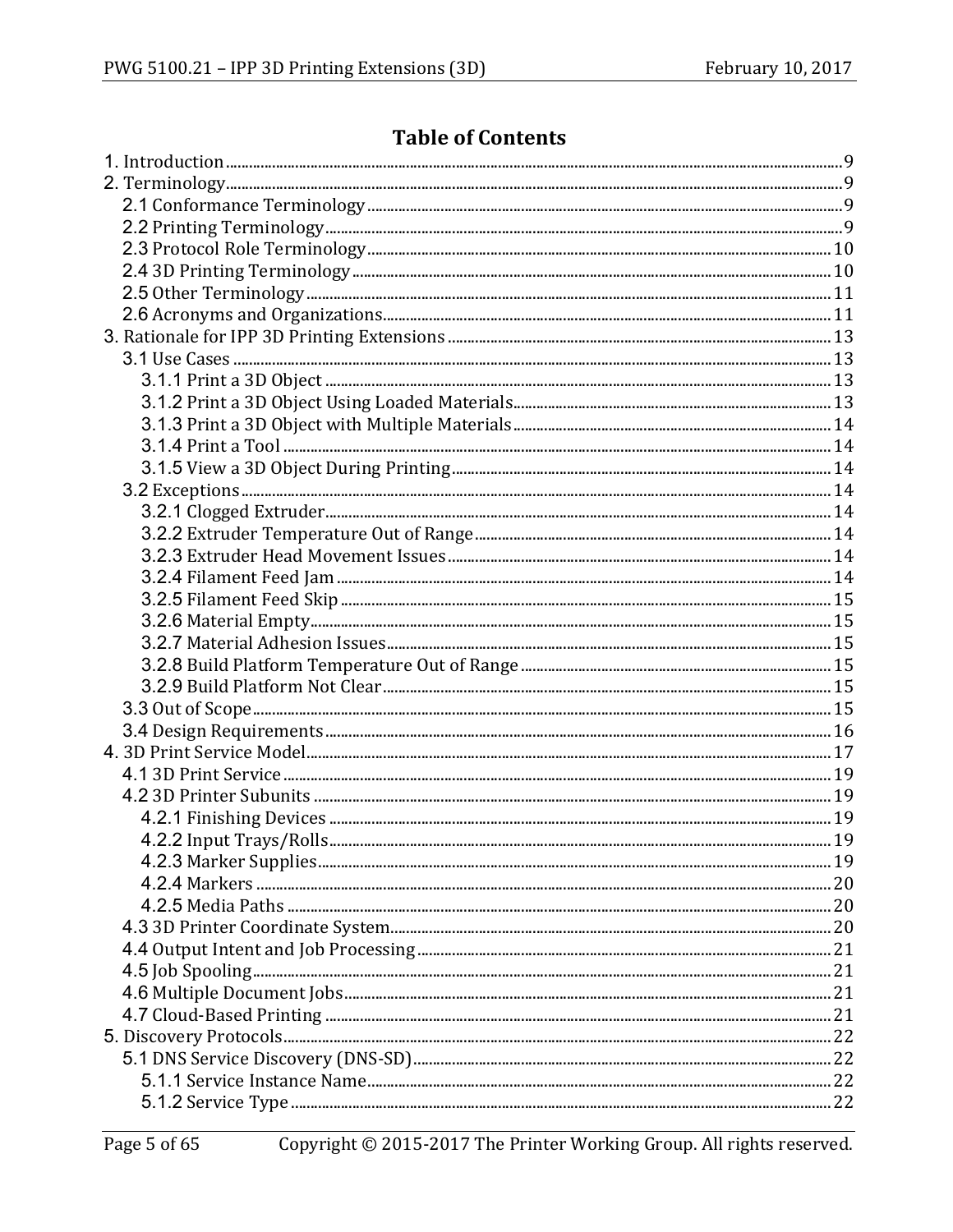# Table of Contents

1. Introduction ..... 9
2. Terminology ..... 9
   - 2.1 Conformance Terminology ..... 9
   - 2.2 Printing Terminology ..... 9
   - 2.3 Protocol Role Terminology ..... 10
   - 2.4 3D Printing Terminology ..... 10
   - 2.5 Other Terminology ..... 11
   - 2.6 Acronyms and Organizations ..... 11
3. Rationale for IPP 3D Printing Extensions ..... 13
   - 3.1 Use Cases ..... 13
     - 3.1.1 Print a 3D Object ..... 13
     - 3.1.2 Print a 3D Object Using Loaded Materials ..... 13
     - 3.1.3 Print a 3D Object with Multiple Materials ..... 14
     - 3.1.4 Print a Tool ..... 14
     - 3.1.5 View a 3D Object During Printing ..... 14
   - 3.2 Exceptions ..... 14
     - 3.2.1 Clogged Extruder ..... 14
     - 3.2.2 Extruder Temperature Out of Range ..... 14
     - 3.2.3 Extruder Head Movement Issues ..... 14
     - 3.2.4 Filament Feed Jam ..... 14
     - 3.2.5 Filament Feed Skip ..... 15
     - 3.2.6 Material Empty ..... 15
     - 3.2.7 Material Adhesion Issues ..... 15
     - 3.2.8 Build Platform Temperature Out of Range ..... 15
     - 3.2.9 Build Platform Not Clear ..... 15
   - 3.3 Out of Scope ..... 15
   - 3.4 Design Requirements ..... 16
4. 3D Print Service Model ..... 17
   - 4.1 3D Print Service ..... 19
   - 4.2 3D Printer Subunits ..... 19
     - 4.2.1 Finishing Devices ..... 19
     - 4.2.2 Input Trays/Rolls ..... 19
     - 4.2.3 Marker Supplies ..... 19
     - 4.2.4 Markers ..... 20
     - 4.2.5 Media Paths ..... 20
   - 4.3 3D Printer Coordinate System ..... 20
   - 4.4 Output Intent and Job Processing ..... 21
   - 4.5 Job Spooling ..... 21
   - 4.6 Multiple Document Jobs ..... 21
   - 4.7 Cloud-Based Printing ..... 21
5. Discovery Protocols ..... 22
   - 5.1 DNS Service Discovery (DNS-SD) ..... 22
     - 5.1.1 Service Instance Name ..... 22
     - 5.1.2 Service Type ..... 22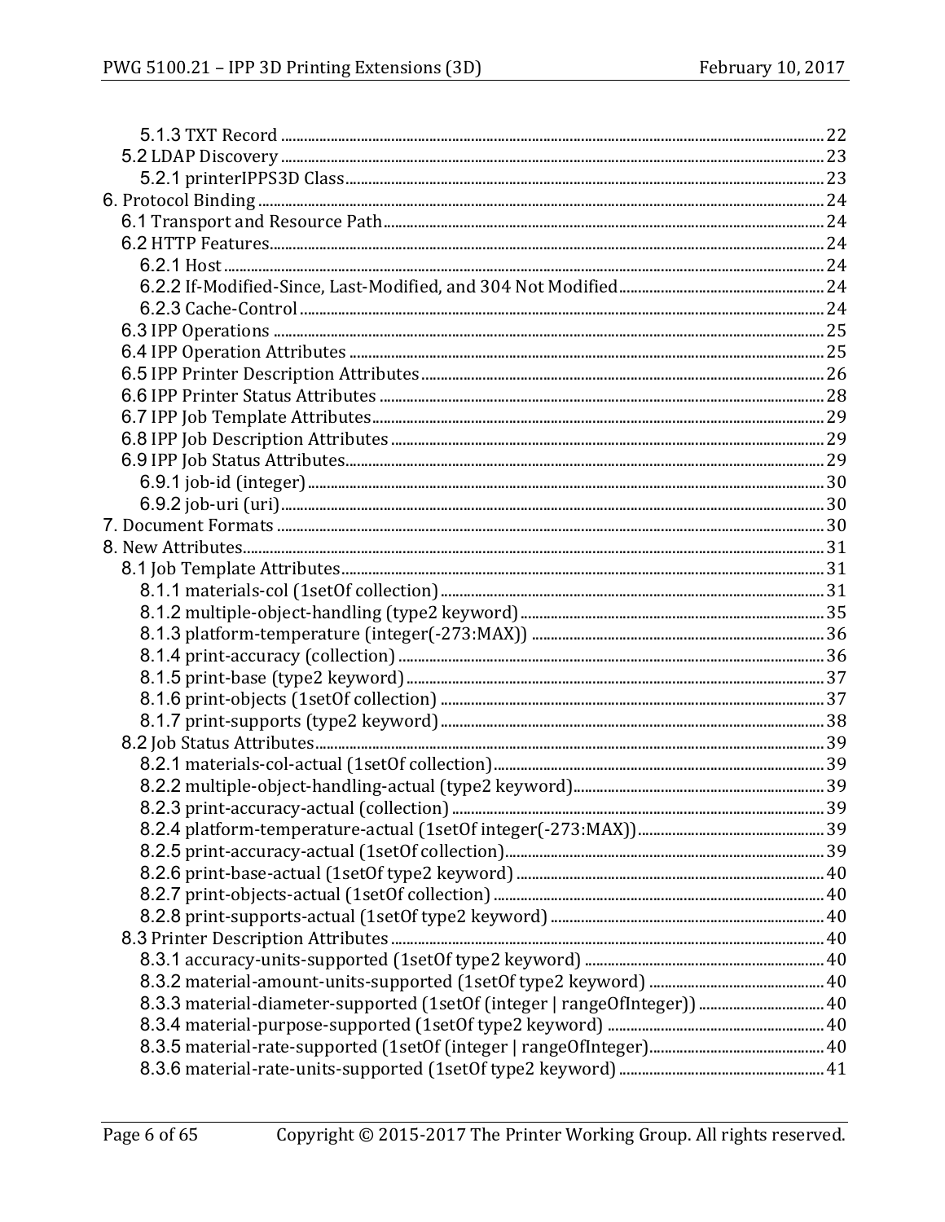5.1.3 TXT Record ........................................................................................................................................22
5.2 LDAP Discovery ........................................................................................................................................23
5.2.1 printerIPPS3D Class........................................................................................................................23
6. Protocol Binding ..............................................................................................................................................24
6.1 Transport and Resource Path...............................................................................................................24
6.2 HTTP Features...........................................................................................................................................24
6.2.1 Host .......................................................................................................................................................24
6.2.2 If-Modified-Since, Last-Modified, and 304 Not Modified.......................................................24
6.2.3 Cache-Control ....................................................................................................................................24
6.3 IPP Operations ..........................................................................................................................................25
6.4 IPP Operation Attributes .......................................................................................................................25
6.5 IPP Printer Description Attributes.....................................................................................................26
6.6 IPP Printer Status Attributes ...............................................................................................................28
6.7 IPP Job Template Attributes..................................................................................................................29
6.8 IPP Job Description Attributes.............................................................................................................29
6.9 IPP Job Status Attributes........................................................................................................................29
6.9.1 job-id (integer).................................................................................................................................30
6.9.2 job-uri (uri).........................................................................................................................................30
7. Document Formats .........................................................................................................................................30
8. New Attributes...................................................................................................................................................31
8.1 Job Template Attributes.........................................................................................................................31
8.1.1 materials-col (1setOf collection)................................................................................................31
8.1.2 multiple-object-handling (type2 keyword).............................................................................35
8.1.3 platform-temperature (integer(-273:MAX)) ..........................................................................36
8.1.4 print-accuracy (collection)...........................................................................................................36
8.1.5 print-base (type2 keyword).........................................................................................................37
8.1.6 print-objects (1setOf collection) ................................................................................................37
8.1.7 print-supports (type2 keyword).................................................................................................38
8.2 Job Status Attributes...............................................................................................................................39
8.2.1 materials-col-actual (1setOf collection)...................................................................................39
8.2.2 multiple-object-handling-actual (type2 keyword)................................................................39
8.2.3 print-accuracy-actual (collection) .............................................................................................39
8.2.4 platform-temperature-actual (1setOf integer(-273:MAX))................................................39
8.2.5 print-accuracy-actual (1setOf collection).................................................................................39
8.2.6 print-base-actual (1setOf type2 keyword) ..............................................................................40
8.2.7 print-objects-actual (1setOf collection) ....................................................................................40
8.2.8 print-supports-actual (1setOf type2 keyword) ......................................................................40
8.3 Printer Description Attributes...........................................................................................................40
8.3.1 accuracy-units-supported (1setOf type2 keyword) ............................................................40
8.3.2 material-amount-units-supported (1setOf type2 keyword) ............................................40
8.3.3 material-diameter-supported (1setOf (integer | rangeOfInteger)) ................................40
8.3.4 material-purpose-supported (1setOf type2 keyword) .......................................................40
8.3.5 material-rate-supported (1setOf (integer | rangeOfInteger)............................................40
8.3.6 material-rate-units-supported (1setOf type2 keyword) ....................................................41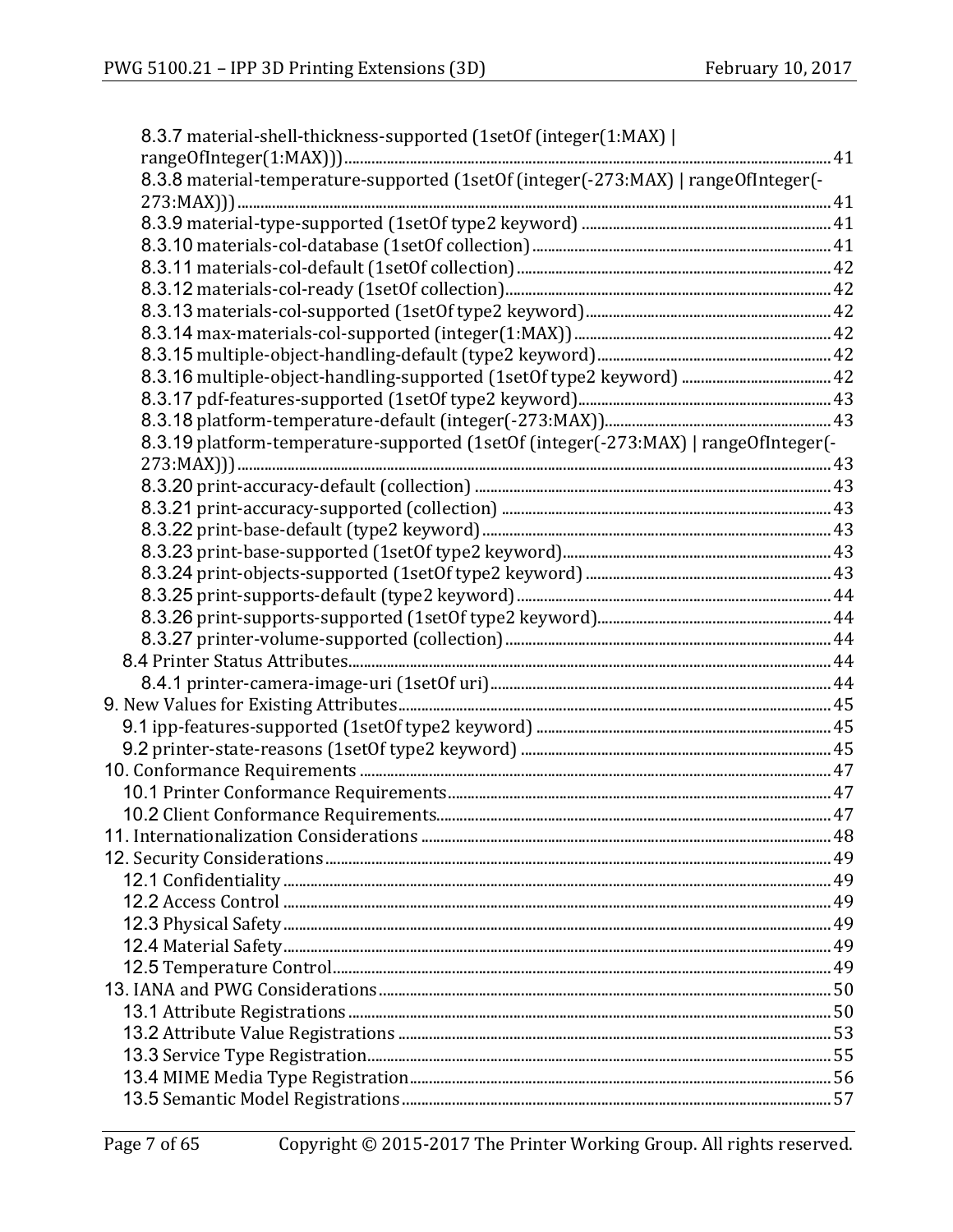8.3.7 material-shell-thickness-supported (1setOf (integer(1:MAX) | rangeOfInteger(1:MAX))) ..... 41
8.3.8 material-temperature-supported (1setOf (integer(-273:MAX) | rangeOfInteger(-273:MAX))) ..... 41
8.3.9 material-type-supported (1setOf type2 keyword) ..... 41
8.3.10 materials-col-database (1setOf collection) ..... 41
8.3.11 materials-col-default (1setOf collection) ..... 42
8.3.12 materials-col-ready (1setOf collection) ..... 42
8.3.13 materials-col-supported (1setOf type2 keyword) ..... 42
8.3.14 max-materials-col-supported (integer(1:MAX)) ..... 42
8.3.15 multiple-object-handling-default (type2 keyword) ..... 42
8.3.16 multiple-object-handling-supported (1setOf type2 keyword) ..... 42
8.3.17 pdf-features-supported (1setOf type2 keyword) ..... 43
8.3.18 platform-temperature-default (integer(-273:MAX)) ..... 43
8.3.19 platform-temperature-supported (1setOf (integer(-273:MAX) | rangeOfInteger(-273:MAX))) ..... 43
8.3.20 print-accuracy-default (collection) ..... 43
8.3.21 print-accuracy-supported (collection) ..... 43
8.3.22 print-base-default (type2 keyword) ..... 43
8.3.23 print-base-supported (1setOf type2 keyword) ..... 43
8.3.24 print-objects-supported (1setOf type2 keyword) ..... 43
8.3.25 print-supports-default (type2 keyword) ..... 44
8.3.26 print-supports-supported (1setOf type2 keyword) ..... 44
8.3.27 printer-volume-supported (collection) ..... 44
8.4 Printer Status Attributes ..... 44
8.4.1 printer-camera-image-uri (1setOf uri) ..... 44
9. New Values for Existing Attributes ..... 45
9.1 ipp-features-supported (1setOf type2 keyword) ..... 45
9.2 printer-state-reasons (1setOf type2 keyword) ..... 45
10. Conformance Requirements ..... 47
10.1 Printer Conformance Requirements ..... 47
10.2 Client Conformance Requirements ..... 47
11. Internationalization Considerations ..... 48
12. Security Considerations ..... 49
12.1 Confidentiality ..... 49
12.2 Access Control ..... 49
12.3 Physical Safety ..... 49
12.4 Material Safety ..... 49
12.5 Temperature Control ..... 49
13. IANA and PWG Considerations ..... 50
13.1 Attribute Registrations ..... 50
13.2 Attribute Value Registrations ..... 53
13.3 Service Type Registration ..... 55
13.4 MIME Media Type Registration ..... 56
13.5 Semantic Model Registrations ..... 57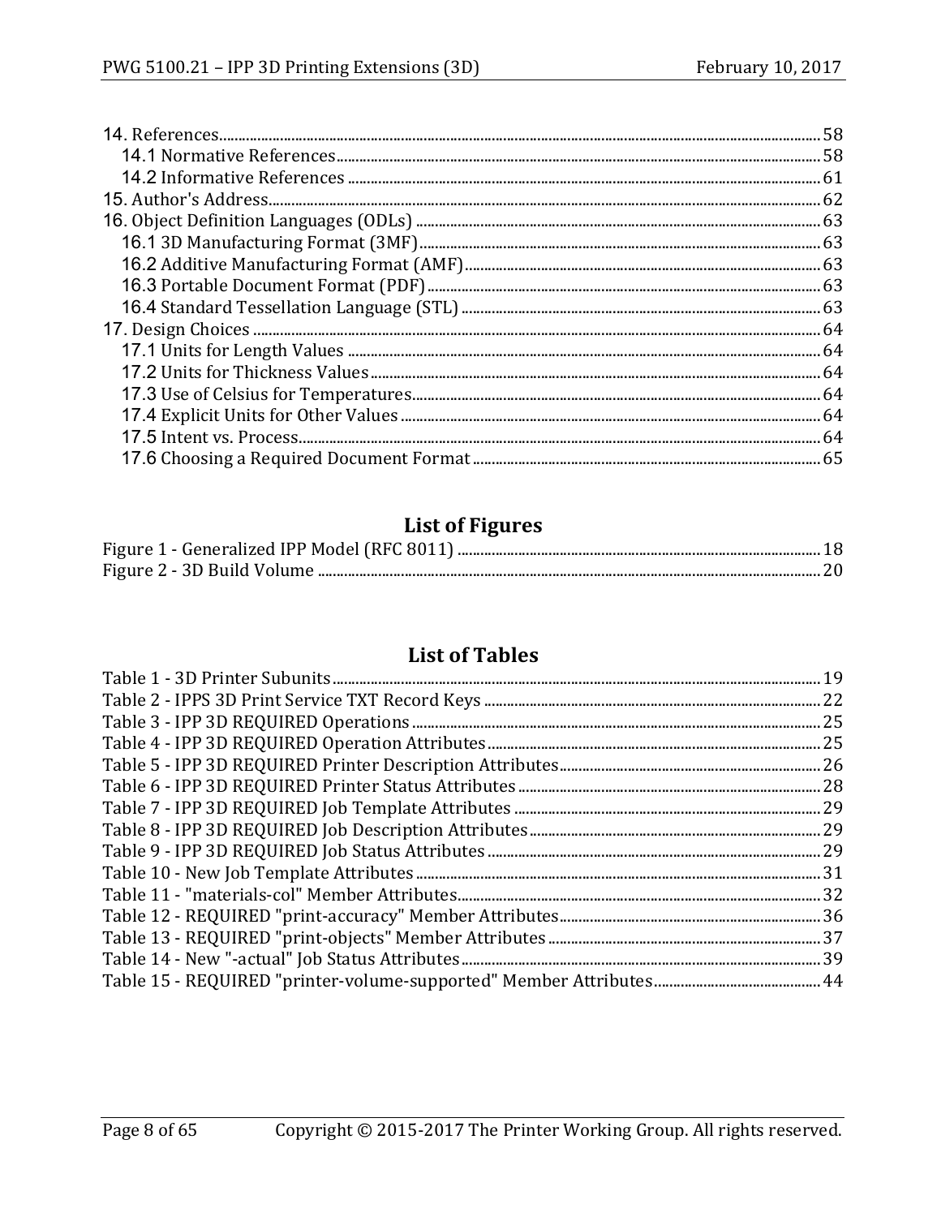14. References ..... 58
  14.1 Normative References ..... 58
  14.2 Informative References ..... 61
15. Author's Address ..... 62
16. Object Definition Languages (ODLs) ..... 63
  16.1 3D Manufacturing Format (3MF) ..... 63
  16.2 Additive Manufacturing Format (AMF) ..... 63
  16.3 Portable Document Format (PDF) ..... 63
  16.4 Standard Tessellation Language (STL) ..... 63
17. Design Choices ..... 64
  17.1 Units for Length Values ..... 64
  17.2 Units for Thickness Values ..... 64
  17.3 Use of Celsius for Temperatures ..... 64
  17.4 Explicit Units for Other Values ..... 64
  17.5 Intent vs. Process ..... 64
  17.6 Choosing a Required Document Format ..... 65

## List of Figures

Figure 1 - Generalized IPP Model (RFC 8011) ..... 18
Figure 2 - 3D Build Volume ..... 20

## List of Tables

Table 1 - 3D Printer Subunits ..... 19
Table 2 - IPPS 3D Print Service TXT Record Keys ..... 22
Table 3 - IPP 3D REQUIRED Operations ..... 25
Table 4 - IPP 3D REQUIRED Operation Attributes ..... 25
Table 5 - IPP 3D REQUIRED Printer Description Attributes ..... 26
Table 6 - IPP 3D REQUIRED Printer Status Attributes ..... 28
Table 7 - IPP 3D REQUIRED Job Template Attributes ..... 29
Table 8 - IPP 3D REQUIRED Job Description Attributes ..... 29
Table 9 - IPP 3D REQUIRED Job Status Attributes ..... 29
Table 10 - New Job Template Attributes ..... 31
Table 11 - "materials-col" Member Attributes ..... 32
Table 12 - REQUIRED "print-accuracy" Member Attributes ..... 36
Table 13 - REQUIRED "print-objects" Member Attributes ..... 37
Table 14 - New "-actual" Job Status Attributes ..... 39
Table 15 - REQUIRED "printer-volume-supported" Member Attributes ..... 44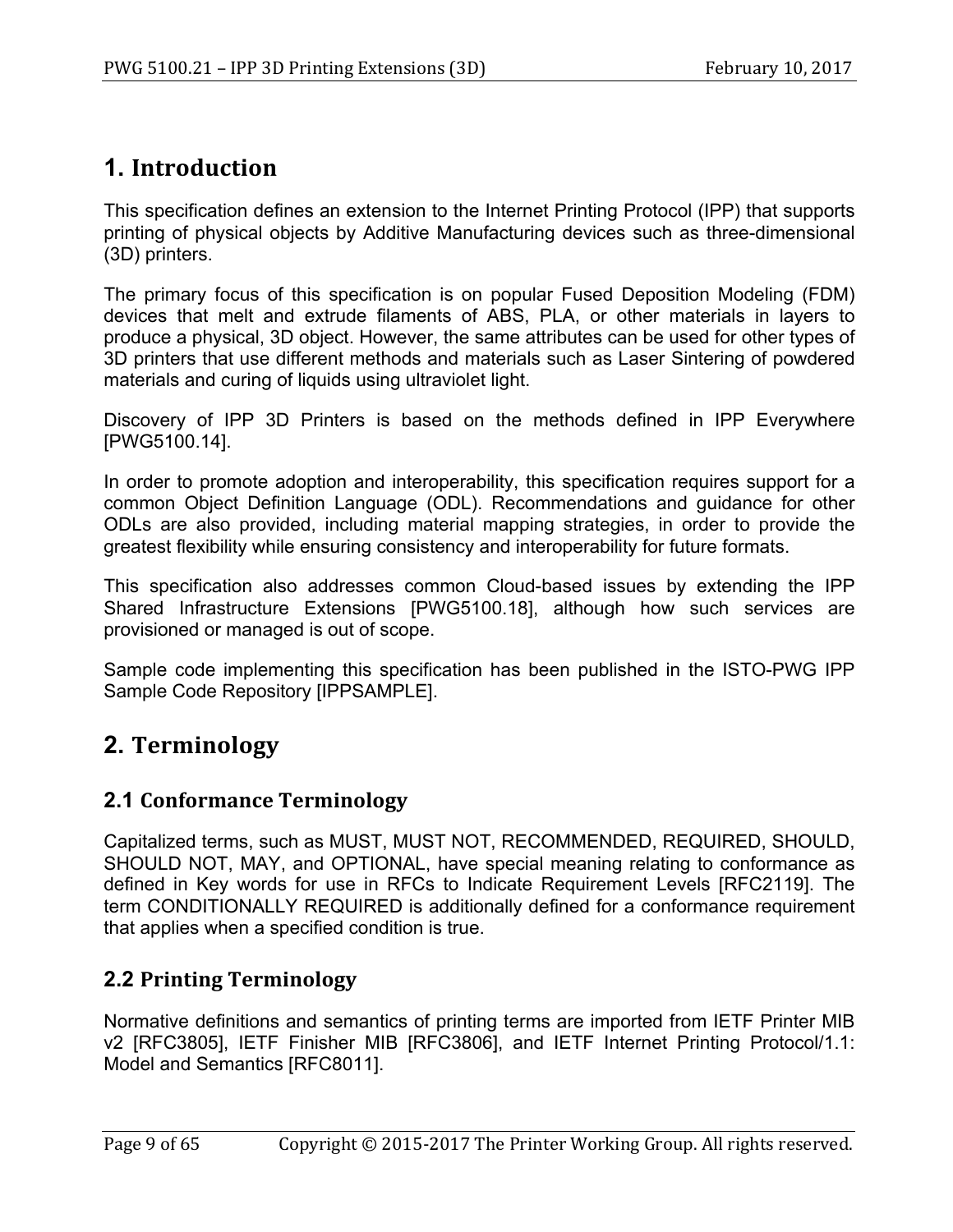# 1. Introduction

This specification defines an extension to the Internet Printing Protocol (IPP) that supports printing of physical objects by Additive Manufacturing devices such as three-dimensional (3D) printers.

The primary focus of this specification is on popular Fused Deposition Modeling (FDM) devices that melt and extrude filaments of ABS, PLA, or other materials in layers to produce a physical, 3D object. However, the same attributes can be used for other types of 3D printers that use different methods and materials such as Laser Sintering of powdered materials and curing of liquids using ultraviolet light.

Discovery of IPP 3D Printers is based on the methods defined in IPP Everywhere [PWG5100.14].

In order to promote adoption and interoperability, this specification requires support for a common Object Definition Language (ODL). Recommendations and guidance for other ODLs are also provided, including material mapping strategies, in order to provide the greatest flexibility while ensuring consistency and interoperability for future formats.

This specification also addresses common Cloud-based issues by extending the IPP Shared Infrastructure Extensions [PWG5100.18], although how such services are provisioned or managed is out of scope.

Sample code implementing this specification has been published in the ISTO-PWG IPP Sample Code Repository [IPPSAMPLE].

# 2. Terminology

## 2.1 Conformance Terminology

Capitalized terms, such as MUST, MUST NOT, RECOMMENDED, REQUIRED, SHOULD, SHOULD NOT, MAY, and OPTIONAL, have special meaning relating to conformance as defined in Key words for use in RFCs to Indicate Requirement Levels [RFC2119]. The term CONDITIONALLY REQUIRED is additionally defined for a conformance requirement that applies when a specified condition is true.

## 2.2 Printing Terminology

Normative definitions and semantics of printing terms are imported from IETF Printer MIB v2 [RFC3805], IETF Finisher MIB [RFC3806], and IETF Internet Printing Protocol/1.1: Model and Semantics [RFC8011].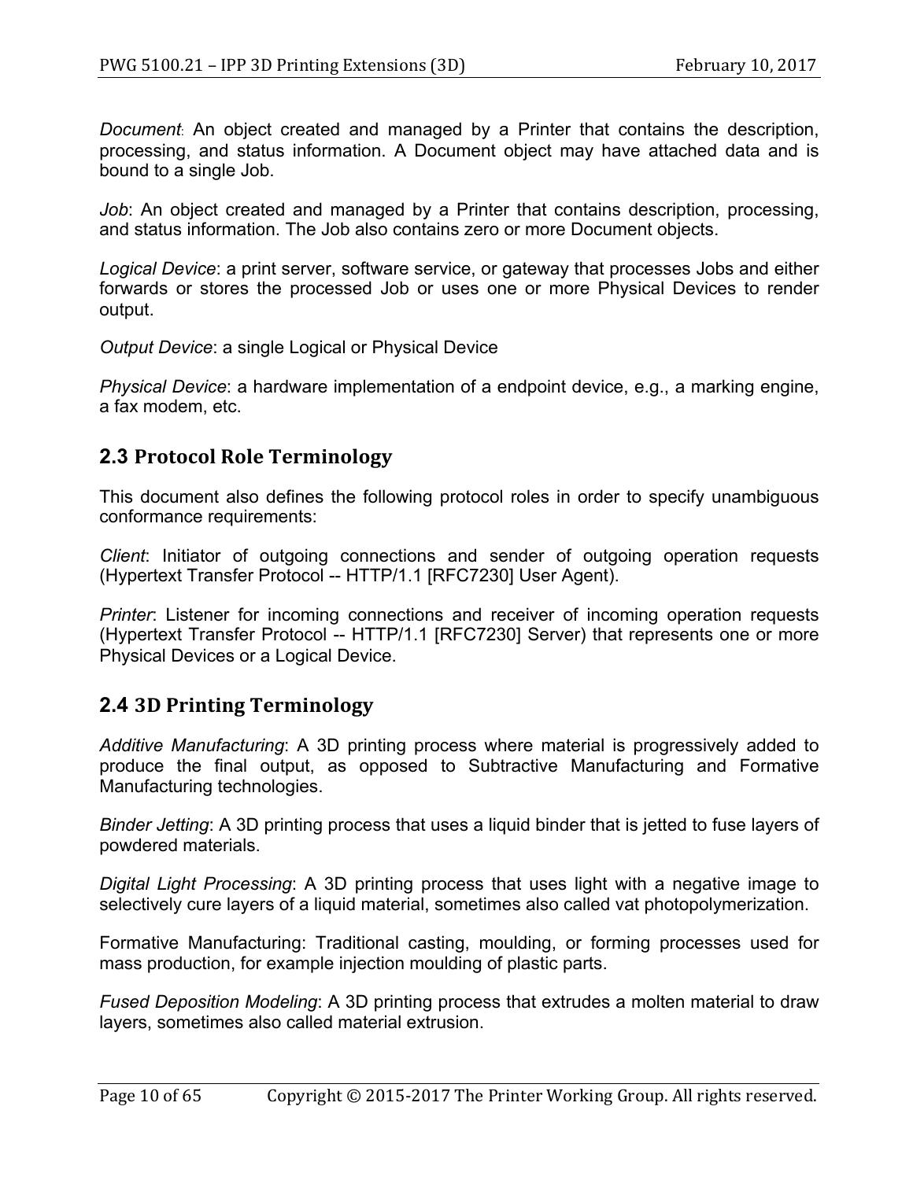*Document*: An object created and managed by a Printer that contains the description, processing, and status information. A Document object may have attached data and is bound to a single Job.

*Job*: An object created and managed by a Printer that contains description, processing, and status information. The Job also contains zero or more Document objects.

*Logical Device*: a print server, software service, or gateway that processes Jobs and either forwards or stores the processed Job or uses one or more Physical Devices to render output.

*Output Device*: a single Logical or Physical Device

*Physical Device*: a hardware implementation of a endpoint device, e.g., a marking engine, a fax modem, etc.

## 2.3 Protocol Role Terminology

This document also defines the following protocol roles in order to specify unambiguous conformance requirements:

*Client*: Initiator of outgoing connections and sender of outgoing operation requests (Hypertext Transfer Protocol -- HTTP/1.1 [RFC7230] User Agent).

*Printer*: Listener for incoming connections and receiver of incoming operation requests (Hypertext Transfer Protocol -- HTTP/1.1 [RFC7230] Server) that represents one or more Physical Devices or a Logical Device.

## 2.4 3D Printing Terminology

*Additive Manufacturing*: A 3D printing process where material is progressively added to produce the final output, as opposed to Subtractive Manufacturing and Formative Manufacturing technologies.

*Binder Jetting*: A 3D printing process that uses a liquid binder that is jetted to fuse layers of powdered materials.

*Digital Light Processing*: A 3D printing process that uses light with a negative image to selectively cure layers of a liquid material, sometimes also called vat photopolymerization.

Formative Manufacturing: Traditional casting, moulding, or forming processes used for mass production, for example injection moulding of plastic parts.

*Fused Deposition Modeling*: A 3D printing process that extrudes a molten material to draw layers, sometimes also called material extrusion.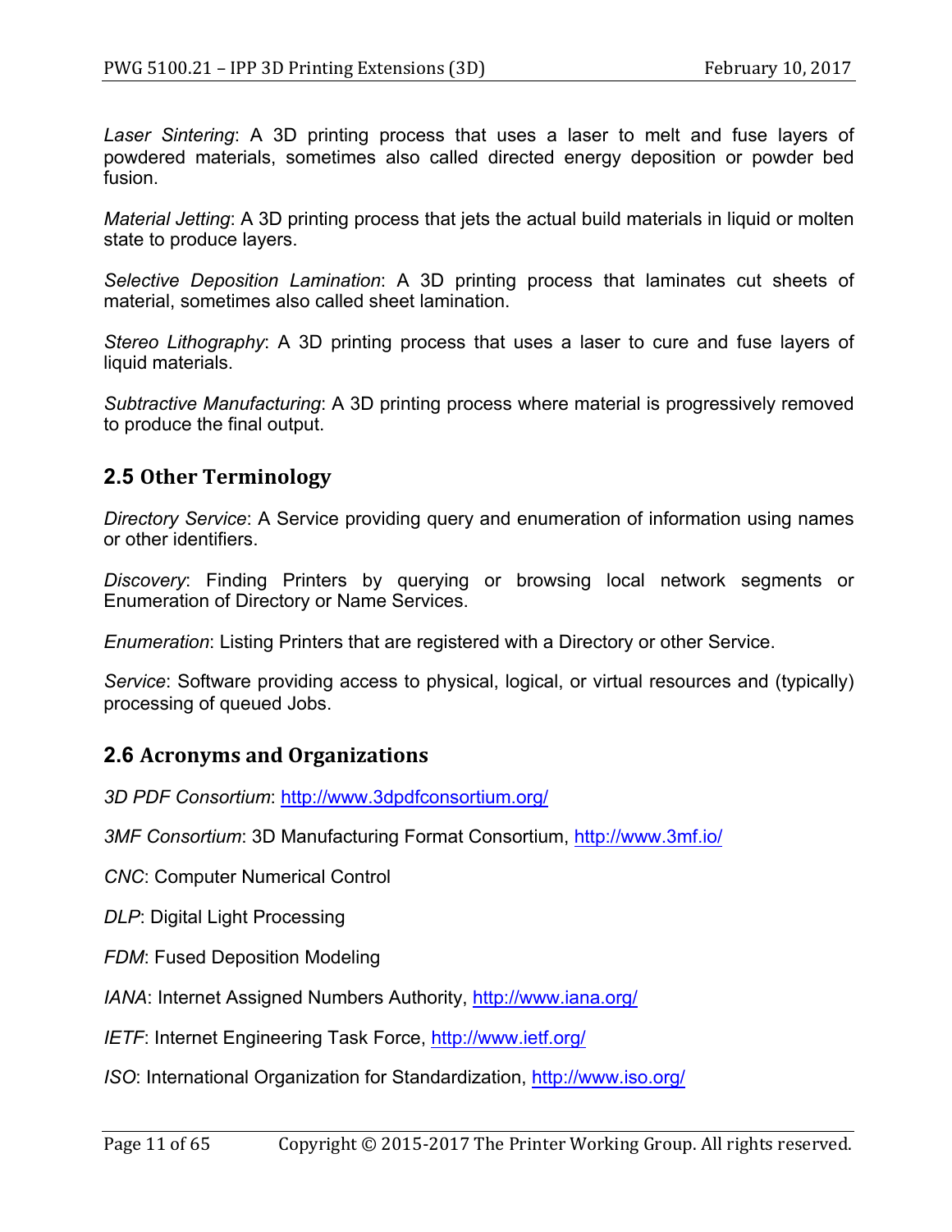*Laser Sintering*: A 3D printing process that uses a laser to melt and fuse layers of powdered materials, sometimes also called directed energy deposition or powder bed fusion.

*Material Jetting*: A 3D printing process that jets the actual build materials in liquid or molten state to produce layers.

*Selective Deposition Lamination*: A 3D printing process that laminates cut sheets of material, sometimes also called sheet lamination.

*Stereo Lithography*: A 3D printing process that uses a laser to cure and fuse layers of liquid materials.

*Subtractive Manufacturing*: A 3D printing process where material is progressively removed to produce the final output.

## 2.5 Other Terminology

*Directory Service*: A Service providing query and enumeration of information using names or other identifiers.

*Discovery*: Finding Printers by querying or browsing local network segments or Enumeration of Directory or Name Services.

*Enumeration*: Listing Printers that are registered with a Directory or other Service.

*Service*: Software providing access to physical, logical, or virtual resources and (typically) processing of queued Jobs.

## 2.6 Acronyms and Organizations

*3D PDF Consortium*: http://www.3dpdfconsortium.org/

*3MF Consortium*: 3D Manufacturing Format Consortium, http://www.3mf.io/

*CNC*: Computer Numerical Control

*DLP*: Digital Light Processing

*FDM*: Fused Deposition Modeling

*IANA*: Internet Assigned Numbers Authority, http://www.iana.org/

*IETF*: Internet Engineering Task Force, http://www.ietf.org/

*ISO*: International Organization for Standardization, http://www.iso.org/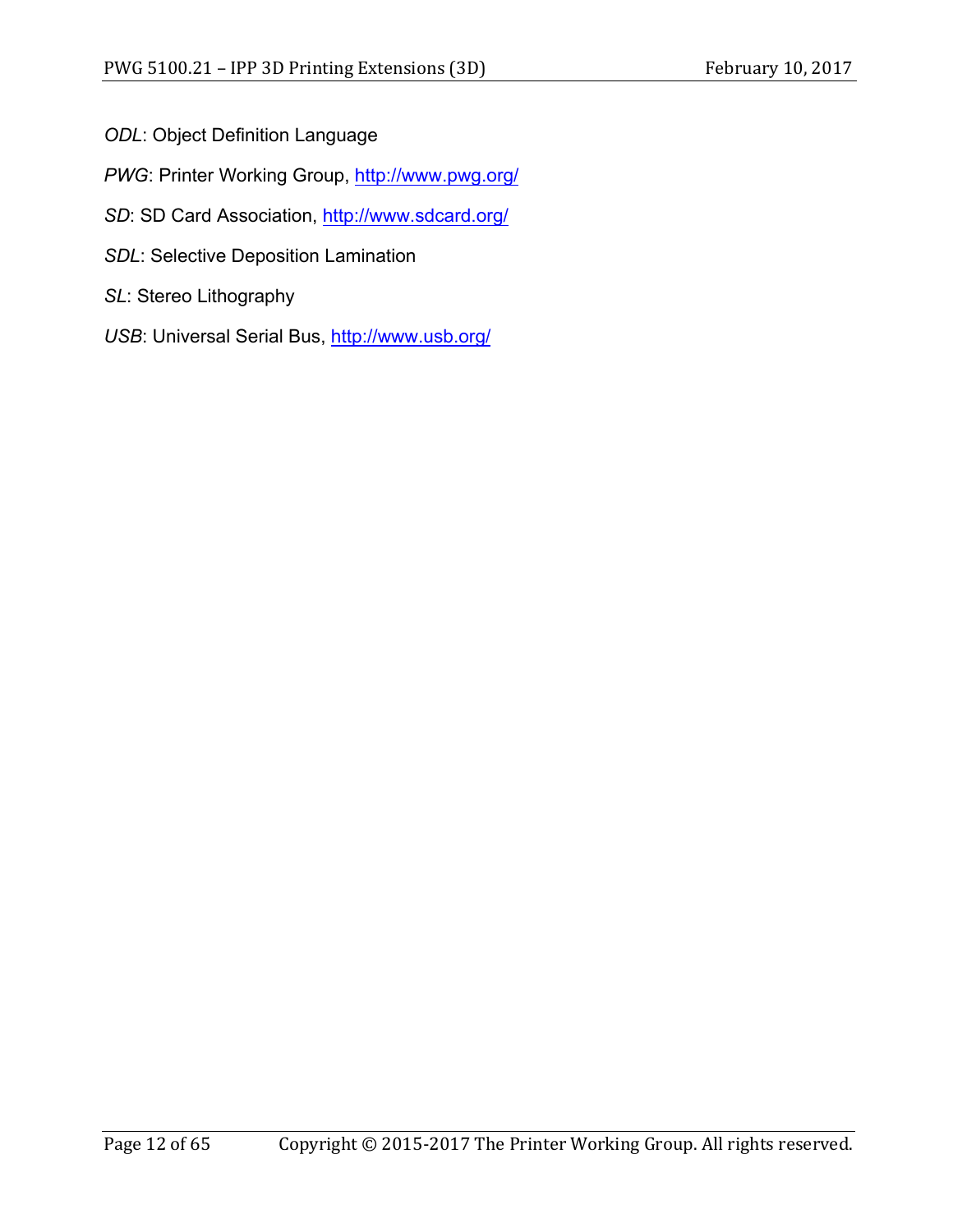*ODL*: Object Definition Language

*PWG*: Printer Working Group, http://www.pwg.org/

*SD*: SD Card Association, http://www.sdcard.org/

*SDL*: Selective Deposition Lamination

*SL*: Stereo Lithography

*USB*: Universal Serial Bus, http://www.usb.org/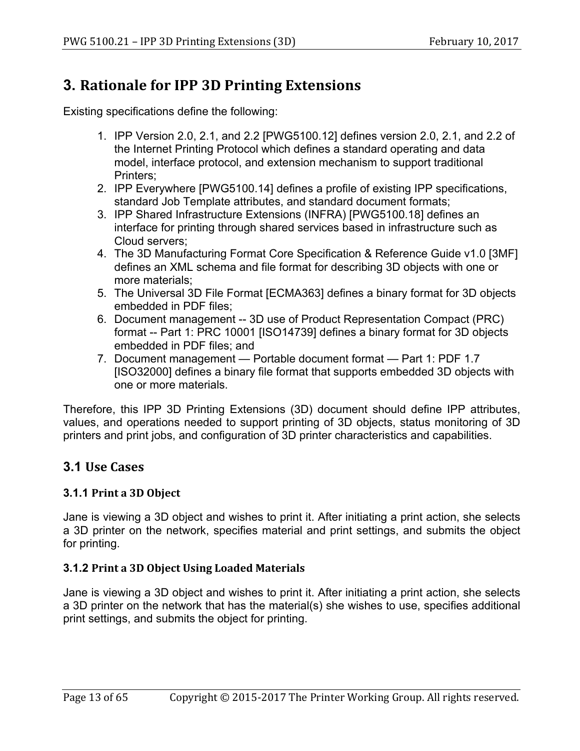# 3. Rationale for IPP 3D Printing Extensions

Existing specifications define the following:

1. IPP Version 2.0, 2.1, and 2.2 [PWG5100.12] defines version 2.0, 2.1, and 2.2 of the Internet Printing Protocol which defines a standard operating and data model, interface protocol, and extension mechanism to support traditional Printers;
2. IPP Everywhere [PWG5100.14] defines a profile of existing IPP specifications, standard Job Template attributes, and standard document formats;
3. IPP Shared Infrastructure Extensions (INFRA) [PWG5100.18] defines an interface for printing through shared services based in infrastructure such as Cloud servers;
4. The 3D Manufacturing Format Core Specification & Reference Guide v1.0 [3MF] defines an XML schema and file format for describing 3D objects with one or more materials;
5. The Universal 3D File Format [ECMA363] defines a binary format for 3D objects embedded in PDF files;
6. Document management -- 3D use of Product Representation Compact (PRC) format -- Part 1: PRC 10001 [ISO14739] defines a binary format for 3D objects embedded in PDF files; and
7. Document management — Portable document format — Part 1: PDF 1.7 [ISO32000] defines a binary file format that supports embedded 3D objects with one or more materials.

Therefore, this IPP 3D Printing Extensions (3D) document should define IPP attributes, values, and operations needed to support printing of 3D objects, status monitoring of 3D printers and print jobs, and configuration of 3D printer characteristics and capabilities.

## 3.1 Use Cases

### 3.1.1 Print a 3D Object

Jane is viewing a 3D object and wishes to print it. After initiating a print action, she selects a 3D printer on the network, specifies material and print settings, and submits the object for printing.

### 3.1.2 Print a 3D Object Using Loaded Materials

Jane is viewing a 3D object and wishes to print it. After initiating a print action, she selects a 3D printer on the network that has the material(s) she wishes to use, specifies additional print settings, and submits the object for printing.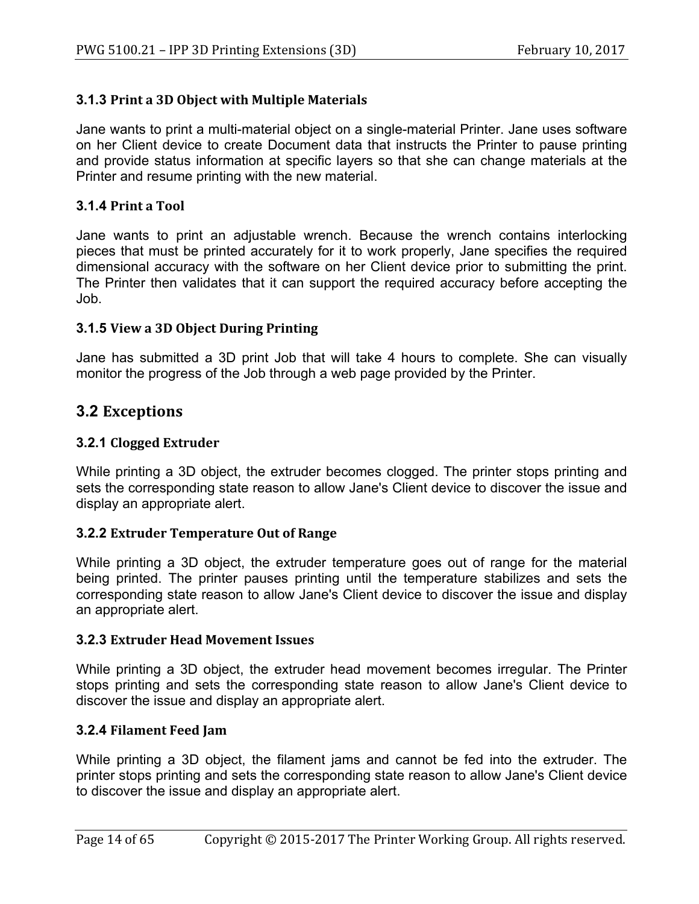### 3.1.3 Print a 3D Object with Multiple Materials

Jane wants to print a multi-material object on a single-material Printer. Jane uses software on her Client device to create Document data that instructs the Printer to pause printing and provide status information at specific layers so that she can change materials at the Printer and resume printing with the new material.

### 3.1.4 Print a Tool

Jane wants to print an adjustable wrench. Because the wrench contains interlocking pieces that must be printed accurately for it to work properly, Jane specifies the required dimensional accuracy with the software on her Client device prior to submitting the print. The Printer then validates that it can support the required accuracy before accepting the Job.

### 3.1.5 View a 3D Object During Printing

Jane has submitted a 3D print Job that will take 4 hours to complete. She can visually monitor the progress of the Job through a web page provided by the Printer.

## 3.2 Exceptions

### 3.2.1 Clogged Extruder

While printing a 3D object, the extruder becomes clogged. The printer stops printing and sets the corresponding state reason to allow Jane's Client device to discover the issue and display an appropriate alert.

### 3.2.2 Extruder Temperature Out of Range

While printing a 3D object, the extruder temperature goes out of range for the material being printed. The printer pauses printing until the temperature stabilizes and sets the corresponding state reason to allow Jane's Client device to discover the issue and display an appropriate alert.

### 3.2.3 Extruder Head Movement Issues

While printing a 3D object, the extruder head movement becomes irregular. The Printer stops printing and sets the corresponding state reason to allow Jane's Client device to discover the issue and display an appropriate alert.

### 3.2.4 Filament Feed Jam

While printing a 3D object, the filament jams and cannot be fed into the extruder. The printer stops printing and sets the corresponding state reason to allow Jane's Client device to discover the issue and display an appropriate alert.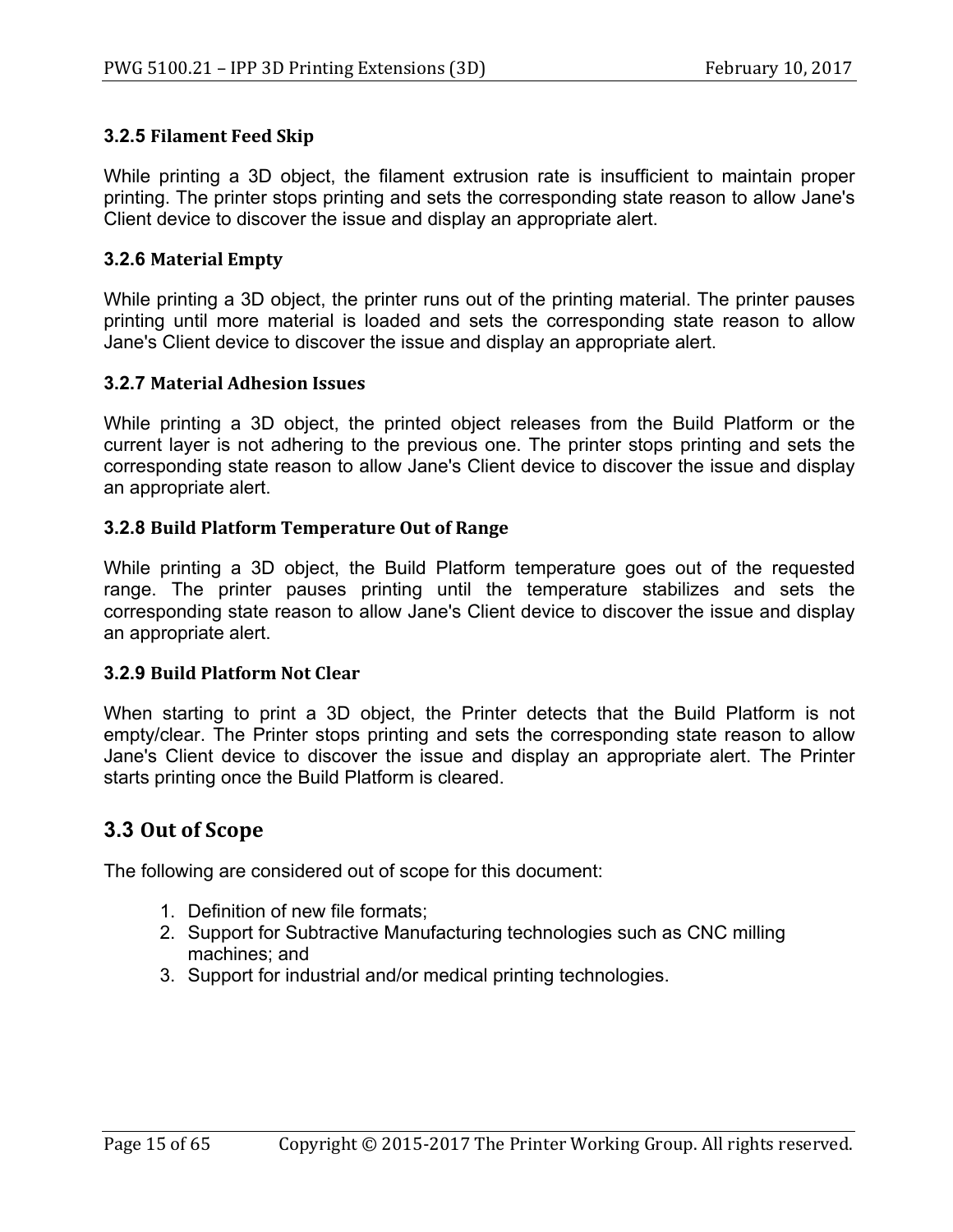### 3.2.5 Filament Feed Skip

While printing a 3D object, the filament extrusion rate is insufficient to maintain proper printing. The printer stops printing and sets the corresponding state reason to allow Jane's Client device to discover the issue and display an appropriate alert.

### 3.2.6 Material Empty

While printing a 3D object, the printer runs out of the printing material. The printer pauses printing until more material is loaded and sets the corresponding state reason to allow Jane's Client device to discover the issue and display an appropriate alert.

### 3.2.7 Material Adhesion Issues

While printing a 3D object, the printed object releases from the Build Platform or the current layer is not adhering to the previous one. The printer stops printing and sets the corresponding state reason to allow Jane's Client device to discover the issue and display an appropriate alert.

### 3.2.8 Build Platform Temperature Out of Range

While printing a 3D object, the Build Platform temperature goes out of the requested range. The printer pauses printing until the temperature stabilizes and sets the corresponding state reason to allow Jane's Client device to discover the issue and display an appropriate alert.

### 3.2.9 Build Platform Not Clear

When starting to print a 3D object, the Printer detects that the Build Platform is not empty/clear. The Printer stops printing and sets the corresponding state reason to allow Jane's Client device to discover the issue and display an appropriate alert. The Printer starts printing once the Build Platform is cleared.

## 3.3 Out of Scope

The following are considered out of scope for this document:

1. Definition of new file formats;
2. Support for Subtractive Manufacturing technologies such as CNC milling machines; and
3. Support for industrial and/or medical printing technologies.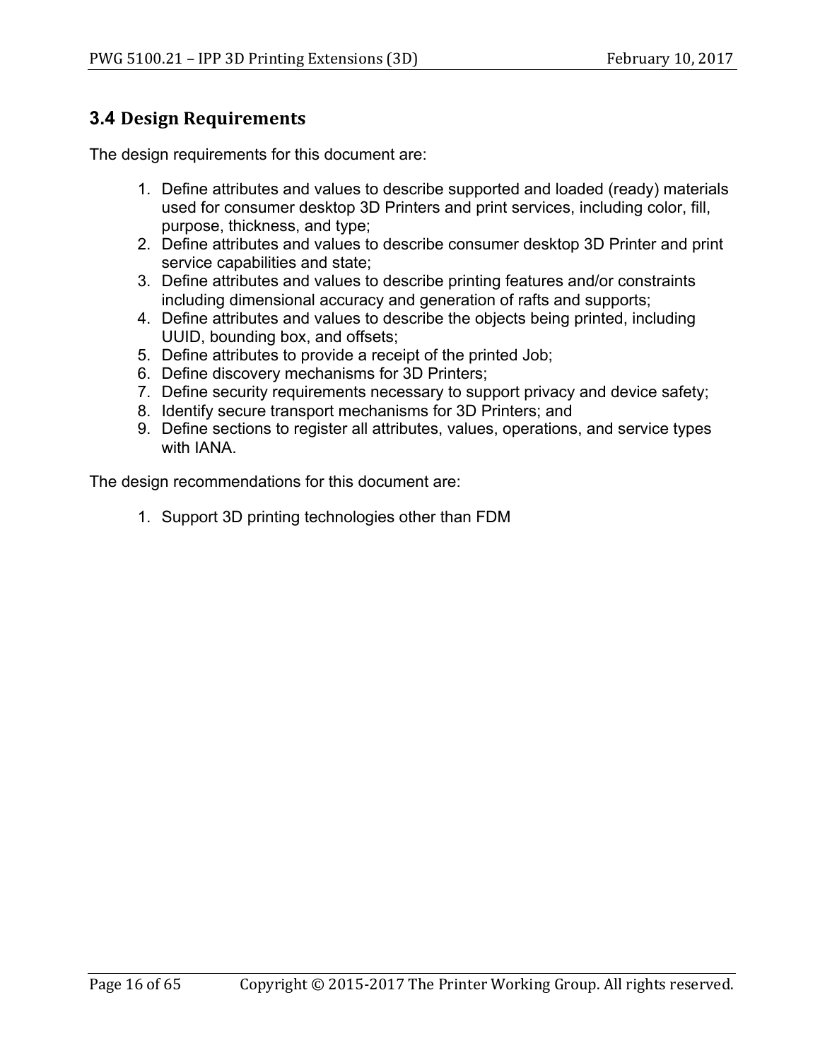## 3.4 Design Requirements

The design requirements for this document are:

1. Define attributes and values to describe supported and loaded (ready) materials used for consumer desktop 3D Printers and print services, including color, fill, purpose, thickness, and type;
2. Define attributes and values to describe consumer desktop 3D Printer and print service capabilities and state;
3. Define attributes and values to describe printing features and/or constraints including dimensional accuracy and generation of rafts and supports;
4. Define attributes and values to describe the objects being printed, including UUID, bounding box, and offsets;
5. Define attributes to provide a receipt of the printed Job;
6. Define discovery mechanisms for 3D Printers;
7. Define security requirements necessary to support privacy and device safety;
8. Identify secure transport mechanisms for 3D Printers; and
9. Define sections to register all attributes, values, operations, and service types with IANA.

The design recommendations for this document are:

1. Support 3D printing technologies other than FDM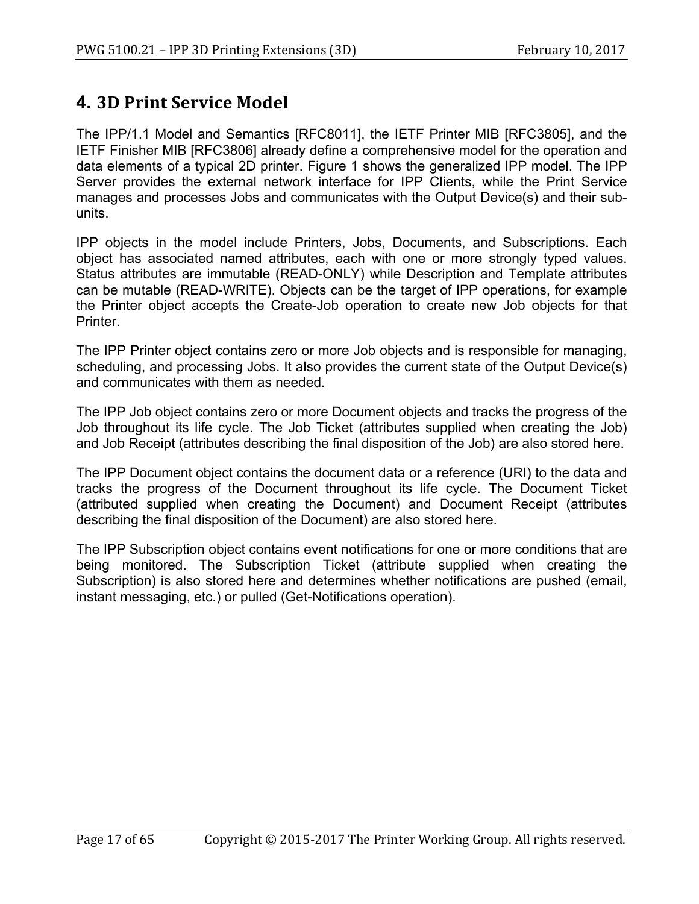# 4. 3D Print Service Model

The IPP/1.1 Model and Semantics [RFC8011], the IETF Printer MIB [RFC3805], and the IETF Finisher MIB [RFC3806] already define a comprehensive model for the operation and data elements of a typical 2D printer. Figure 1 shows the generalized IPP model. The IPP Server provides the external network interface for IPP Clients, while the Print Service manages and processes Jobs and communicates with the Output Device(s) and their sub-units.

IPP objects in the model include Printers, Jobs, Documents, and Subscriptions. Each object has associated named attributes, each with one or more strongly typed values. Status attributes are immutable (READ-ONLY) while Description and Template attributes can be mutable (READ-WRITE). Objects can be the target of IPP operations, for example the Printer object accepts the Create-Job operation to create new Job objects for that Printer.

The IPP Printer object contains zero or more Job objects and is responsible for managing, scheduling, and processing Jobs. It also provides the current state of the Output Device(s) and communicates with them as needed.

The IPP Job object contains zero or more Document objects and tracks the progress of the Job throughout its life cycle. The Job Ticket (attributes supplied when creating the Job) and Job Receipt (attributes describing the final disposition of the Job) are also stored here.

The IPP Document object contains the document data or a reference (URI) to the data and tracks the progress of the Document throughout its life cycle. The Document Ticket (attributed supplied when creating the Document) and Document Receipt (attributes describing the final disposition of the Document) are also stored here.

The IPP Subscription object contains event notifications for one or more conditions that are being monitored. The Subscription Ticket (attribute supplied when creating the Subscription) is also stored here and determines whether notifications are pushed (email, instant messaging, etc.) or pulled (Get-Notifications operation).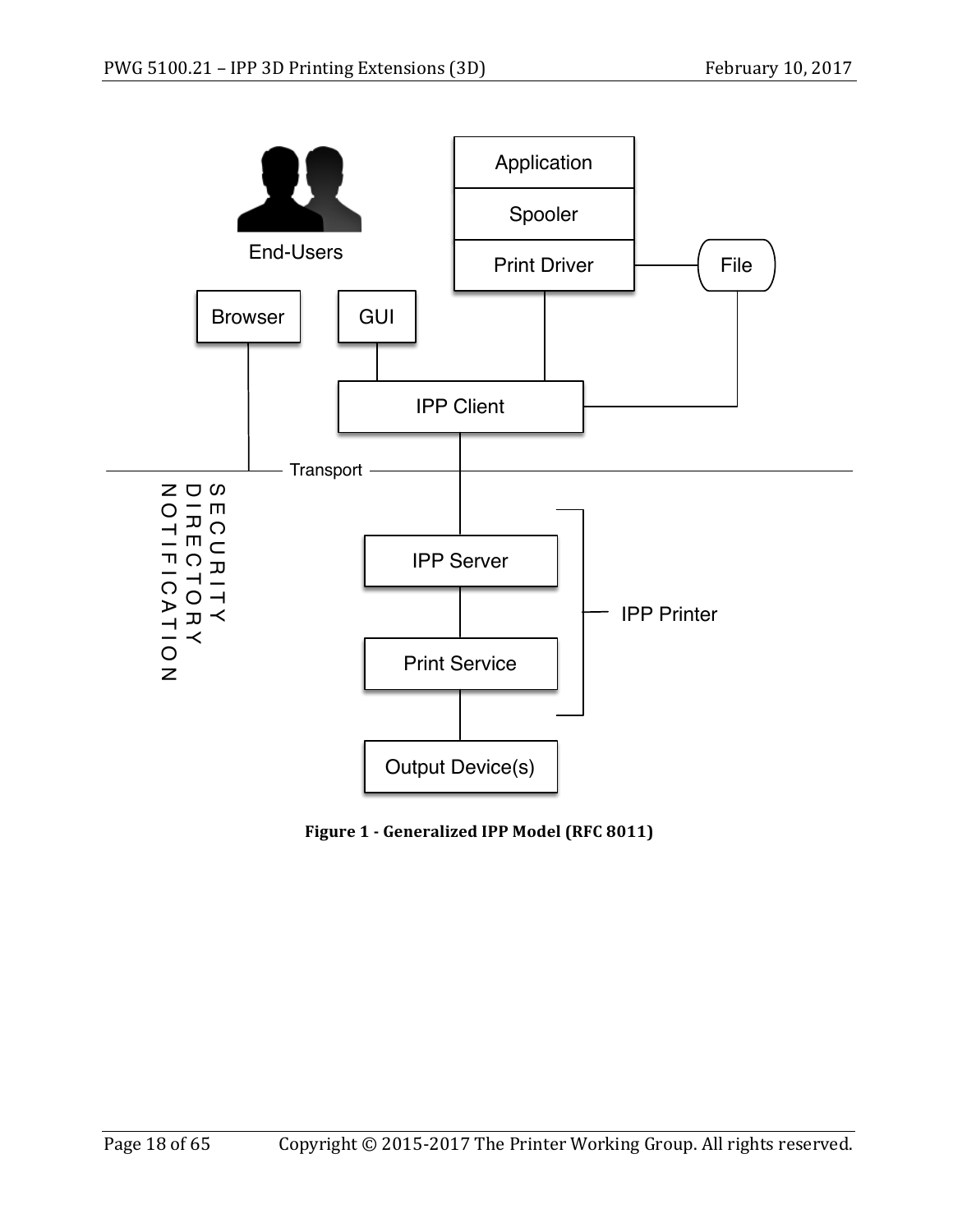Figure 1 - Generalized IPP Model (RFC 8011)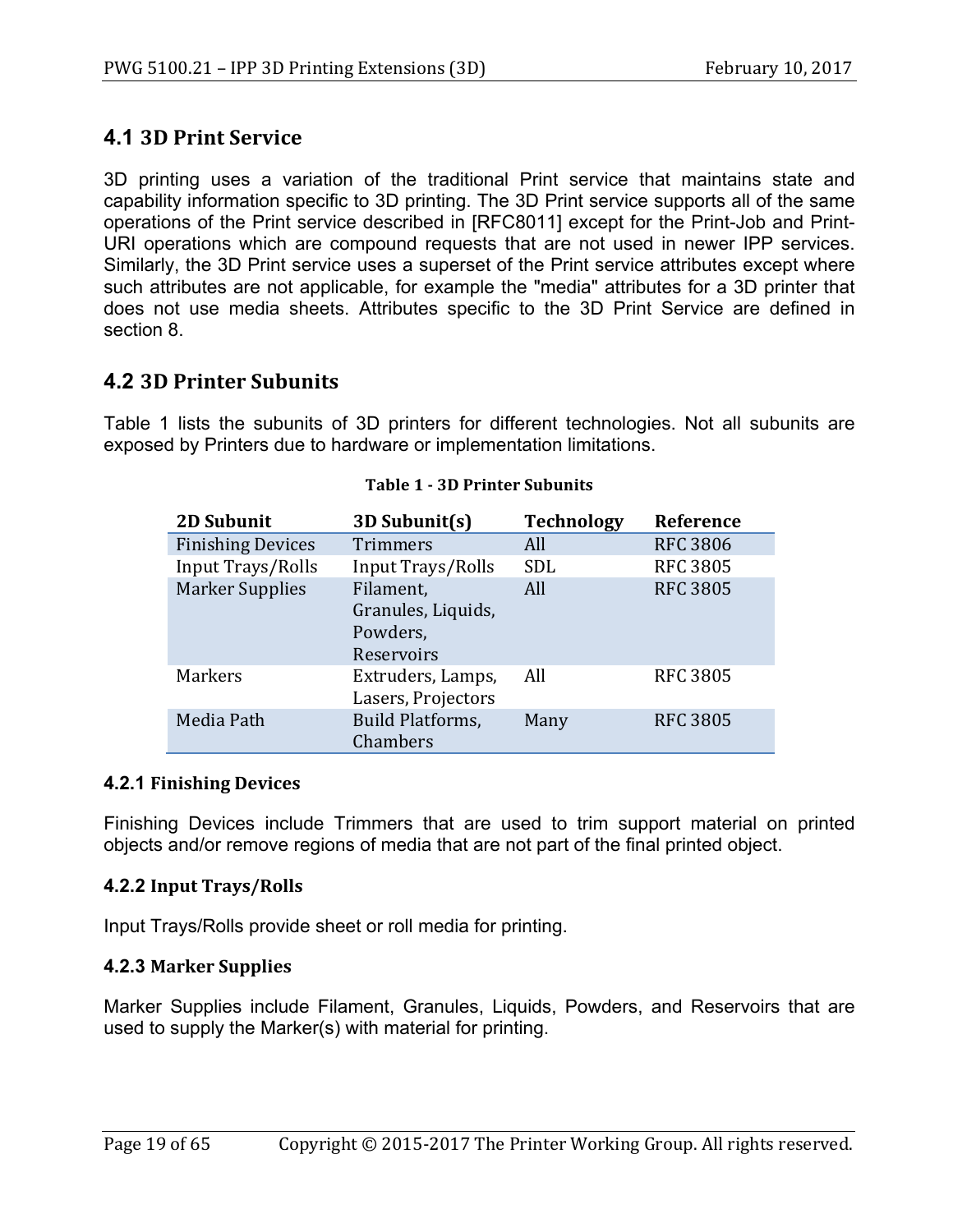## 4.1 3D Print Service

3D printing uses a variation of the traditional Print service that maintains state and capability information specific to 3D printing. The 3D Print service supports all of the same operations of the Print service described in [RFC8011] except for the Print-Job and Print-URI operations which are compound requests that are not used in newer IPP services. Similarly, the 3D Print service uses a superset of the Print service attributes except where such attributes are not applicable, for example the "media" attributes for a 3D printer that does not use media sheets. Attributes specific to the 3D Print Service are defined in section 8.

## 4.2 3D Printer Subunits

Table 1 lists the subunits of 3D printers for different technologies. Not all subunits are exposed by Printers due to hardware or implementation limitations.

**Table 1 - 3D Printer Subunits**

| 2D Subunit | 3D Subunit(s) | Technology | Reference |
| --- | --- | --- | --- |
| Finishing Devices | Trimmers | All | RFC 3806 |
| Input Trays/Rolls | Input Trays/Rolls | SDL | RFC 3805 |
| Marker Supplies | Filament, Granules, Liquids, Powders, Reservoirs | All | RFC 3805 |
| Markers | Extruders, Lamps, Lasers, Projectors | All | RFC 3805 |
| Media Path | Build Platforms, Chambers | Many | RFC 3805 |

### 4.2.1 Finishing Devices

Finishing Devices include Trimmers that are used to trim support material on printed objects and/or remove regions of media that are not part of the final printed object.

### 4.2.2 Input Trays/Rolls

Input Trays/Rolls provide sheet or roll media for printing.

### 4.2.3 Marker Supplies

Marker Supplies include Filament, Granules, Liquids, Powders, and Reservoirs that are used to supply the Marker(s) with material for printing.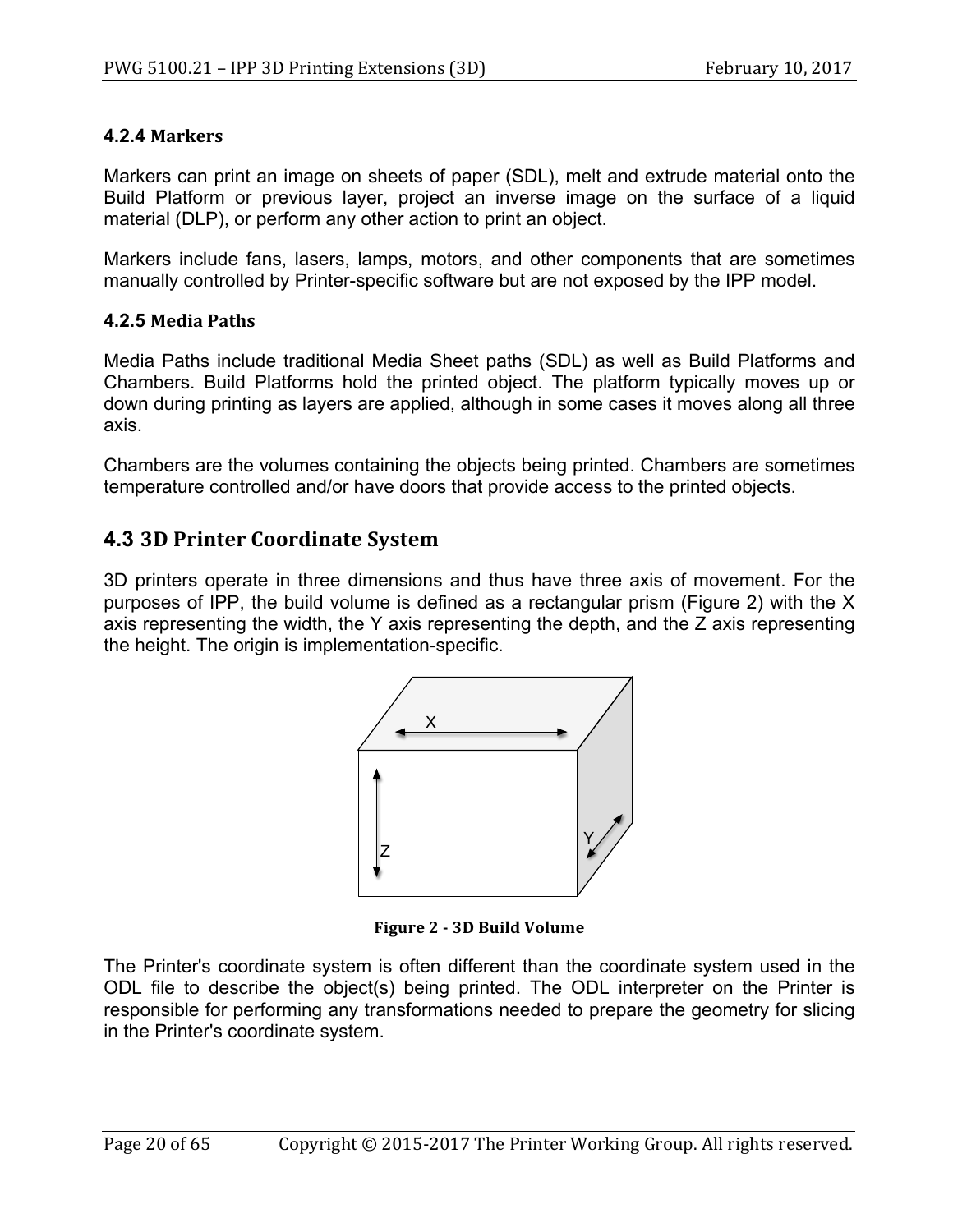#### 4.2.4 Markers

Markers can print an image on sheets of paper (SDL), melt and extrude material onto the Build Platform or previous layer, project an inverse image on the surface of a liquid material (DLP), or perform any other action to print an object.

Markers include fans, lasers, lamps, motors, and other components that are sometimes manually controlled by Printer-specific software but are not exposed by the IPP model.

#### 4.2.5 Media Paths

Media Paths include traditional Media Sheet paths (SDL) as well as Build Platforms and Chambers. Build Platforms hold the printed object. The platform typically moves up or down during printing as layers are applied, although in some cases it moves along all three axis.

Chambers are the volumes containing the objects being printed. Chambers are sometimes temperature controlled and/or have doors that provide access to the printed objects.

### 4.3 3D Printer Coordinate System

3D printers operate in three dimensions and thus have three axis of movement. For the purposes of IPP, the build volume is defined as a rectangular prism (Figure 2) with the X axis representing the width, the Y axis representing the depth, and the Z axis representing the height. The origin is implementation-specific.

**Figure 2 - 3D Build Volume**

The Printer's coordinate system is often different than the coordinate system used in the ODL file to describe the object(s) being printed. The ODL interpreter on the Printer is responsible for performing any transformations needed to prepare the geometry for slicing in the Printer's coordinate system.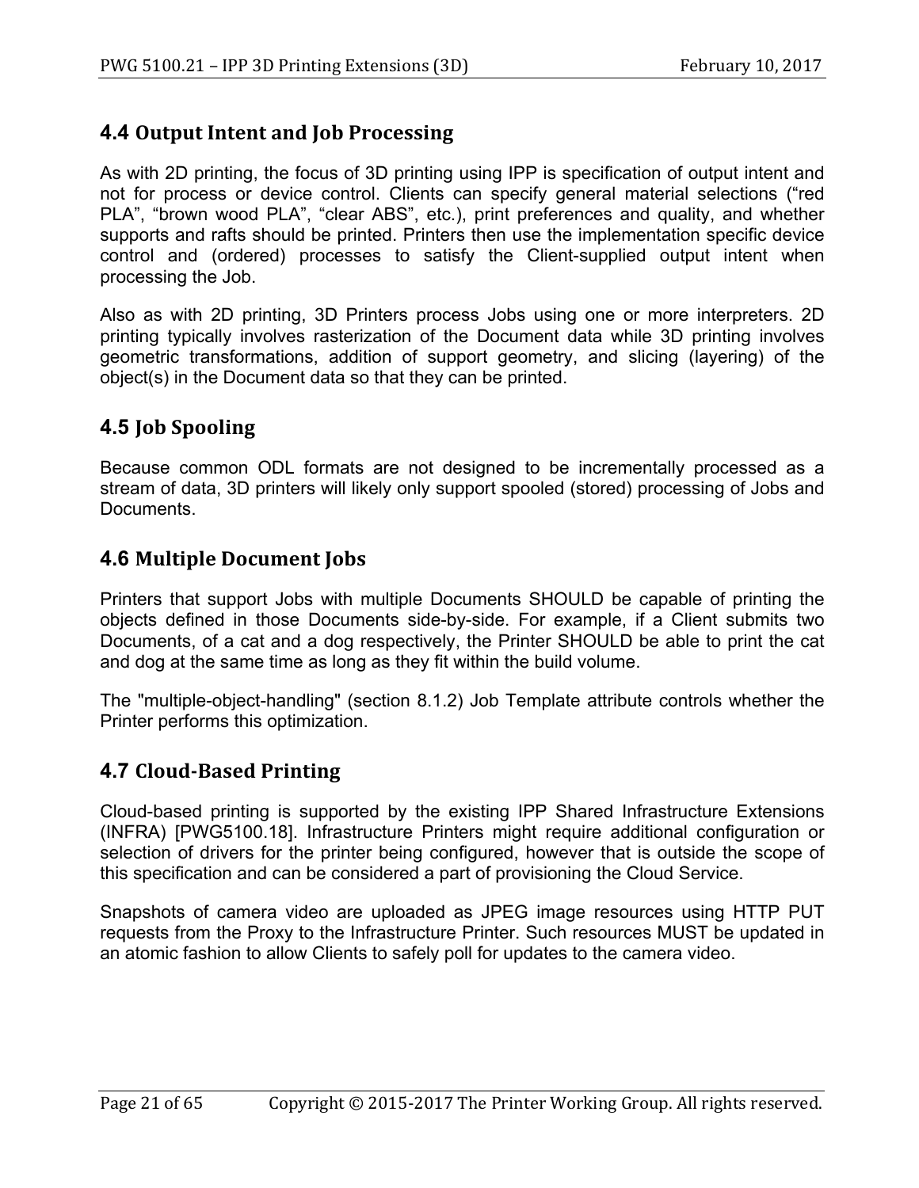## 4.4 Output Intent and Job Processing

As with 2D printing, the focus of 3D printing using IPP is specification of output intent and not for process or device control. Clients can specify general material selections ("red PLA", "brown wood PLA", "clear ABS", etc.), print preferences and quality, and whether supports and rafts should be printed. Printers then use the implementation specific device control and (ordered) processes to satisfy the Client-supplied output intent when processing the Job.

Also as with 2D printing, 3D Printers process Jobs using one or more interpreters. 2D printing typically involves rasterization of the Document data while 3D printing involves geometric transformations, addition of support geometry, and slicing (layering) of the object(s) in the Document data so that they can be printed.

## 4.5 Job Spooling

Because common ODL formats are not designed to be incrementally processed as a stream of data, 3D printers will likely only support spooled (stored) processing of Jobs and Documents.

## 4.6 Multiple Document Jobs

Printers that support Jobs with multiple Documents SHOULD be capable of printing the objects defined in those Documents side-by-side. For example, if a Client submits two Documents, of a cat and a dog respectively, the Printer SHOULD be able to print the cat and dog at the same time as long as they fit within the build volume.

The "multiple-object-handling" (section 8.1.2) Job Template attribute controls whether the Printer performs this optimization.

## 4.7 Cloud-Based Printing

Cloud-based printing is supported by the existing IPP Shared Infrastructure Extensions (INFRA) [PWG5100.18]. Infrastructure Printers might require additional configuration or selection of drivers for the printer being configured, however that is outside the scope of this specification and can be considered a part of provisioning the Cloud Service.

Snapshots of camera video are uploaded as JPEG image resources using HTTP PUT requests from the Proxy to the Infrastructure Printer. Such resources MUST be updated in an atomic fashion to allow Clients to safely poll for updates to the camera video.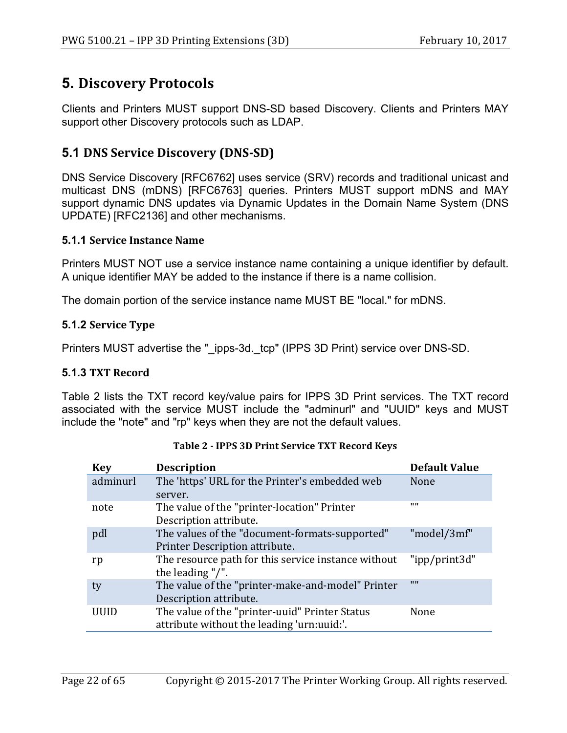# 5. Discovery Protocols

Clients and Printers MUST support DNS-SD based Discovery. Clients and Printers MAY support other Discovery protocols such as LDAP.

## 5.1 DNS Service Discovery (DNS-SD)

DNS Service Discovery [RFC6762] uses service (SRV) records and traditional unicast and multicast DNS (mDNS) [RFC6763] queries. Printers MUST support mDNS and MAY support dynamic DNS updates via Dynamic Updates in the Domain Name System (DNS UPDATE) [RFC2136] and other mechanisms.

### 5.1.1 Service Instance Name

Printers MUST NOT use a service instance name containing a unique identifier by default. A unique identifier MAY be added to the instance if there is a name collision.

The domain portion of the service instance name MUST BE "local." for mDNS.

### 5.1.2 Service Type

Printers MUST advertise the "_ipps-3d._tcp" (IPPS 3D Print) service over DNS-SD.

### 5.1.3 TXT Record

Table 2 lists the TXT record key/value pairs for IPPS 3D Print services. The TXT record associated with the service MUST include the "adminurl" and "UUID" keys and MUST include the "note" and "rp" keys when they are not the default values.

**Table 2 - IPPS 3D Print Service TXT Record Keys**

| Key | Description | Default Value |
|---|---|---|
| adminurl | The 'https' URL for the Printer's embedded web server. | None |
| note | The value of the "printer-location" Printer Description attribute. | "" |
| pdl | The values of the "document-formats-supported" Printer Description attribute. | "model/3mf" |
| rp | The resource path for this service instance without the leading "/". | "ipp/print3d" |
| ty | The value of the "printer-make-and-model" Printer Description attribute. | "" |
| UUID | The value of the "printer-uuid" Printer Status attribute without the leading 'urn:uuid:'. | None |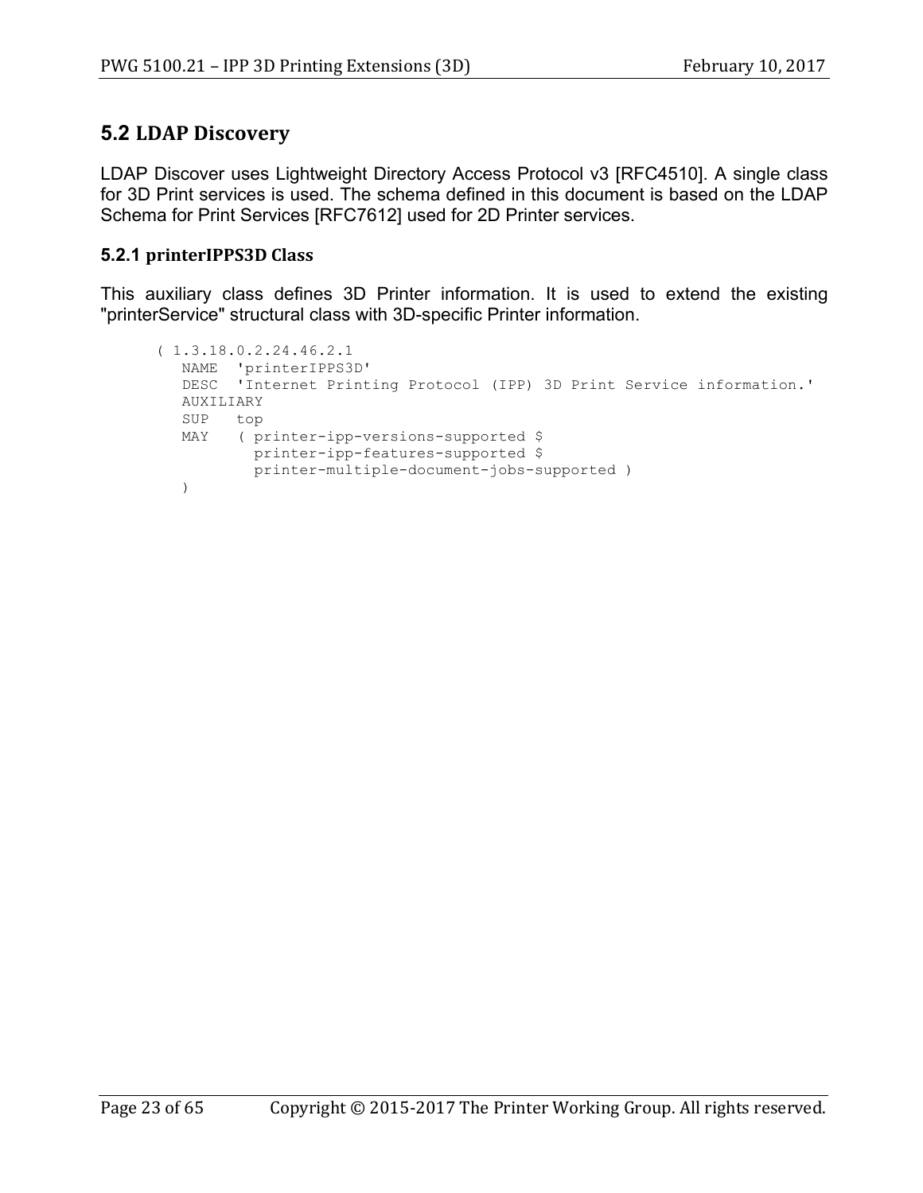## 5.2 LDAP Discovery

LDAP Discover uses Lightweight Directory Access Protocol v3 [RFC4510]. A single class for 3D Print services is used. The schema defined in this document is based on the LDAP Schema for Print Services [RFC7612] used for 2D Printer services.

### 5.2.1 printerIPPS3D Class

This auxiliary class defines 3D Printer information. It is used to extend the existing "printerService" structural class with 3D-specific Printer information.

```
( 1.3.18.0.2.24.46.2.1
   NAME  'printerIPPS3D'
   DESC  'Internet Printing Protocol (IPP) 3D Print Service information.'
   AUXILIARY
   SUP   top
   MAY   ( printer-ipp-versions-supported $
           printer-ipp-features-supported $
           printer-multiple-document-jobs-supported )
   )
```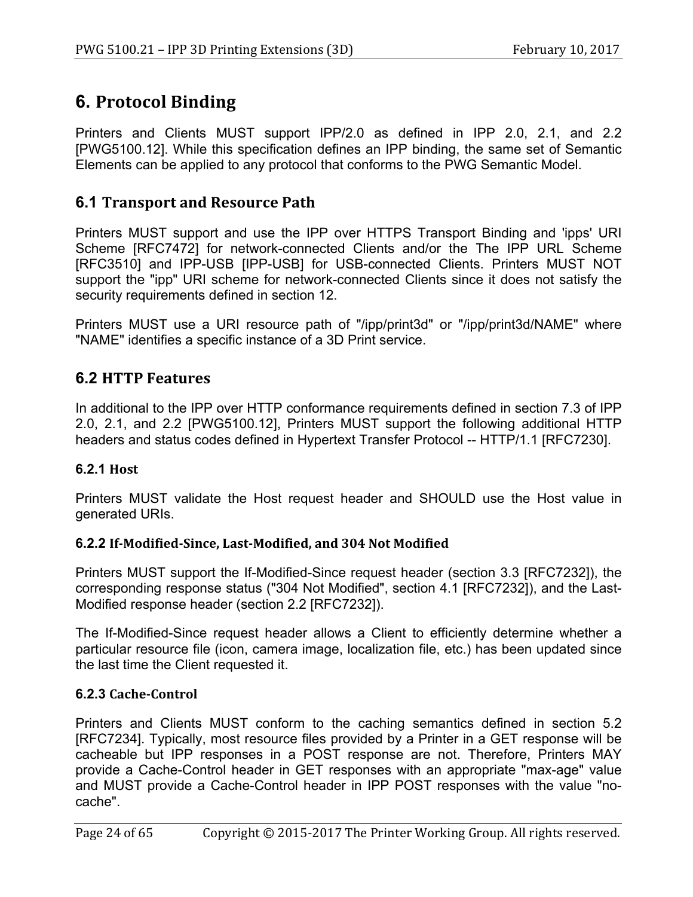# 6. Protocol Binding

Printers and Clients MUST support IPP/2.0 as defined in IPP 2.0, 2.1, and 2.2 [PWG5100.12]. While this specification defines an IPP binding, the same set of Semantic Elements can be applied to any protocol that conforms to the PWG Semantic Model.

## 6.1 Transport and Resource Path

Printers MUST support and use the IPP over HTTPS Transport Binding and 'ipps' URI Scheme [RFC7472] for network-connected Clients and/or the The IPP URL Scheme [RFC3510] and IPP-USB [IPP-USB] for USB-connected Clients. Printers MUST NOT support the "ipp" URI scheme for network-connected Clients since it does not satisfy the security requirements defined in section 12.

Printers MUST use a URI resource path of "/ipp/print3d" or "/ipp/print3d/NAME" where "NAME" identifies a specific instance of a 3D Print service.

## 6.2 HTTP Features

In additional to the IPP over HTTP conformance requirements defined in section 7.3 of IPP 2.0, 2.1, and 2.2 [PWG5100.12], Printers MUST support the following additional HTTP headers and status codes defined in Hypertext Transfer Protocol -- HTTP/1.1 [RFC7230].

### 6.2.1 Host

Printers MUST validate the Host request header and SHOULD use the Host value in generated URIs.

### 6.2.2 If-Modified-Since, Last-Modified, and 304 Not Modified

Printers MUST support the If-Modified-Since request header (section 3.3 [RFC7232]), the corresponding response status ("304 Not Modified", section 4.1 [RFC7232]), and the Last-Modified response header (section 2.2 [RFC7232]).

The If-Modified-Since request header allows a Client to efficiently determine whether a particular resource file (icon, camera image, localization file, etc.) has been updated since the last time the Client requested it.

### 6.2.3 Cache-Control

Printers and Clients MUST conform to the caching semantics defined in section 5.2 [RFC7234]. Typically, most resource files provided by a Printer in a GET response will be cacheable but IPP responses in a POST response are not. Therefore, Printers MAY provide a Cache-Control header in GET responses with an appropriate "max-age" value and MUST provide a Cache-Control header in IPP POST responses with the value "no-cache".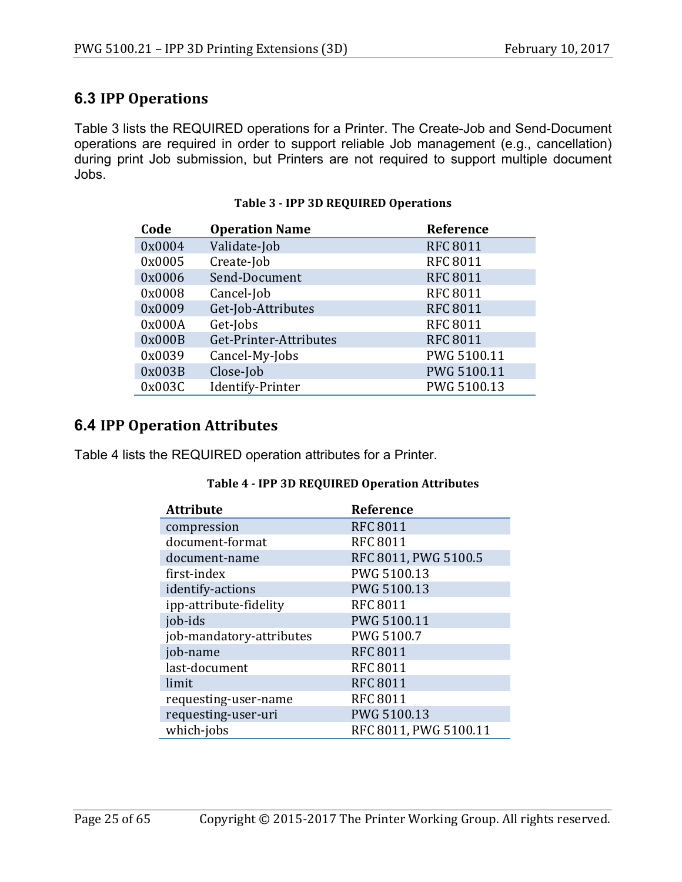## 6.3 IPP Operations

Table 3 lists the REQUIRED operations for a Printer. The Create-Job and Send-Document operations are required in order to support reliable Job management (e.g., cancellation) during print Job submission, but Printers are not required to support multiple document Jobs.

**Table 3 - IPP 3D REQUIRED Operations**

| Code | Operation Name | Reference |
|---|---|---|
| 0x0004 | Validate-Job | RFC 8011 |
| 0x0005 | Create-Job | RFC 8011 |
| 0x0006 | Send-Document | RFC 8011 |
| 0x0008 | Cancel-Job | RFC 8011 |
| 0x0009 | Get-Job-Attributes | RFC 8011 |
| 0x000A | Get-Jobs | RFC 8011 |
| 0x000B | Get-Printer-Attributes | RFC 8011 |
| 0x0039 | Cancel-My-Jobs | PWG 5100.11 |
| 0x003B | Close-Job | PWG 5100.11 |
| 0x003C | Identify-Printer | PWG 5100.13 |

## 6.4 IPP Operation Attributes

Table 4 lists the REQUIRED operation attributes for a Printer.

**Table 4 - IPP 3D REQUIRED Operation Attributes**

| Attribute | Reference |
|---|---|
| compression | RFC 8011 |
| document-format | RFC 8011 |
| document-name | RFC 8011, PWG 5100.5 |
| first-index | PWG 5100.13 |
| identify-actions | PWG 5100.13 |
| ipp-attribute-fidelity | RFC 8011 |
| job-ids | PWG 5100.11 |
| job-mandatory-attributes | PWG 5100.7 |
| job-name | RFC 8011 |
| last-document | RFC 8011 |
| limit | RFC 8011 |
| requesting-user-name | RFC 8011 |
| requesting-user-uri | PWG 5100.13 |
| which-jobs | RFC 8011, PWG 5100.11 |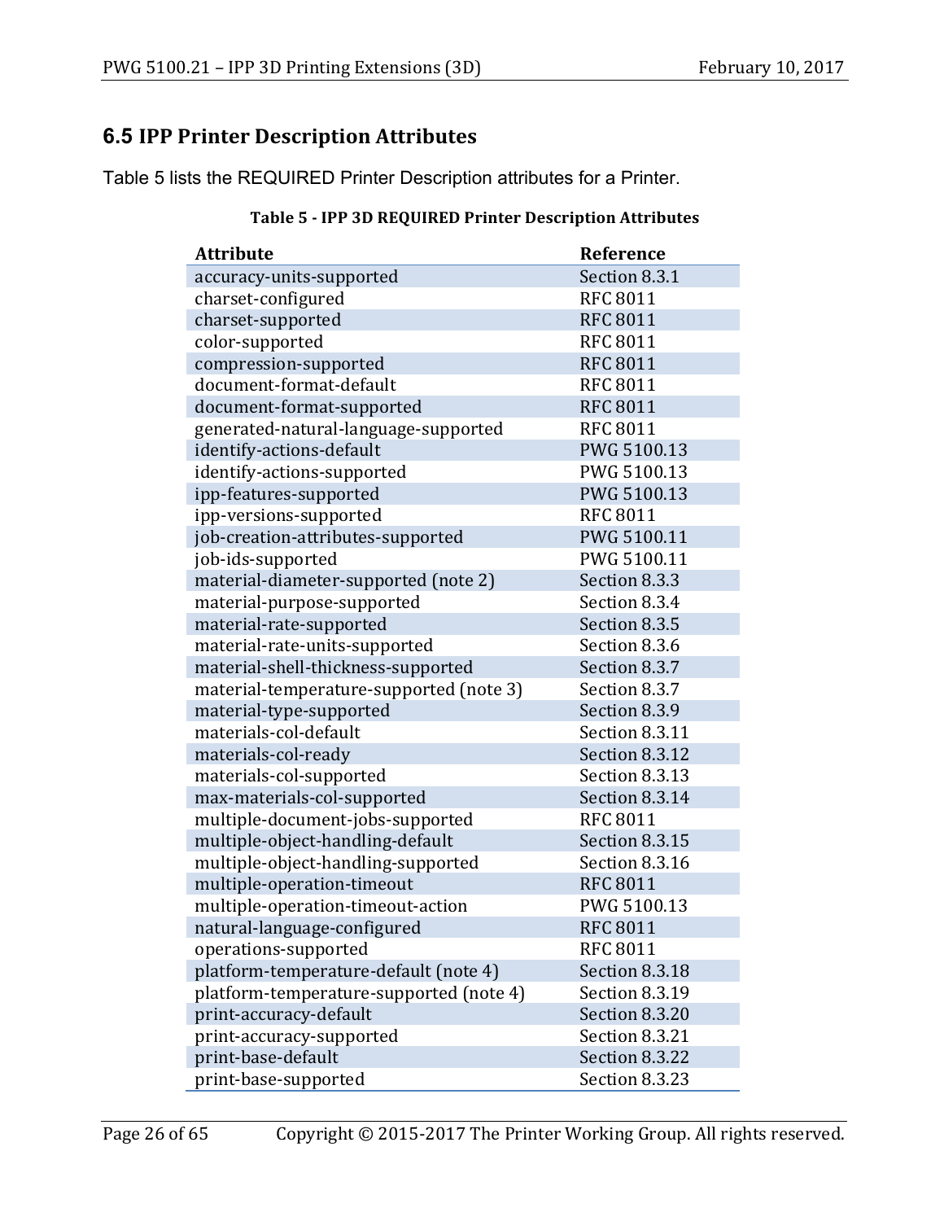## 6.5 IPP Printer Description Attributes

Table 5 lists the REQUIRED Printer Description attributes for a Printer.

**Table 5 - IPP 3D REQUIRED Printer Description Attributes**

| Attribute | Reference |
|---|---|
| accuracy-units-supported | Section 8.3.1 |
| charset-configured | RFC 8011 |
| charset-supported | RFC 8011 |
| color-supported | RFC 8011 |
| compression-supported | RFC 8011 |
| document-format-default | RFC 8011 |
| document-format-supported | RFC 8011 |
| generated-natural-language-supported | RFC 8011 |
| identify-actions-default | PWG 5100.13 |
| identify-actions-supported | PWG 5100.13 |
| ipp-features-supported | PWG 5100.13 |
| ipp-versions-supported | RFC 8011 |
| job-creation-attributes-supported | PWG 5100.11 |
| job-ids-supported | PWG 5100.11 |
| material-diameter-supported (note 2) | Section 8.3.3 |
| material-purpose-supported | Section 8.3.4 |
| material-rate-supported | Section 8.3.5 |
| material-rate-units-supported | Section 8.3.6 |
| material-shell-thickness-supported | Section 8.3.7 |
| material-temperature-supported (note 3) | Section 8.3.7 |
| material-type-supported | Section 8.3.9 |
| materials-col-default | Section 8.3.11 |
| materials-col-ready | Section 8.3.12 |
| materials-col-supported | Section 8.3.13 |
| max-materials-col-supported | Section 8.3.14 |
| multiple-document-jobs-supported | RFC 8011 |
| multiple-object-handling-default | Section 8.3.15 |
| multiple-object-handling-supported | Section 8.3.16 |
| multiple-operation-timeout | RFC 8011 |
| multiple-operation-timeout-action | PWG 5100.13 |
| natural-language-configured | RFC 8011 |
| operations-supported | RFC 8011 |
| platform-temperature-default (note 4) | Section 8.3.18 |
| platform-temperature-supported (note 4) | Section 8.3.19 |
| print-accuracy-default | Section 8.3.20 |
| print-accuracy-supported | Section 8.3.21 |
| print-base-default | Section 8.3.22 |
| print-base-supported | Section 8.3.23 |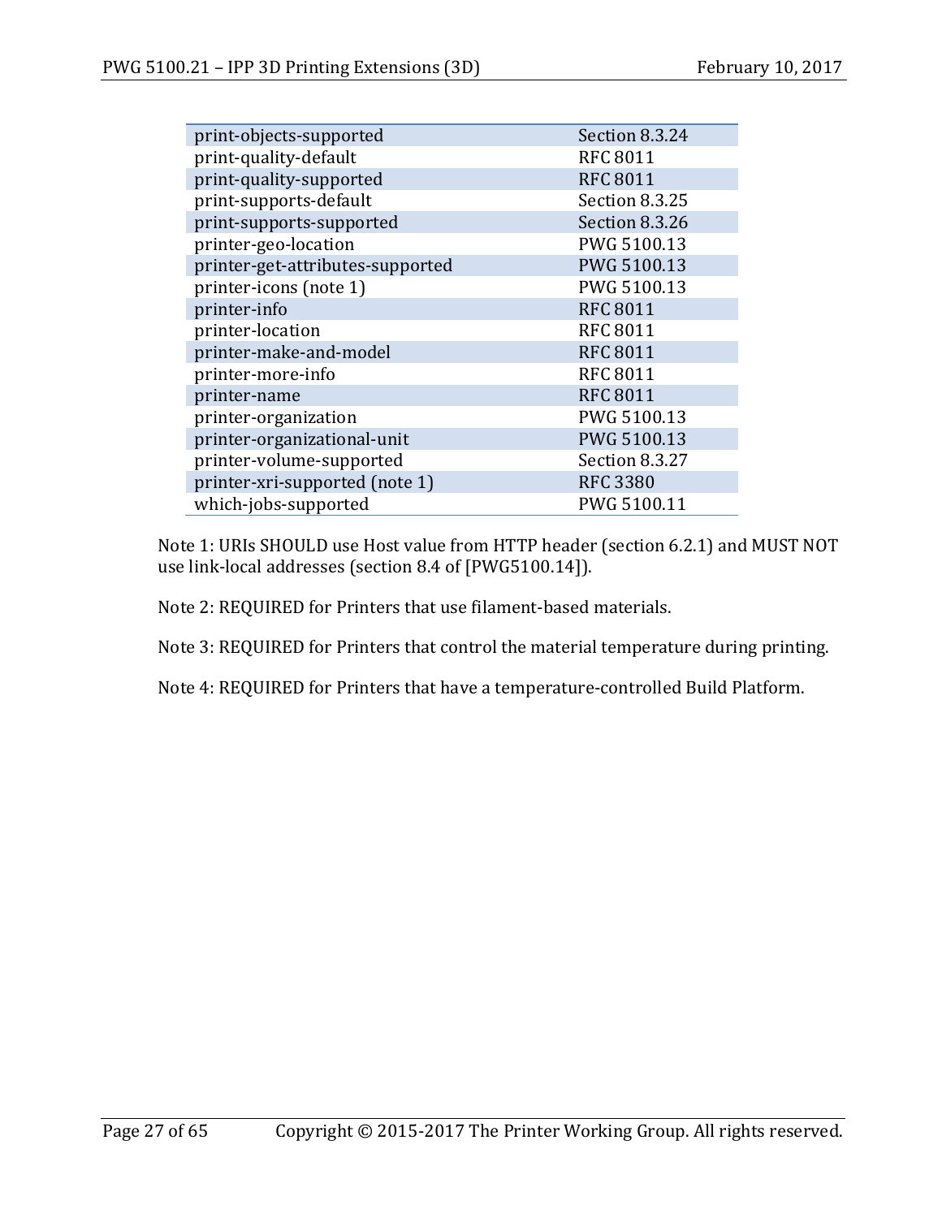| | |
|---|---|
| print-objects-supported | Section 8.3.24 |
| print-quality-default | RFC 8011 |
| print-quality-supported | RFC 8011 |
| print-supports-default | Section 8.3.25 |
| print-supports-supported | Section 8.3.26 |
| printer-geo-location | PWG 5100.13 |
| printer-get-attributes-supported | PWG 5100.13 |
| printer-icons (note 1) | PWG 5100.13 |
| printer-info | RFC 8011 |
| printer-location | RFC 8011 |
| printer-make-and-model | RFC 8011 |
| printer-more-info | RFC 8011 |
| printer-name | RFC 8011 |
| printer-organization | PWG 5100.13 |
| printer-organizational-unit | PWG 5100.13 |
| printer-volume-supported | Section 8.3.27 |
| printer-xri-supported (note 1) | RFC 3380 |
| which-jobs-supported | PWG 5100.11 |

Note 1: URIs SHOULD use Host value from HTTP header (section 6.2.1) and MUST NOT use link-local addresses (section 8.4 of [PWG5100.14]).

Note 2: REQUIRED for Printers that use filament-based materials.

Note 3: REQUIRED for Printers that control the material temperature during printing.

Note 4: REQUIRED for Printers that have a temperature-controlled Build Platform.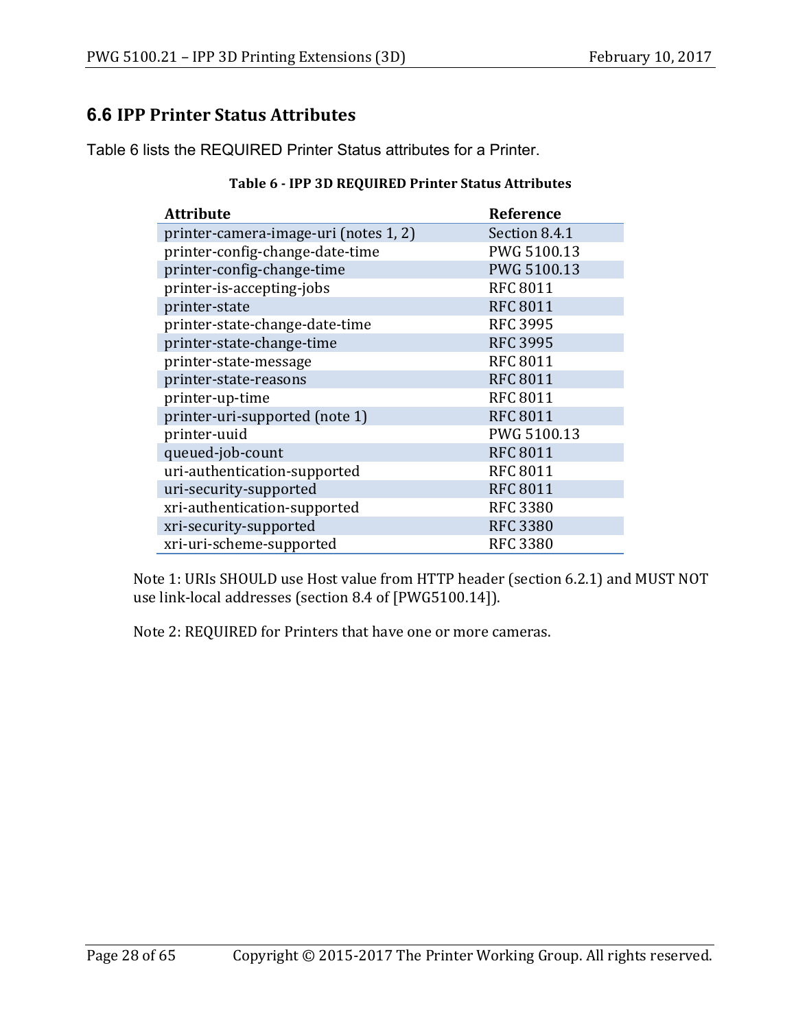## 6.6 IPP Printer Status Attributes

Table 6 lists the REQUIRED Printer Status attributes for a Printer.

**Table 6 - IPP 3D REQUIRED Printer Status Attributes**

| Attribute | Reference |
|---|---|
| printer-camera-image-uri (notes 1, 2) | Section 8.4.1 |
| printer-config-change-date-time | PWG 5100.13 |
| printer-config-change-time | PWG 5100.13 |
| printer-is-accepting-jobs | RFC 8011 |
| printer-state | RFC 8011 |
| printer-state-change-date-time | RFC 3995 |
| printer-state-change-time | RFC 3995 |
| printer-state-message | RFC 8011 |
| printer-state-reasons | RFC 8011 |
| printer-up-time | RFC 8011 |
| printer-uri-supported (note 1) | RFC 8011 |
| printer-uuid | PWG 5100.13 |
| queued-job-count | RFC 8011 |
| uri-authentication-supported | RFC 8011 |
| uri-security-supported | RFC 8011 |
| xri-authentication-supported | RFC 3380 |
| xri-security-supported | RFC 3380 |
| xri-uri-scheme-supported | RFC 3380 |

Note 1: URIs SHOULD use Host value from HTTP header (section 6.2.1) and MUST NOT use link-local addresses (section 8.4 of [PWG5100.14]).

Note 2: REQUIRED for Printers that have one or more cameras.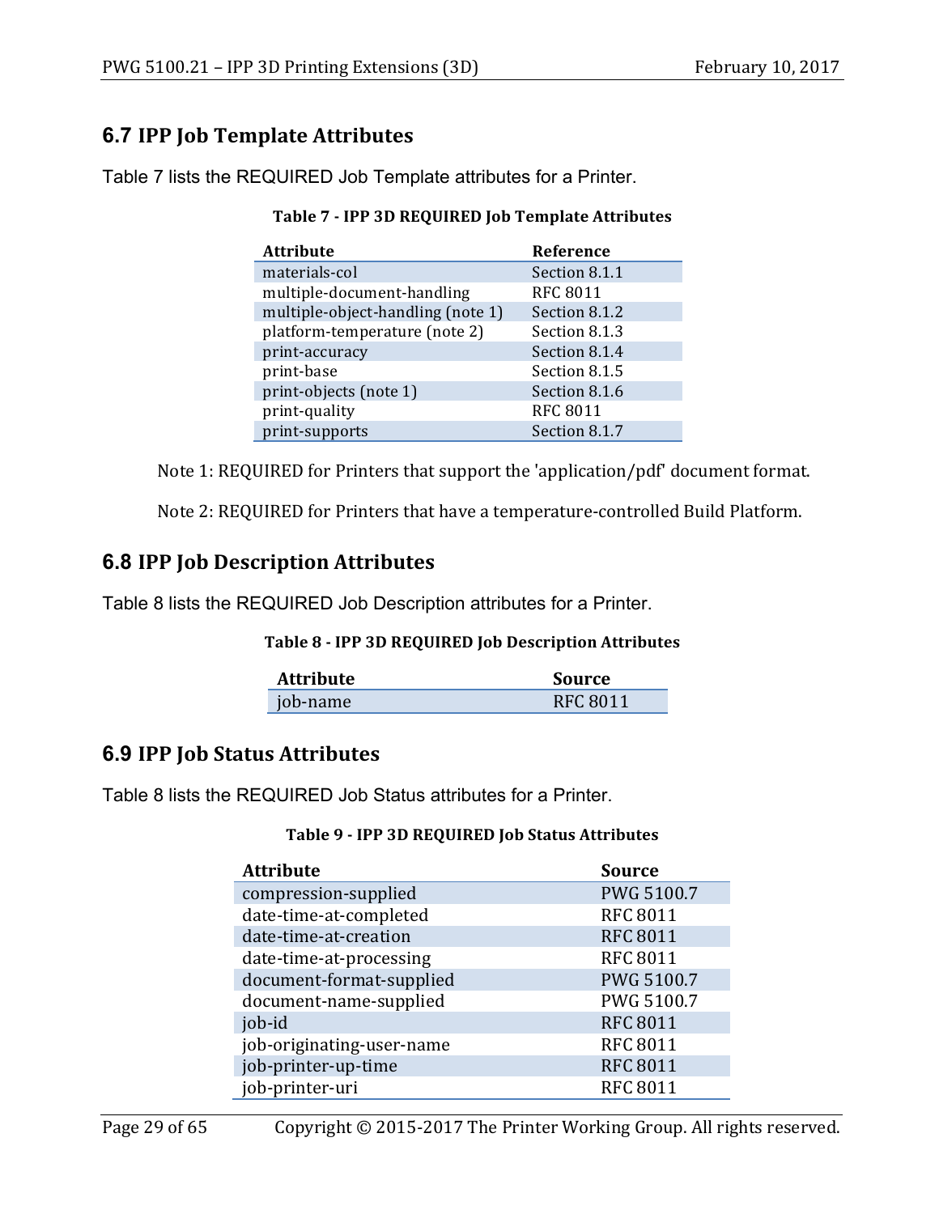## 6.7 IPP Job Template Attributes

Table 7 lists the REQUIRED Job Template attributes for a Printer.

**Table 7 - IPP 3D REQUIRED Job Template Attributes**

| Attribute | Reference |
|---|---|
| materials-col | Section 8.1.1 |
| multiple-document-handling | RFC 8011 |
| multiple-object-handling (note 1) | Section 8.1.2 |
| platform-temperature (note 2) | Section 8.1.3 |
| print-accuracy | Section 8.1.4 |
| print-base | Section 8.1.5 |
| print-objects (note 1) | Section 8.1.6 |
| print-quality | RFC 8011 |
| print-supports | Section 8.1.7 |

Note 1: REQUIRED for Printers that support the 'application/pdf' document format.

Note 2: REQUIRED for Printers that have a temperature-controlled Build Platform.

## 6.8 IPP Job Description Attributes

Table 8 lists the REQUIRED Job Description attributes for a Printer.

**Table 8 - IPP 3D REQUIRED Job Description Attributes**

| Attribute | Source |
|---|---|
| job-name | RFC 8011 |

## 6.9 IPP Job Status Attributes

Table 8 lists the REQUIRED Job Status attributes for a Printer.

**Table 9 - IPP 3D REQUIRED Job Status Attributes**

| Attribute | Source |
|---|---|
| compression-supplied | PWG 5100.7 |
| date-time-at-completed | RFC 8011 |
| date-time-at-creation | RFC 8011 |
| date-time-at-processing | RFC 8011 |
| document-format-supplied | PWG 5100.7 |
| document-name-supplied | PWG 5100.7 |
| job-id | RFC 8011 |
| job-originating-user-name | RFC 8011 |
| job-printer-up-time | RFC 8011 |
| job-printer-uri | RFC 8011 |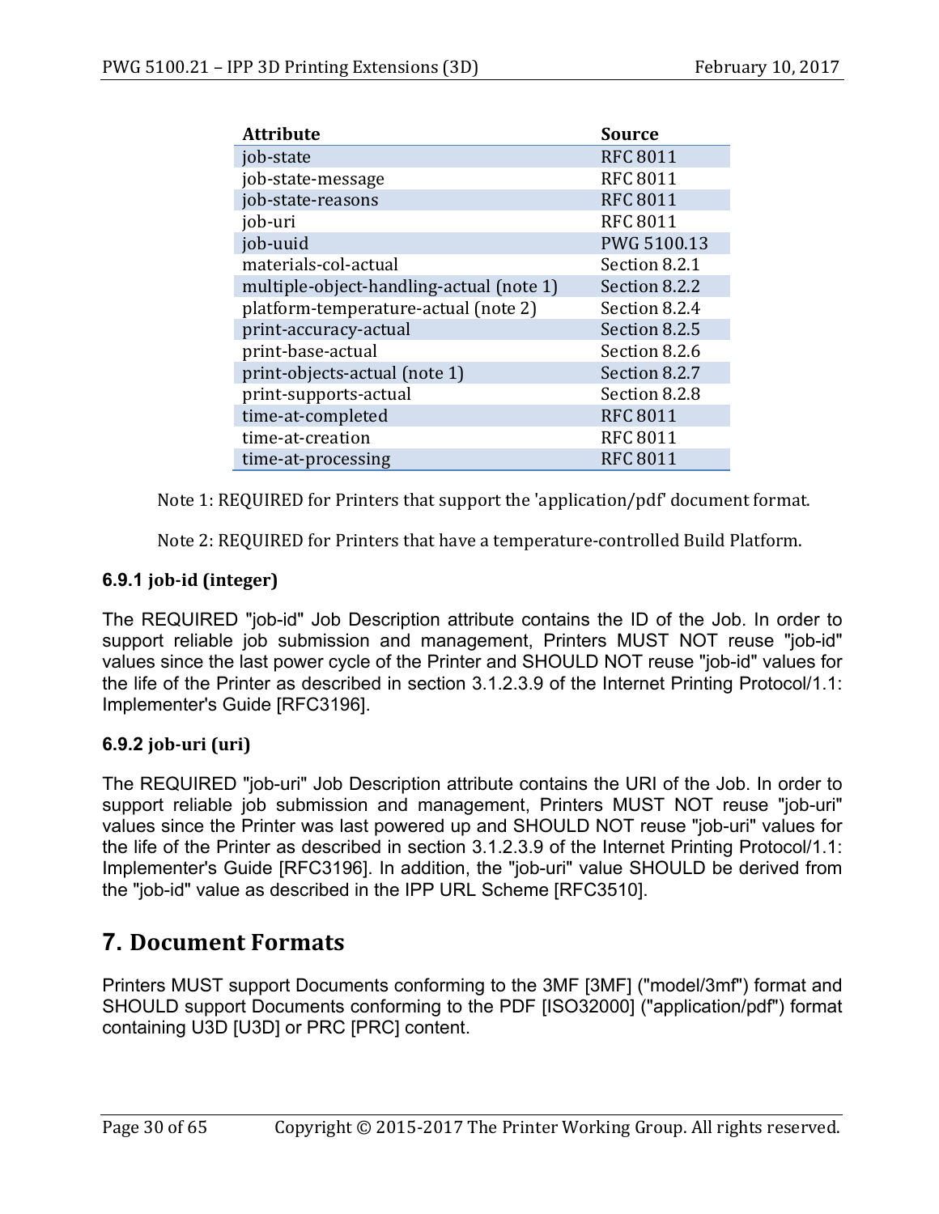| Attribute | Source |
|---|---|
| job-state | RFC 8011 |
| job-state-message | RFC 8011 |
| job-state-reasons | RFC 8011 |
| job-uri | RFC 8011 |
| job-uuid | PWG 5100.13 |
| materials-col-actual | Section 8.2.1 |
| multiple-object-handling-actual (note 1) | Section 8.2.2 |
| platform-temperature-actual (note 2) | Section 8.2.4 |
| print-accuracy-actual | Section 8.2.5 |
| print-base-actual | Section 8.2.6 |
| print-objects-actual (note 1) | Section 8.2.7 |
| print-supports-actual | Section 8.2.8 |
| time-at-completed | RFC 8011 |
| time-at-creation | RFC 8011 |
| time-at-processing | RFC 8011 |

Note 1: REQUIRED for Printers that support the 'application/pdf' document format.

Note 2: REQUIRED for Printers that have a temperature-controlled Build Platform.

### 6.9.1 job-id (integer)

The REQUIRED "job-id" Job Description attribute contains the ID of the Job. In order to support reliable job submission and management, Printers MUST NOT reuse "job-id" values since the last power cycle of the Printer and SHOULD NOT reuse "job-id" values for the life of the Printer as described in section 3.1.2.3.9 of the Internet Printing Protocol/1.1: Implementer's Guide [RFC3196].

### 6.9.2 job-uri (uri)

The REQUIRED "job-uri" Job Description attribute contains the URI of the Job. In order to support reliable job submission and management, Printers MUST NOT reuse "job-uri" values since the Printer was last powered up and SHOULD NOT reuse "job-uri" values for the life of the Printer as described in section 3.1.2.3.9 of the Internet Printing Protocol/1.1: Implementer's Guide [RFC3196]. In addition, the "job-uri" value SHOULD be derived from the "job-id" value as described in the IPP URL Scheme [RFC3510].

# 7. Document Formats

Printers MUST support Documents conforming to the 3MF [3MF] ("model/3mf") format and SHOULD support Documents conforming to the PDF [ISO32000] ("application/pdf") format containing U3D [U3D] or PRC [PRC] content.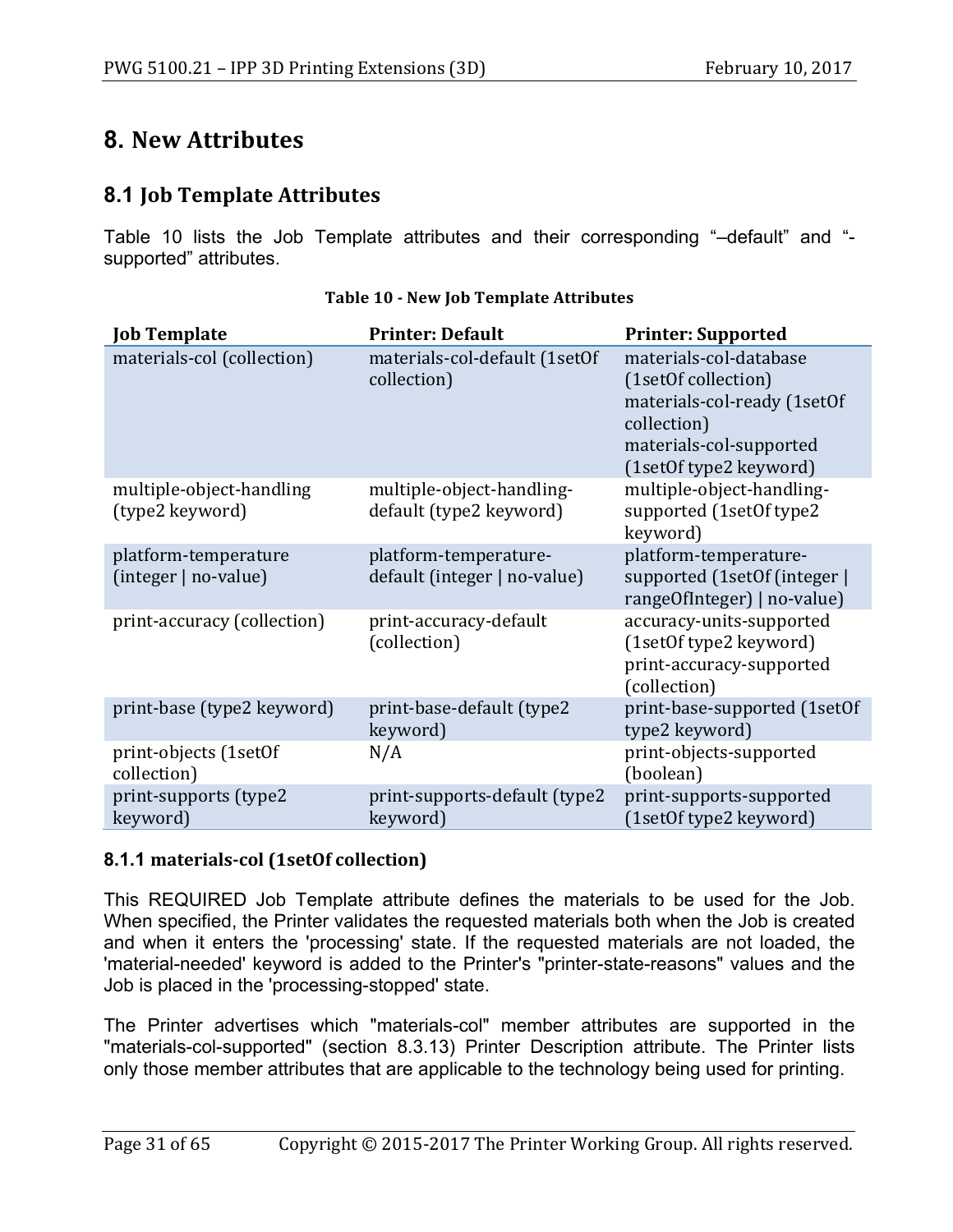# 8. New Attributes

## 8.1 Job Template Attributes

Table 10 lists the Job Template attributes and their corresponding "–default" and "-supported" attributes.

**Table 10 - New Job Template Attributes**

| Job Template | Printer: Default | Printer: Supported |
|---|---|---|
| materials-col (collection) | materials-col-default (1setOf collection) | materials-col-database (1setOf collection) materials-col-ready (1setOf collection) materials-col-supported (1setOf type2 keyword) |
| multiple-object-handling (type2 keyword) | multiple-object-handling-default (type2 keyword) | multiple-object-handling-supported (1setOf type2 keyword) |
| platform-temperature (integer \| no-value) | platform-temperature-default (integer \| no-value) | platform-temperature-supported (1setOf (integer \| rangeOfInteger) \| no-value) |
| print-accuracy (collection) | print-accuracy-default (collection) | accuracy-units-supported (1setOf type2 keyword) print-accuracy-supported (collection) |
| print-base (type2 keyword) | print-base-default (type2 keyword) | print-base-supported (1setOf type2 keyword) |
| print-objects (1setOf collection) | N/A | print-objects-supported (boolean) |
| print-supports (type2 keyword) | print-supports-default (type2 keyword) | print-supports-supported (1setOf type2 keyword) |

### 8.1.1 materials-col (1setOf collection)

This REQUIRED Job Template attribute defines the materials to be used for the Job. When specified, the Printer validates the requested materials both when the Job is created and when it enters the 'processing' state. If the requested materials are not loaded, the 'material-needed' keyword is added to the Printer's "printer-state-reasons" values and the Job is placed in the 'processing-stopped' state.

The Printer advertises which "materials-col" member attributes are supported in the "materials-col-supported" (section 8.3.13) Printer Description attribute. The Printer lists only those member attributes that are applicable to the technology being used for printing.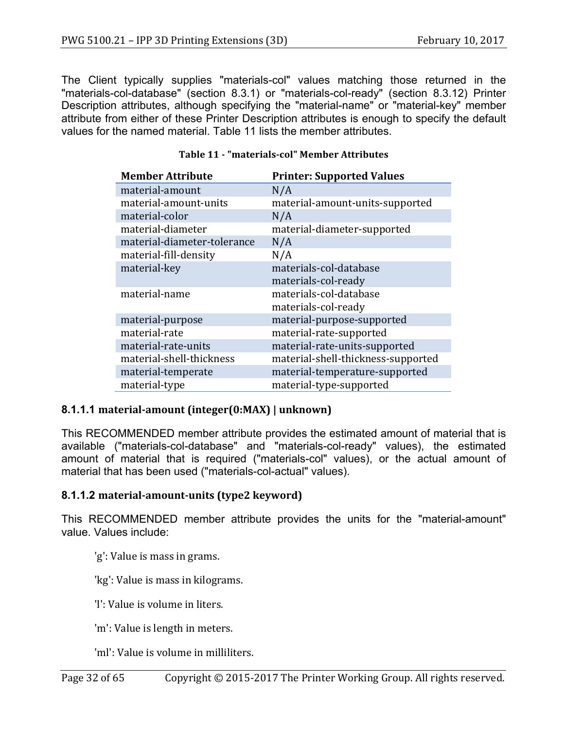The Client typically supplies "materials-col" values matching those returned in the "materials-col-database" (section 8.3.1) or "materials-col-ready" (section 8.3.12) Printer Description attributes, although specifying the "material-name" or "material-key" member attribute from either of these Printer Description attributes is enough to specify the default values for the named material. Table 11 lists the member attributes.

**Table 11 - "materials-col" Member Attributes**

| Member Attribute | Printer: Supported Values |
|---|---|
| material-amount | N/A |
| material-amount-units | material-amount-units-supported |
| material-color | N/A |
| material-diameter | material-diameter-supported |
| material-diameter-tolerance | N/A |
| material-fill-density | N/A |
| material-key | materials-col-database<br>materials-col-ready |
| material-name | materials-col-database<br>materials-col-ready |
| material-purpose | material-purpose-supported |
| material-rate | material-rate-supported |
| material-rate-units | material-rate-units-supported |
| material-shell-thickness | material-shell-thickness-supported |
| material-temperate | material-temperature-supported |
| material-type | material-type-supported |

#### 8.1.1.1 material-amount (integer(0:MAX) | unknown)

This RECOMMENDED member attribute provides the estimated amount of material that is available ("materials-col-database" and "materials-col-ready" values), the estimated amount of material that is required ("materials-col" values), or the actual amount of material that has been used ("materials-col-actual" values).

#### 8.1.1.2 material-amount-units (type2 keyword)

This RECOMMENDED member attribute provides the units for the "material-amount" value. Values include:

'g': Value is mass in grams.

'kg': Value is mass in kilograms.

'l': Value is volume in liters.

'm': Value is length in meters.

'ml': Value is volume in milliliters.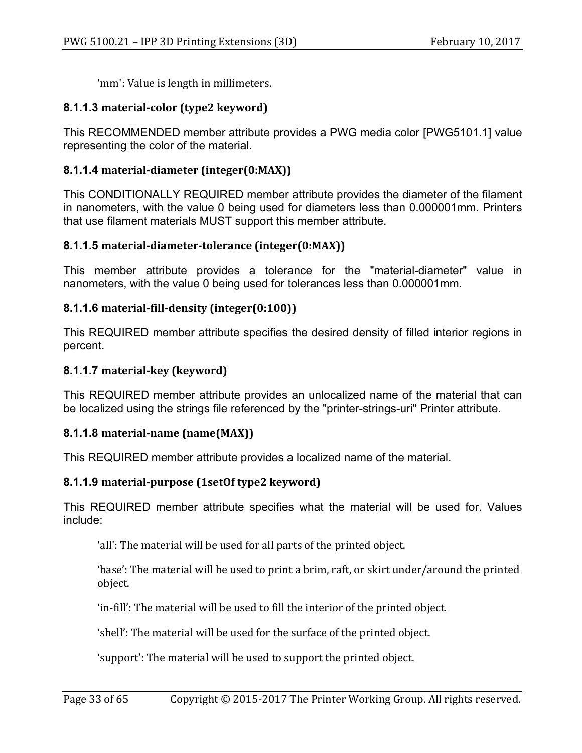'mm': Value is length in millimeters.

#### 8.1.1.3 material-color (type2 keyword)

This RECOMMENDED member attribute provides a PWG media color [PWG5101.1] value representing the color of the material.

#### 8.1.1.4 material-diameter (integer(0:MAX))

This CONDITIONALLY REQUIRED member attribute provides the diameter of the filament in nanometers, with the value 0 being used for diameters less than 0.000001mm. Printers that use filament materials MUST support this member attribute.

#### 8.1.1.5 material-diameter-tolerance (integer(0:MAX))

This member attribute provides a tolerance for the "material-diameter" value in nanometers, with the value 0 being used for tolerances less than 0.000001mm.

#### 8.1.1.6 material-fill-density (integer(0:100))

This REQUIRED member attribute specifies the desired density of filled interior regions in percent.

#### 8.1.1.7 material-key (keyword)

This REQUIRED member attribute provides an unlocalized name of the material that can be localized using the strings file referenced by the "printer-strings-uri" Printer attribute.

#### 8.1.1.8 material-name (name(MAX))

This REQUIRED member attribute provides a localized name of the material.

#### 8.1.1.9 material-purpose (1setOf type2 keyword)

This REQUIRED member attribute specifies what the material will be used for. Values include:

'all': The material will be used for all parts of the printed object.

'base': The material will be used to print a brim, raft, or skirt under/around the printed object.

'in-fill': The material will be used to fill the interior of the printed object.

'shell': The material will be used for the surface of the printed object.

'support': The material will be used to support the printed object.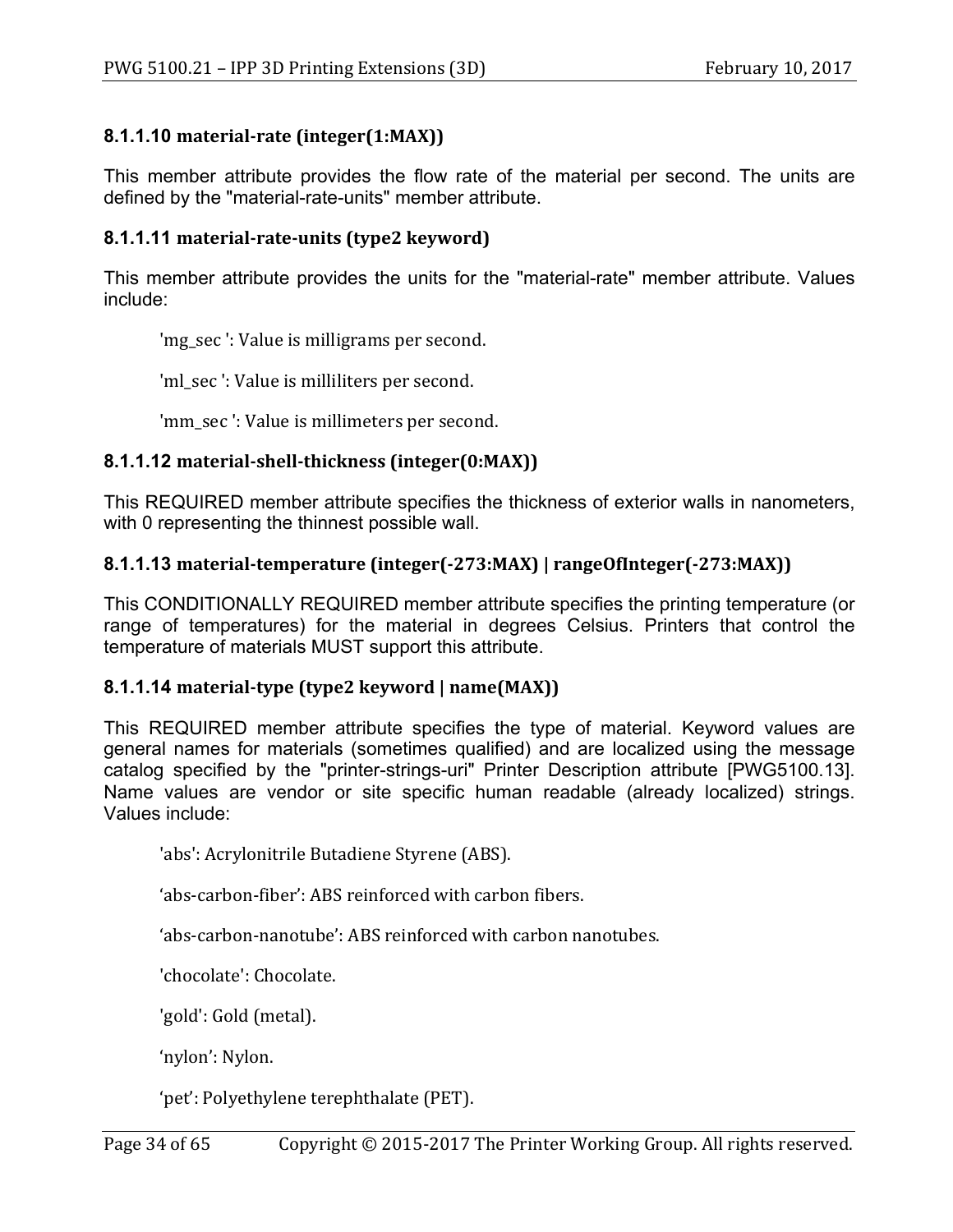#### 8.1.1.10 material-rate (integer(1:MAX))

This member attribute provides the flow rate of the material per second. The units are defined by the "material-rate-units" member attribute.

#### 8.1.1.11 material-rate-units (type2 keyword)

This member attribute provides the units for the "material-rate" member attribute. Values include:

'mg_sec ': Value is milligrams per second.

'ml_sec ': Value is milliliters per second.

'mm_sec ': Value is millimeters per second.

#### 8.1.1.12 material-shell-thickness (integer(0:MAX))

This REQUIRED member attribute specifies the thickness of exterior walls in nanometers, with 0 representing the thinnest possible wall.

#### 8.1.1.13 material-temperature (integer(-273:MAX) | rangeOfInteger(-273:MAX))

This CONDITIONALLY REQUIRED member attribute specifies the printing temperature (or range of temperatures) for the material in degrees Celsius. Printers that control the temperature of materials MUST support this attribute.

#### 8.1.1.14 material-type (type2 keyword | name(MAX))

This REQUIRED member attribute specifies the type of material. Keyword values are general names for materials (sometimes qualified) and are localized using the message catalog specified by the "printer-strings-uri" Printer Description attribute [PWG5100.13]. Name values are vendor or site specific human readable (already localized) strings. Values include:

'abs': Acrylonitrile Butadiene Styrene (ABS).

'abs-carbon-fiber': ABS reinforced with carbon fibers.

'abs-carbon-nanotube': ABS reinforced with carbon nanotubes.

'chocolate': Chocolate.

'gold': Gold (metal).

'nylon': Nylon.

'pet': Polyethylene terephthalate (PET).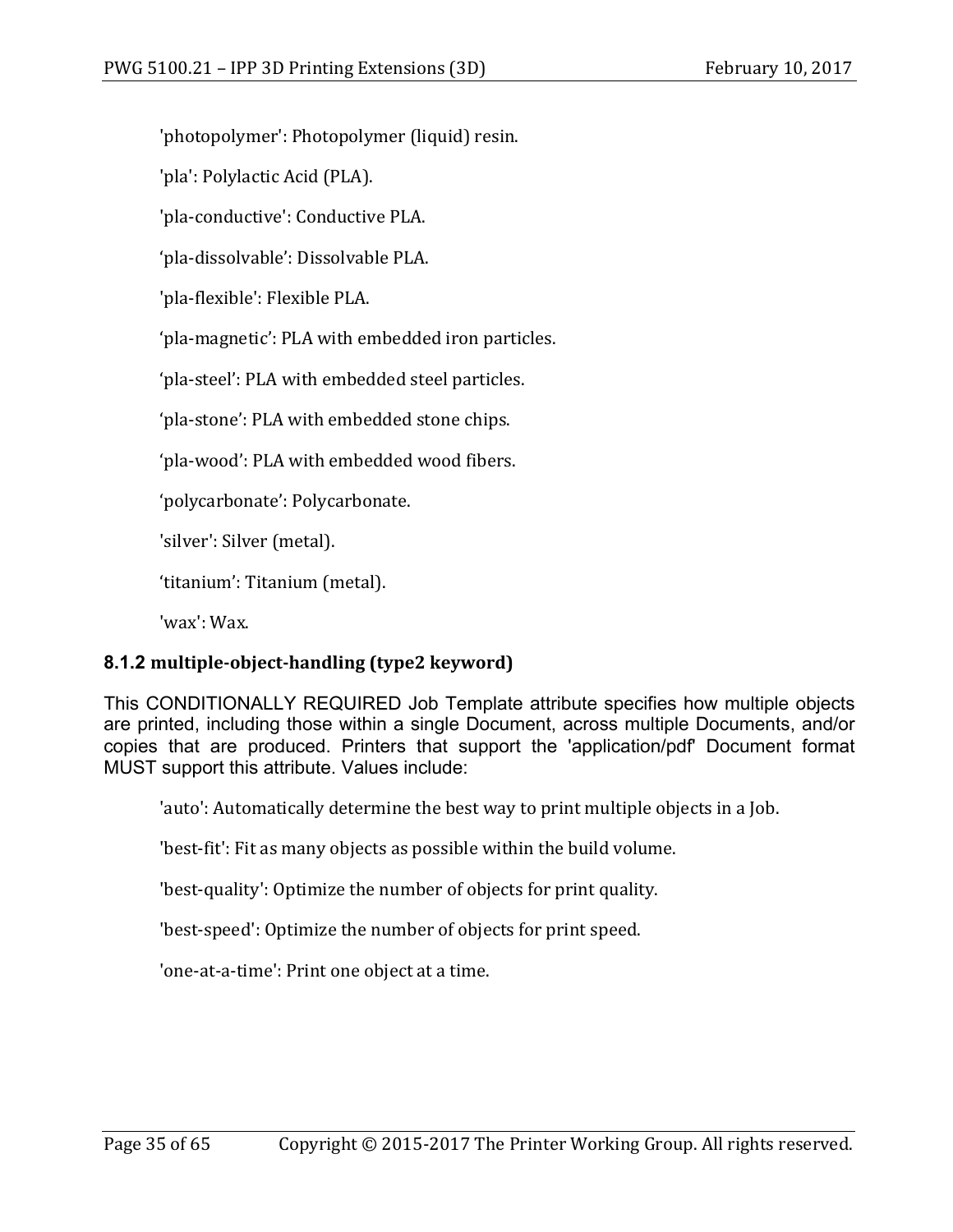'photopolymer': Photopolymer (liquid) resin.

'pla': Polylactic Acid (PLA).

'pla-conductive': Conductive PLA.

‘pla-dissolvable’: Dissolvable PLA.

'pla-flexible': Flexible PLA.

‘pla-magnetic’: PLA with embedded iron particles.

‘pla-steel’: PLA with embedded steel particles.

‘pla-stone’: PLA with embedded stone chips.

‘pla-wood’: PLA with embedded wood fibers.

‘polycarbonate’: Polycarbonate.

'silver': Silver (metal).

‘titanium’: Titanium (metal).

'wax': Wax.

### 8.1.2 multiple-object-handling (type2 keyword)

This CONDITIONALLY REQUIRED Job Template attribute specifies how multiple objects are printed, including those within a single Document, across multiple Documents, and/or copies that are produced. Printers that support the 'application/pdf' Document format MUST support this attribute. Values include:

'auto': Automatically determine the best way to print multiple objects in a Job.

'best-fit': Fit as many objects as possible within the build volume.

'best-quality': Optimize the number of objects for print quality.

'best-speed': Optimize the number of objects for print speed.

'one-at-a-time': Print one object at a time.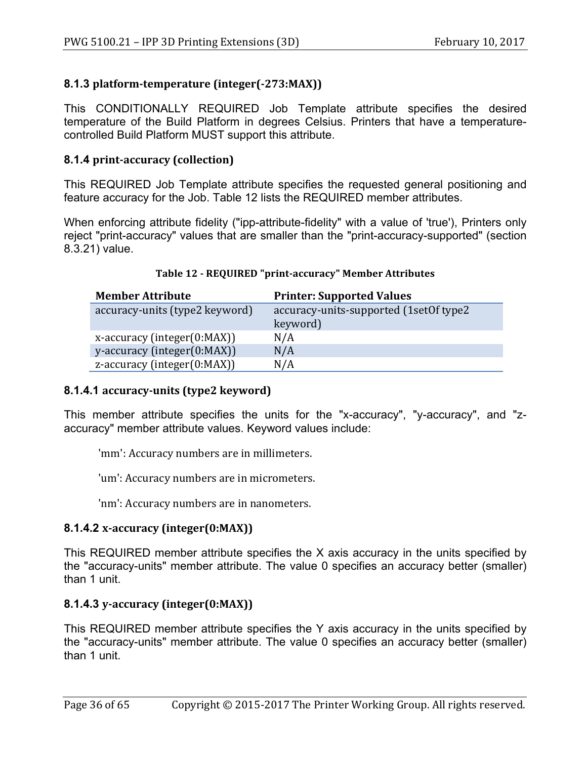#### 8.1.3 platform-temperature (integer(-273:MAX))

This CONDITIONALLY REQUIRED Job Template attribute specifies the desired temperature of the Build Platform in degrees Celsius. Printers that have a temperature-controlled Build Platform MUST support this attribute.

#### 8.1.4 print-accuracy (collection)

This REQUIRED Job Template attribute specifies the requested general positioning and feature accuracy for the Job. Table 12 lists the REQUIRED member attributes.

When enforcing attribute fidelity ("ipp-attribute-fidelity" with a value of 'true'), Printers only reject "print-accuracy" values that are smaller than the "print-accuracy-supported" (section 8.3.21) value.

**Table 12 - REQUIRED "print-accuracy" Member Attributes**

| Member Attribute | Printer: Supported Values |
| --- | --- |
| accuracy-units (type2 keyword) | accuracy-units-supported (1setOf type2 keyword) |
| x-accuracy (integer(0:MAX)) | N/A |
| y-accuracy (integer(0:MAX)) | N/A |
| z-accuracy (integer(0:MAX)) | N/A |

##### 8.1.4.1 accuracy-units (type2 keyword)

This member attribute specifies the units for the "x-accuracy", "y-accuracy", and "z-accuracy" member attribute values. Keyword values include:

'mm': Accuracy numbers are in millimeters.

'um': Accuracy numbers are in micrometers.

'nm': Accuracy numbers are in nanometers.

##### 8.1.4.2 x-accuracy (integer(0:MAX))

This REQUIRED member attribute specifies the X axis accuracy in the units specified by the "accuracy-units" member attribute. The value 0 specifies an accuracy better (smaller) than 1 unit.

##### 8.1.4.3 y-accuracy (integer(0:MAX))

This REQUIRED member attribute specifies the Y axis accuracy in the units specified by the "accuracy-units" member attribute. The value 0 specifies an accuracy better (smaller) than 1 unit.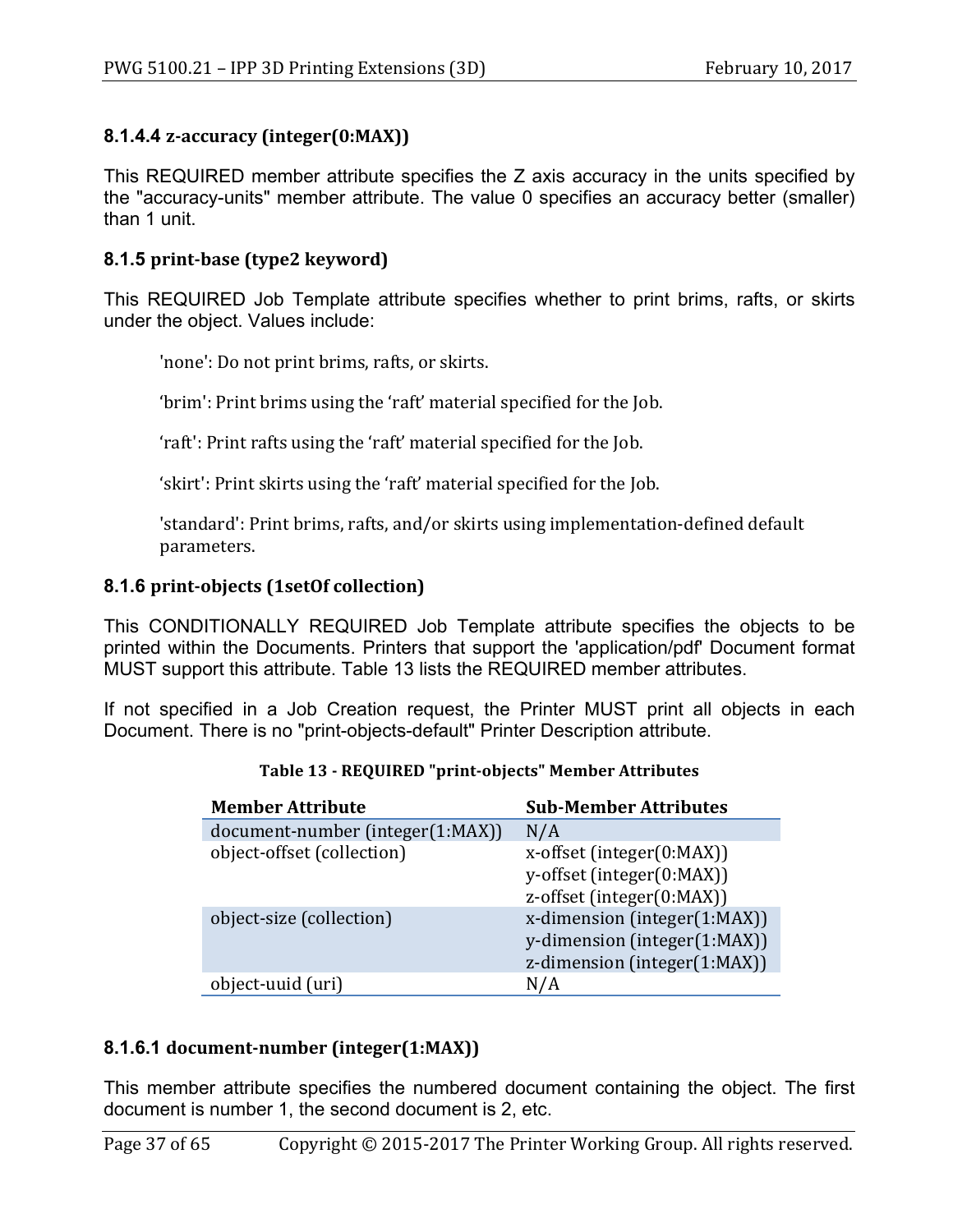#### 8.1.4.4 z-accuracy (integer(0:MAX))

This REQUIRED member attribute specifies the Z axis accuracy in the units specified by the "accuracy-units" member attribute. The value 0 specifies an accuracy better (smaller) than 1 unit.

### 8.1.5 print-base (type2 keyword)

This REQUIRED Job Template attribute specifies whether to print brims, rafts, or skirts under the object. Values include:

> 'none': Do not print brims, rafts, or skirts.
>
> 'brim': Print brims using the 'raft' material specified for the Job.
>
> 'raft': Print rafts using the 'raft' material specified for the Job.
>
> 'skirt': Print skirts using the 'raft' material specified for the Job.
>
> 'standard': Print brims, rafts, and/or skirts using implementation-defined default parameters.

### 8.1.6 print-objects (1setOf collection)

This CONDITIONALLY REQUIRED Job Template attribute specifies the objects to be printed within the Documents. Printers that support the 'application/pdf' Document format MUST support this attribute. Table 13 lists the REQUIRED member attributes.

If not specified in a Job Creation request, the Printer MUST print all objects in each Document. There is no "print-objects-default" Printer Description attribute.

**Table 13 - REQUIRED "print-objects" Member Attributes**

| Member Attribute | Sub-Member Attributes |
|---|---|
| document-number (integer(1:MAX)) | N/A |
| object-offset (collection) | x-offset (integer(0:MAX))<br>y-offset (integer(0:MAX))<br>z-offset (integer(0:MAX)) |
| object-size (collection) | x-dimension (integer(1:MAX))<br>y-dimension (integer(1:MAX))<br>z-dimension (integer(1:MAX)) |
| object-uuid (uri) | N/A |

#### 8.1.6.1 document-number (integer(1:MAX))

This member attribute specifies the numbered document containing the object. The first document is number 1, the second document is 2, etc.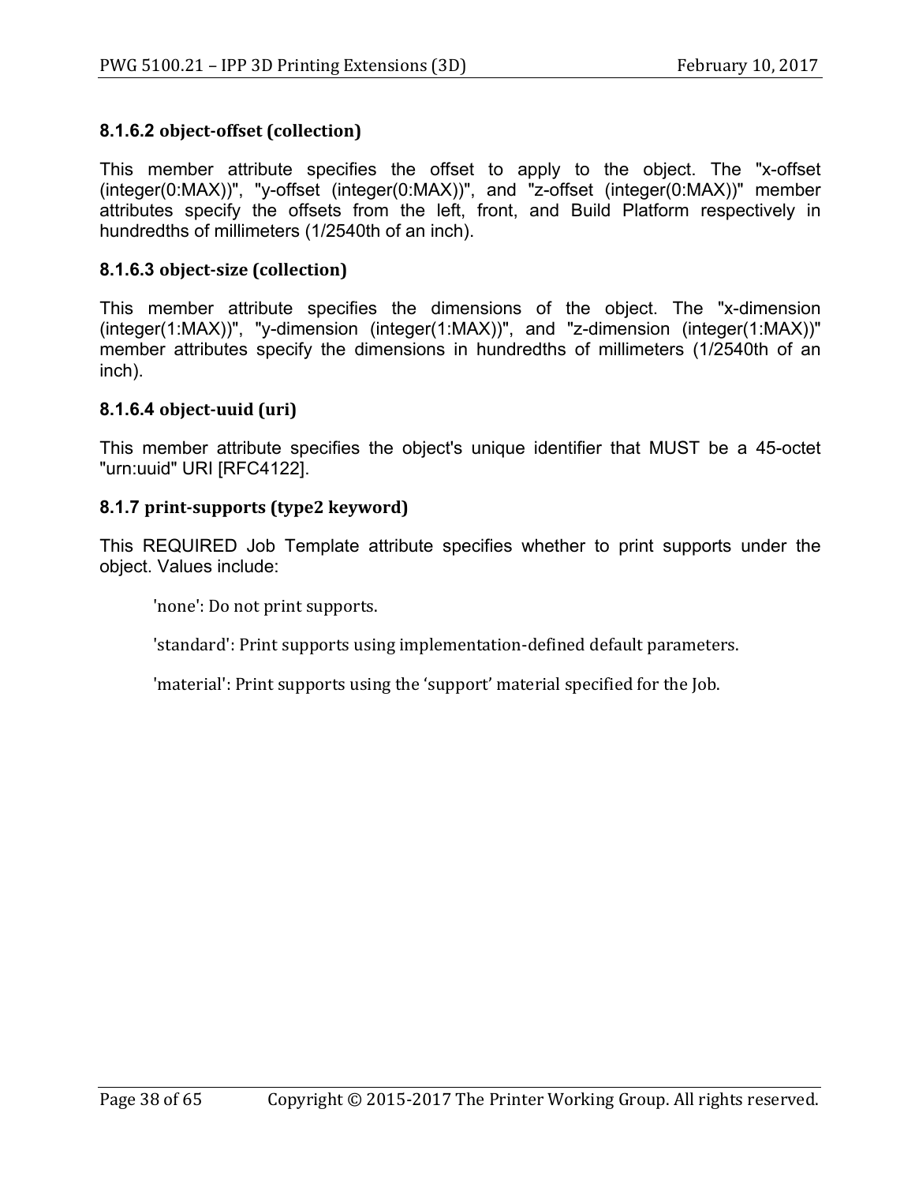#### 8.1.6.2 object-offset (collection)

This member attribute specifies the offset to apply to the object. The "x-offset (integer(0:MAX))", "y-offset (integer(0:MAX))", and "z-offset (integer(0:MAX))" member attributes specify the offsets from the left, front, and Build Platform respectively in hundredths of millimeters (1/2540th of an inch).

#### 8.1.6.3 object-size (collection)

This member attribute specifies the dimensions of the object. The "x-dimension (integer(1:MAX))", "y-dimension (integer(1:MAX))", and "z-dimension (integer(1:MAX))" member attributes specify the dimensions in hundredths of millimeters (1/2540th of an inch).

#### 8.1.6.4 object-uuid (uri)

This member attribute specifies the object's unique identifier that MUST be a 45-octet "urn:uuid" URI [RFC4122].

### 8.1.7 print-supports (type2 keyword)

This REQUIRED Job Template attribute specifies whether to print supports under the object. Values include:

'none': Do not print supports.

'standard': Print supports using implementation-defined default parameters.

'material': Print supports using the 'support' material specified for the Job.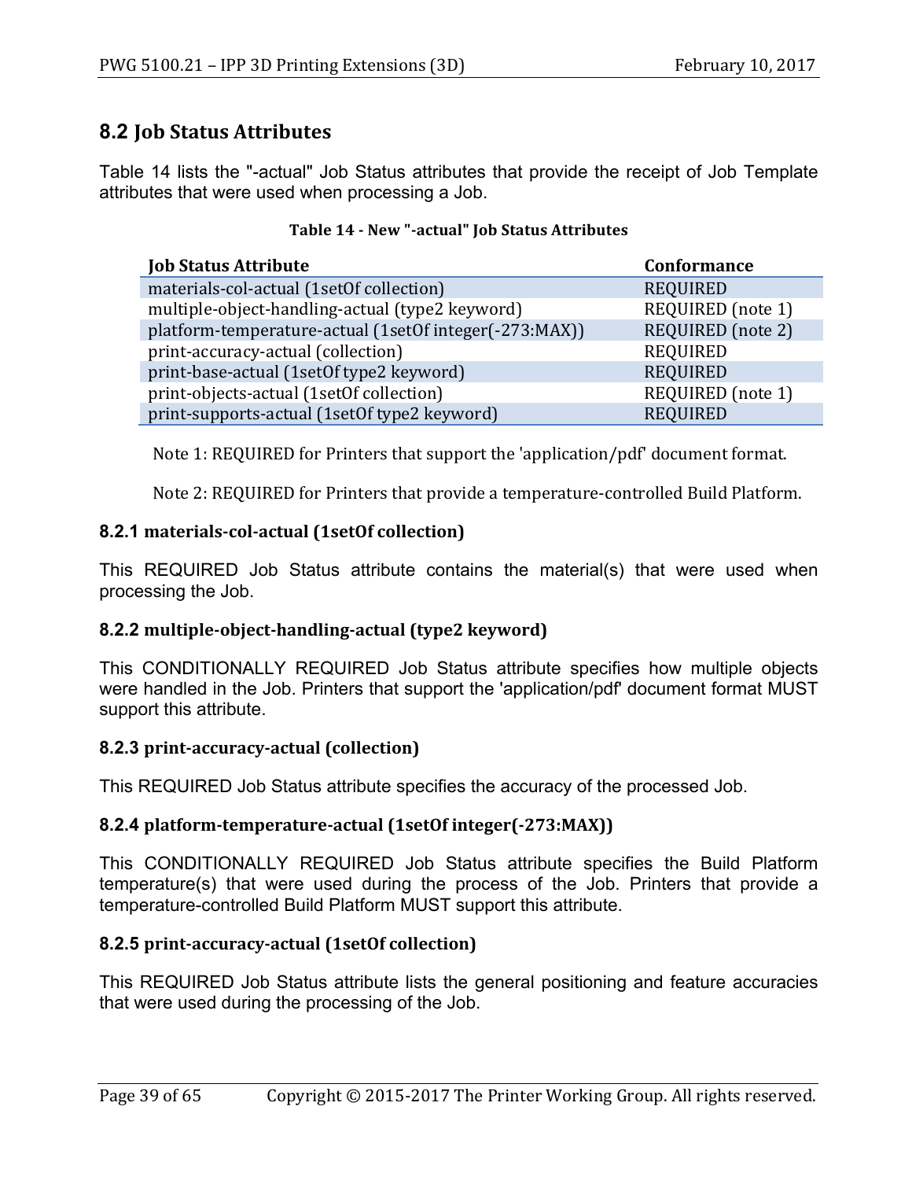## 8.2 Job Status Attributes

Table 14 lists the "-actual" Job Status attributes that provide the receipt of Job Template attributes that were used when processing a Job.

**Table 14 - New "-actual" Job Status Attributes**

| Job Status Attribute | Conformance |
| --- | --- |
| materials-col-actual (1setOf collection) | REQUIRED |
| multiple-object-handling-actual (type2 keyword) | REQUIRED (note 1) |
| platform-temperature-actual (1setOf integer(-273:MAX)) | REQUIRED (note 2) |
| print-accuracy-actual (collection) | REQUIRED |
| print-base-actual (1setOf type2 keyword) | REQUIRED |
| print-objects-actual (1setOf collection) | REQUIRED (note 1) |
| print-supports-actual (1setOf type2 keyword) | REQUIRED |

Note 1: REQUIRED for Printers that support the 'application/pdf' document format.

Note 2: REQUIRED for Printers that provide a temperature-controlled Build Platform.

### 8.2.1 materials-col-actual (1setOf collection)

This REQUIRED Job Status attribute contains the material(s) that were used when processing the Job.

### 8.2.2 multiple-object-handling-actual (type2 keyword)

This CONDITIONALLY REQUIRED Job Status attribute specifies how multiple objects were handled in the Job. Printers that support the 'application/pdf' document format MUST support this attribute.

### 8.2.3 print-accuracy-actual (collection)

This REQUIRED Job Status attribute specifies the accuracy of the processed Job.

### 8.2.4 platform-temperature-actual (1setOf integer(-273:MAX))

This CONDITIONALLY REQUIRED Job Status attribute specifies the Build Platform temperature(s) that were used during the process of the Job. Printers that provide a temperature-controlled Build Platform MUST support this attribute.

### 8.2.5 print-accuracy-actual (1setOf collection)

This REQUIRED Job Status attribute lists the general positioning and feature accuracies that were used during the processing of the Job.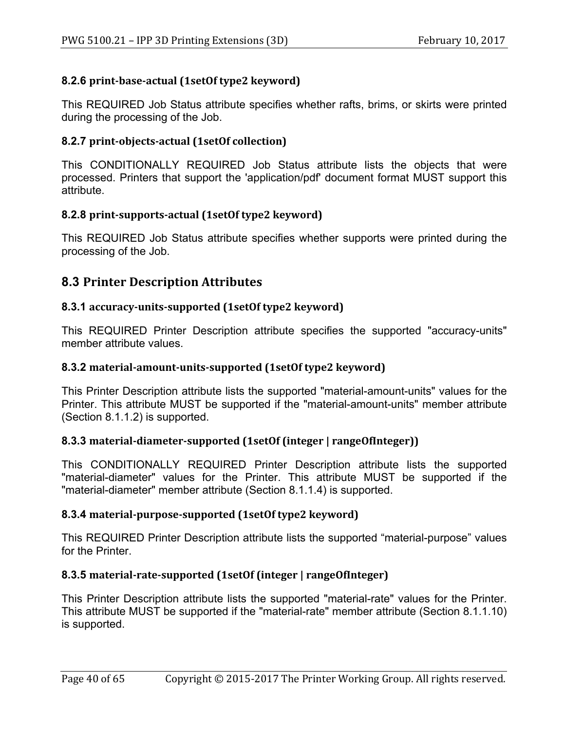### 8.2.6 print-base-actual (1setOf type2 keyword)

This REQUIRED Job Status attribute specifies whether rafts, brims, or skirts were printed during the processing of the Job.

### 8.2.7 print-objects-actual (1setOf collection)

This CONDITIONALLY REQUIRED Job Status attribute lists the objects that were processed. Printers that support the 'application/pdf' document format MUST support this attribute.

### 8.2.8 print-supports-actual (1setOf type2 keyword)

This REQUIRED Job Status attribute specifies whether supports were printed during the processing of the Job.

## 8.3 Printer Description Attributes

### 8.3.1 accuracy-units-supported (1setOf type2 keyword)

This REQUIRED Printer Description attribute specifies the supported "accuracy-units" member attribute values.

### 8.3.2 material-amount-units-supported (1setOf type2 keyword)

This Printer Description attribute lists the supported "material-amount-units" values for the Printer. This attribute MUST be supported if the "material-amount-units" member attribute (Section 8.1.1.2) is supported.

### 8.3.3 material-diameter-supported (1setOf (integer | rangeOfInteger))

This CONDITIONALLY REQUIRED Printer Description attribute lists the supported "material-diameter" values for the Printer. This attribute MUST be supported if the "material-diameter" member attribute (Section 8.1.1.4) is supported.

### 8.3.4 material-purpose-supported (1setOf type2 keyword)

This REQUIRED Printer Description attribute lists the supported “material-purpose” values for the Printer.

### 8.3.5 material-rate-supported (1setOf (integer | rangeOfInteger)

This Printer Description attribute lists the supported "material-rate" values for the Printer. This attribute MUST be supported if the "material-rate" member attribute (Section 8.1.1.10) is supported.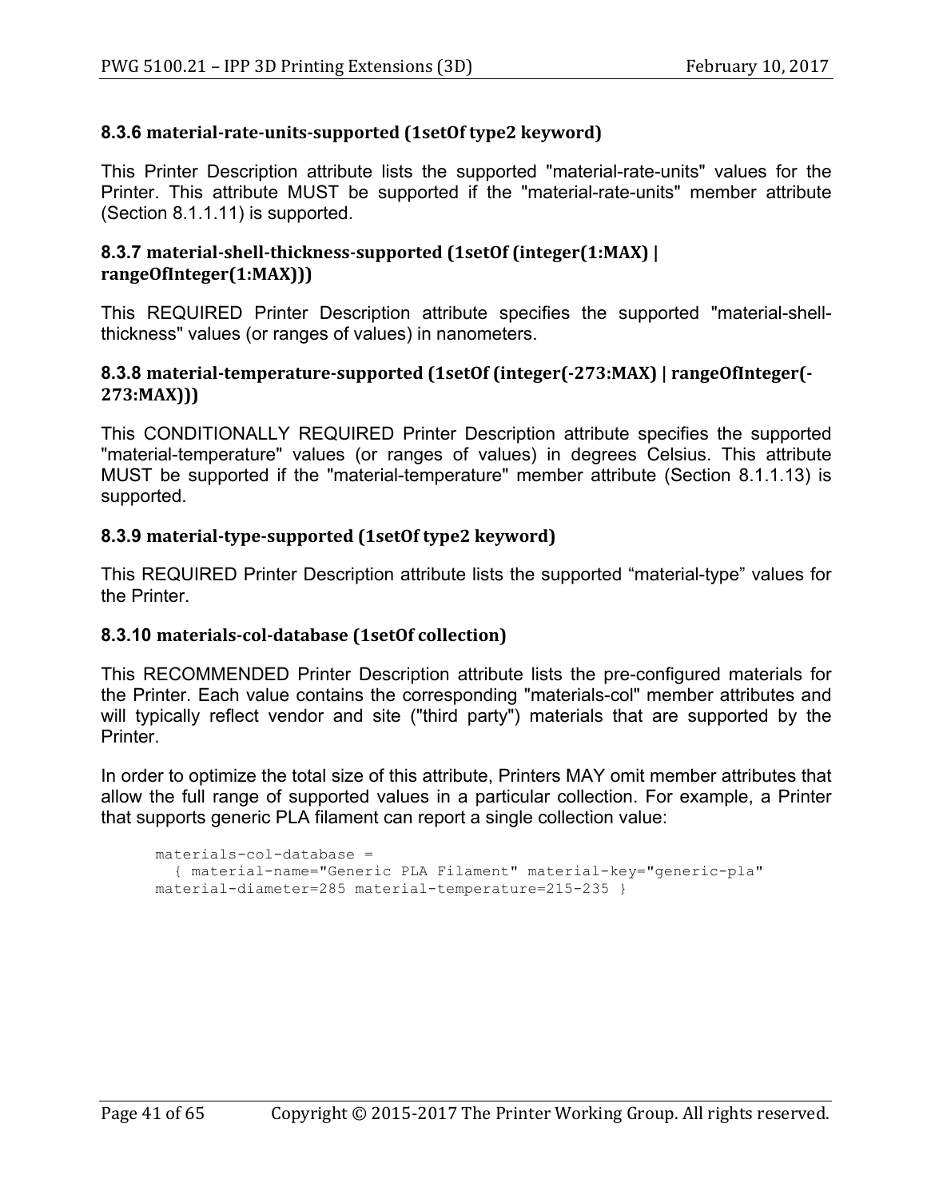### 8.3.6 material-rate-units-supported (1setOf type2 keyword)

This Printer Description attribute lists the supported "material-rate-units" values for the Printer. This attribute MUST be supported if the "material-rate-units" member attribute (Section 8.1.1.11) is supported.

### 8.3.7 material-shell-thickness-supported (1setOf (integer(1:MAX) | rangeOfInteger(1:MAX)))

This REQUIRED Printer Description attribute specifies the supported "material-shell-thickness" values (or ranges of values) in nanometers.

### 8.3.8 material-temperature-supported (1setOf (integer(-273:MAX) | rangeOfInteger(-273:MAX)))

This CONDITIONALLY REQUIRED Printer Description attribute specifies the supported "material-temperature" values (or ranges of values) in degrees Celsius. This attribute MUST be supported if the "material-temperature" member attribute (Section 8.1.1.13) is supported.

### 8.3.9 material-type-supported (1setOf type2 keyword)

This REQUIRED Printer Description attribute lists the supported “material-type” values for the Printer.

### 8.3.10 materials-col-database (1setOf collection)

This RECOMMENDED Printer Description attribute lists the pre-configured materials for the Printer. Each value contains the corresponding "materials-col" member attributes and will typically reflect vendor and site ("third party") materials that are supported by the Printer.

In order to optimize the total size of this attribute, Printers MAY omit member attributes that allow the full range of supported values in a particular collection. For example, a Printer that supports generic PLA filament can report a single collection value:

```
materials-col-database =
  { material-name="Generic PLA Filament" material-key="generic-pla"
material-diameter=285 material-temperature=215-235 }
```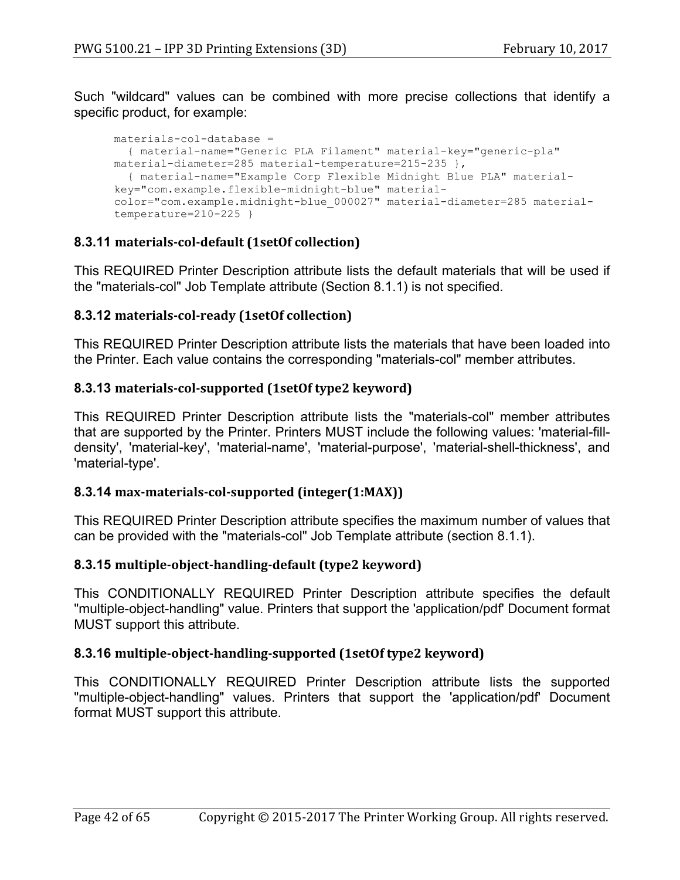Such "wildcard" values can be combined with more precise collections that identify a specific product, for example:

```
materials-col-database =
  { material-name="Generic PLA Filament" material-key="generic-pla"
material-diameter=285 material-temperature=215-235 },
  { material-name="Example Corp Flexible Midnight Blue PLA" material-
key="com.example.flexible-midnight-blue" material-
color="com.example.midnight-blue_000027" material-diameter=285 material-
temperature=210-225 }
```

### 8.3.11 materials-col-default (1setOf collection)

This REQUIRED Printer Description attribute lists the default materials that will be used if the "materials-col" Job Template attribute (Section 8.1.1) is not specified.

### 8.3.12 materials-col-ready (1setOf collection)

This REQUIRED Printer Description attribute lists the materials that have been loaded into the Printer. Each value contains the corresponding "materials-col" member attributes.

### 8.3.13 materials-col-supported (1setOf type2 keyword)

This REQUIRED Printer Description attribute lists the "materials-col" member attributes that are supported by the Printer. Printers MUST include the following values: 'material-fill-density', 'material-key', 'material-name', 'material-purpose', 'material-shell-thickness', and 'material-type'.

### 8.3.14 max-materials-col-supported (integer(1:MAX))

This REQUIRED Printer Description attribute specifies the maximum number of values that can be provided with the "materials-col" Job Template attribute (section 8.1.1).

### 8.3.15 multiple-object-handling-default (type2 keyword)

This CONDITIONALLY REQUIRED Printer Description attribute specifies the default "multiple-object-handling" value. Printers that support the 'application/pdf' Document format MUST support this attribute.

### 8.3.16 multiple-object-handling-supported (1setOf type2 keyword)

This CONDITIONALLY REQUIRED Printer Description attribute lists the supported "multiple-object-handling" values. Printers that support the 'application/pdf' Document format MUST support this attribute.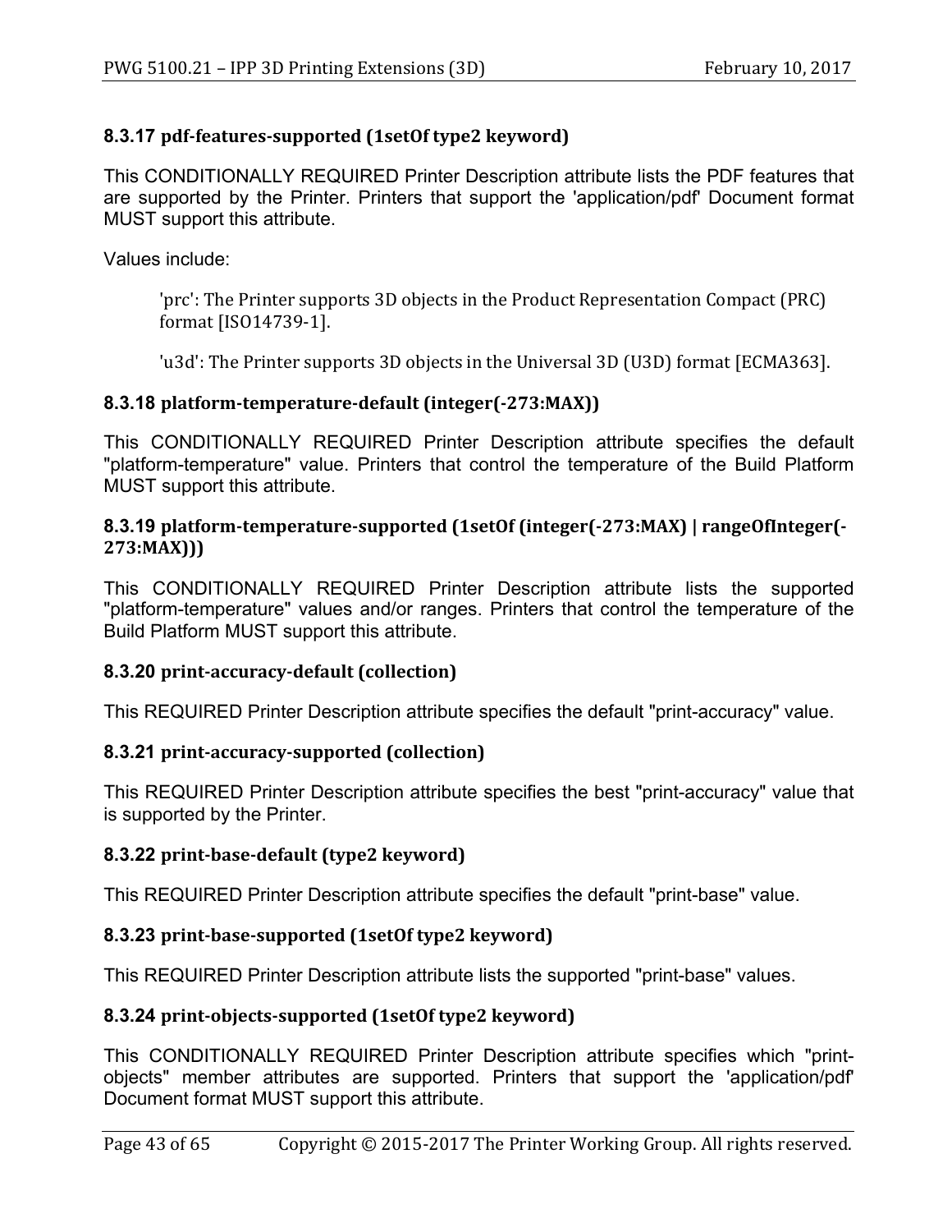### 8.3.17 pdf-features-supported (1setOf type2 keyword)

This CONDITIONALLY REQUIRED Printer Description attribute lists the PDF features that are supported by the Printer. Printers that support the 'application/pdf' Document format MUST support this attribute.

Values include:

> 'prc': The Printer supports 3D objects in the Product Representation Compact (PRC) format [ISO14739-1].
>
> 'u3d': The Printer supports 3D objects in the Universal 3D (U3D) format [ECMA363].

### 8.3.18 platform-temperature-default (integer(-273:MAX))

This CONDITIONALLY REQUIRED Printer Description attribute specifies the default "platform-temperature" value. Printers that control the temperature of the Build Platform MUST support this attribute.

### 8.3.19 platform-temperature-supported (1setOf (integer(-273:MAX) | rangeOfInteger(-273:MAX)))

This CONDITIONALLY REQUIRED Printer Description attribute lists the supported "platform-temperature" values and/or ranges. Printers that control the temperature of the Build Platform MUST support this attribute.

### 8.3.20 print-accuracy-default (collection)

This REQUIRED Printer Description attribute specifies the default "print-accuracy" value.

### 8.3.21 print-accuracy-supported (collection)

This REQUIRED Printer Description attribute specifies the best "print-accuracy" value that is supported by the Printer.

### 8.3.22 print-base-default (type2 keyword)

This REQUIRED Printer Description attribute specifies the default "print-base" value.

### 8.3.23 print-base-supported (1setOf type2 keyword)

This REQUIRED Printer Description attribute lists the supported "print-base" values.

### 8.3.24 print-objects-supported (1setOf type2 keyword)

This CONDITIONALLY REQUIRED Printer Description attribute specifies which "print-objects" member attributes are supported. Printers that support the 'application/pdf' Document format MUST support this attribute.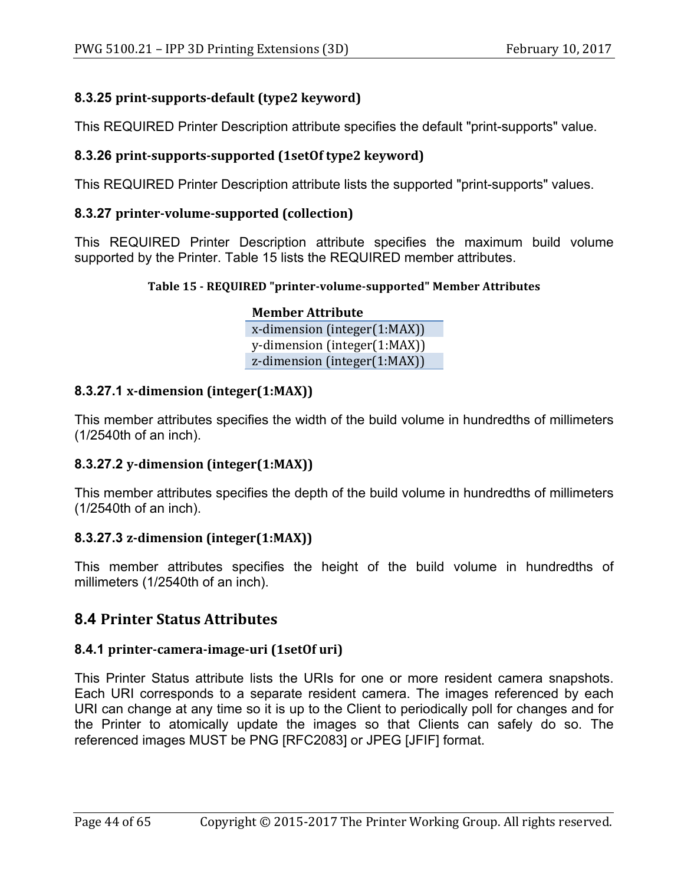#### 8.3.25 print-supports-default (type2 keyword)

This REQUIRED Printer Description attribute specifies the default "print-supports" value.

#### 8.3.26 print-supports-supported (1setOf type2 keyword)

This REQUIRED Printer Description attribute lists the supported "print-supports" values.

#### 8.3.27 printer-volume-supported (collection)

This REQUIRED Printer Description attribute specifies the maximum build volume supported by the Printer. Table 15 lists the REQUIRED member attributes.

**Table 15 - REQUIRED "printer-volume-supported" Member Attributes**

| Member Attribute |
|---|
| x-dimension (integer(1:MAX)) |
| y-dimension (integer(1:MAX)) |
| z-dimension (integer(1:MAX)) |

##### 8.3.27.1 x-dimension (integer(1:MAX))

This member attributes specifies the width of the build volume in hundredths of millimeters (1/2540th of an inch).

##### 8.3.27.2 y-dimension (integer(1:MAX))

This member attributes specifies the depth of the build volume in hundredths of millimeters (1/2540th of an inch).

##### 8.3.27.3 z-dimension (integer(1:MAX))

This member attributes specifies the height of the build volume in hundredths of millimeters (1/2540th of an inch).

### 8.4 Printer Status Attributes

#### 8.4.1 printer-camera-image-uri (1setOf uri)

This Printer Status attribute lists the URIs for one or more resident camera snapshots. Each URI corresponds to a separate resident camera. The images referenced by each URI can change at any time so it is up to the Client to periodically poll for changes and for the Printer to atomically update the images so that Clients can safely do so. The referenced images MUST be PNG [RFC2083] or JPEG [JFIF] format.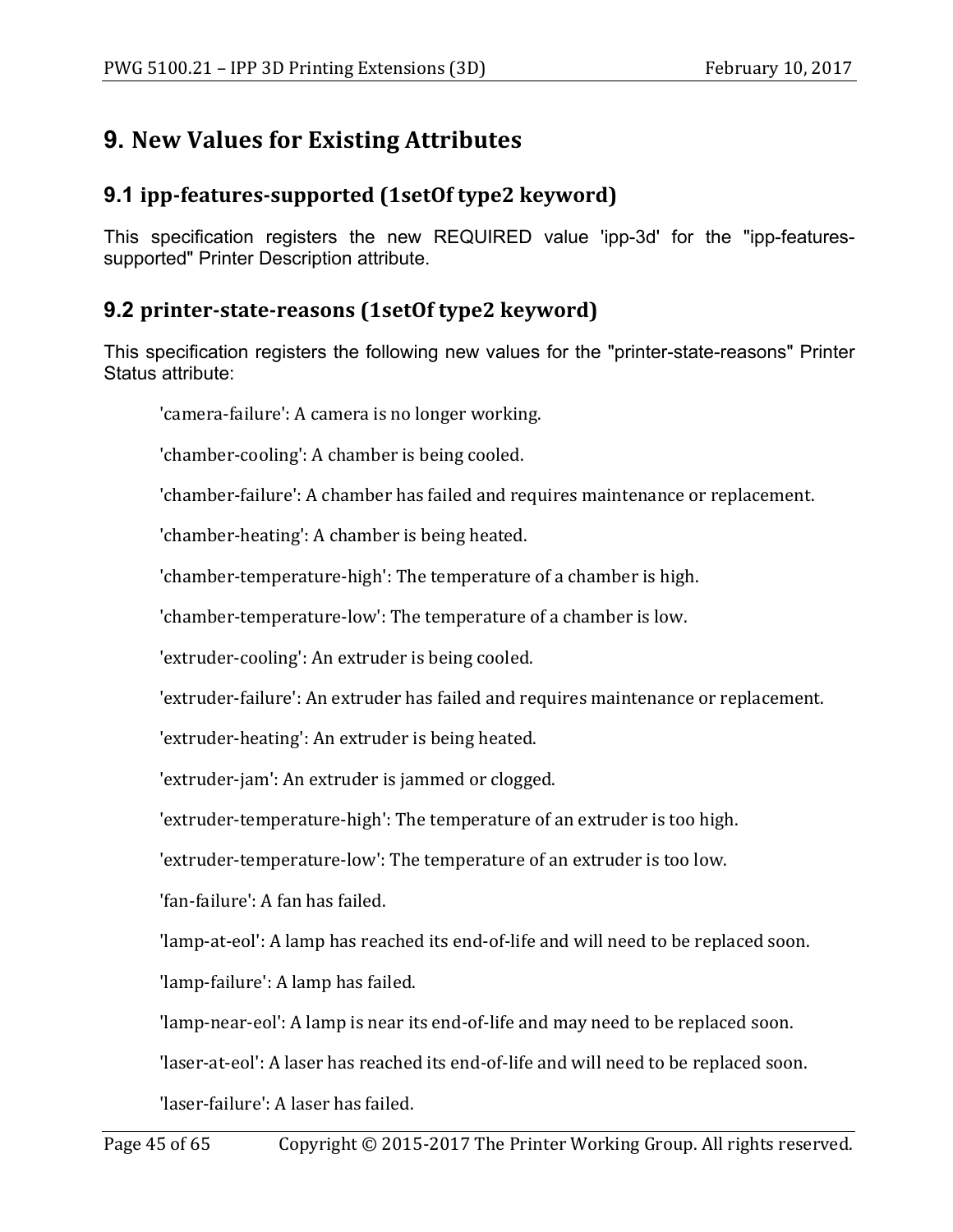# 9. New Values for Existing Attributes

## 9.1 ipp-features-supported (1setOf type2 keyword)

This specification registers the new REQUIRED value 'ipp-3d' for the "ipp-features-supported" Printer Description attribute.

## 9.2 printer-state-reasons (1setOf type2 keyword)

This specification registers the following new values for the "printer-state-reasons" Printer Status attribute:

'camera-failure': A camera is no longer working.

'chamber-cooling': A chamber is being cooled.

'chamber-failure': A chamber has failed and requires maintenance or replacement.

'chamber-heating': A chamber is being heated.

'chamber-temperature-high': The temperature of a chamber is high.

'chamber-temperature-low': The temperature of a chamber is low.

'extruder-cooling': An extruder is being cooled.

'extruder-failure': An extruder has failed and requires maintenance or replacement.

'extruder-heating': An extruder is being heated.

'extruder-jam': An extruder is jammed or clogged.

'extruder-temperature-high': The temperature of an extruder is too high.

'extruder-temperature-low': The temperature of an extruder is too low.

'fan-failure': A fan has failed.

'lamp-at-eol': A lamp has reached its end-of-life and will need to be replaced soon.

'lamp-failure': A lamp has failed.

'lamp-near-eol': A lamp is near its end-of-life and may need to be replaced soon.

'laser-at-eol': A laser has reached its end-of-life and will need to be replaced soon.

'laser-failure': A laser has failed.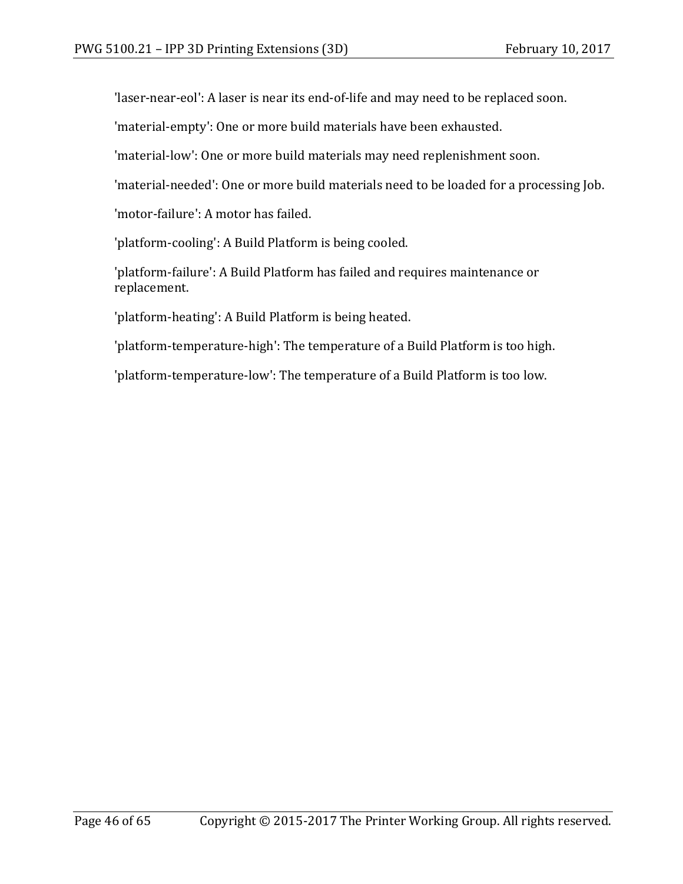'laser-near-eol': A laser is near its end-of-life and may need to be replaced soon.

'material-empty': One or more build materials have been exhausted.

'material-low': One or more build materials may need replenishment soon.

'material-needed': One or more build materials need to be loaded for a processing Job.

'motor-failure': A motor has failed.

'platform-cooling': A Build Platform is being cooled.

'platform-failure': A Build Platform has failed and requires maintenance or replacement.

'platform-heating': A Build Platform is being heated.

'platform-temperature-high': The temperature of a Build Platform is too high.

'platform-temperature-low': The temperature of a Build Platform is too low.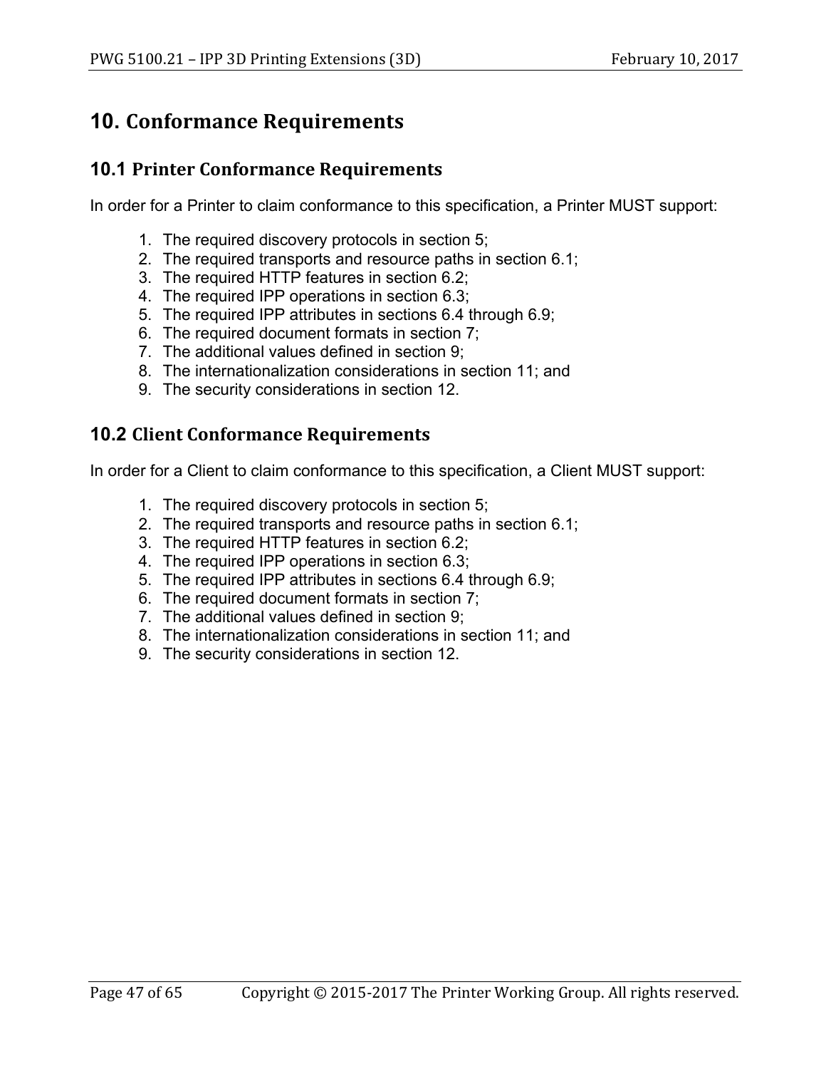# 10. Conformance Requirements

## 10.1 Printer Conformance Requirements

In order for a Printer to claim conformance to this specification, a Printer MUST support:

1. The required discovery protocols in section 5;
2. The required transports and resource paths in section 6.1;
3. The required HTTP features in section 6.2;
4. The required IPP operations in section 6.3;
5. The required IPP attributes in sections 6.4 through 6.9;
6. The required document formats in section 7;
7. The additional values defined in section 9;
8. The internationalization considerations in section 11; and
9. The security considerations in section 12.

## 10.2 Client Conformance Requirements

In order for a Client to claim conformance to this specification, a Client MUST support:

1. The required discovery protocols in section 5;
2. The required transports and resource paths in section 6.1;
3. The required HTTP features in section 6.2;
4. The required IPP operations in section 6.3;
5. The required IPP attributes in sections 6.4 through 6.9;
6. The required document formats in section 7;
7. The additional values defined in section 9;
8. The internationalization considerations in section 11; and
9. The security considerations in section 12.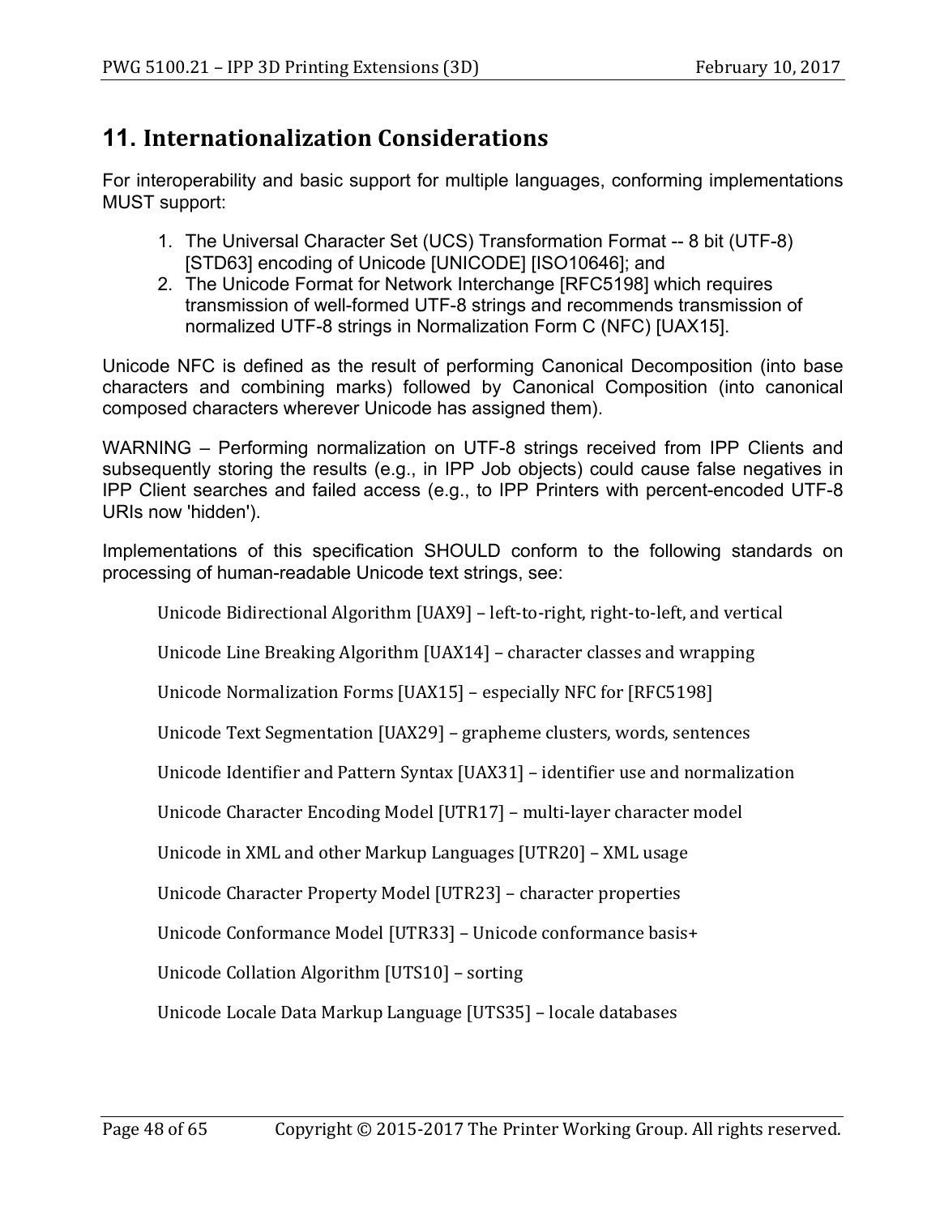# 11. Internationalization Considerations

For interoperability and basic support for multiple languages, conforming implementations MUST support:

1. The Universal Character Set (UCS) Transformation Format -- 8 bit (UTF-8) [STD63] encoding of Unicode [UNICODE] [ISO10646]; and
2. The Unicode Format for Network Interchange [RFC5198] which requires transmission of well-formed UTF-8 strings and recommends transmission of normalized UTF-8 strings in Normalization Form C (NFC) [UAX15].

Unicode NFC is defined as the result of performing Canonical Decomposition (into base characters and combining marks) followed by Canonical Composition (into canonical composed characters wherever Unicode has assigned them).

WARNING – Performing normalization on UTF-8 strings received from IPP Clients and subsequently storing the results (e.g., in IPP Job objects) could cause false negatives in IPP Client searches and failed access (e.g., to IPP Printers with percent-encoded UTF-8 URIs now 'hidden').

Implementations of this specification SHOULD conform to the following standards on processing of human-readable Unicode text strings, see:

Unicode Bidirectional Algorithm [UAX9] – left-to-right, right-to-left, and vertical

Unicode Line Breaking Algorithm [UAX14] – character classes and wrapping

Unicode Normalization Forms [UAX15] – especially NFC for [RFC5198]

Unicode Text Segmentation [UAX29] – grapheme clusters, words, sentences

Unicode Identifier and Pattern Syntax [UAX31] – identifier use and normalization

Unicode Character Encoding Model [UTR17] – multi-layer character model

Unicode in XML and other Markup Languages [UTR20] – XML usage

Unicode Character Property Model [UTR23] – character properties

Unicode Conformance Model [UTR33] – Unicode conformance basis+

Unicode Collation Algorithm [UTS10] – sorting

Unicode Locale Data Markup Language [UTS35] – locale databases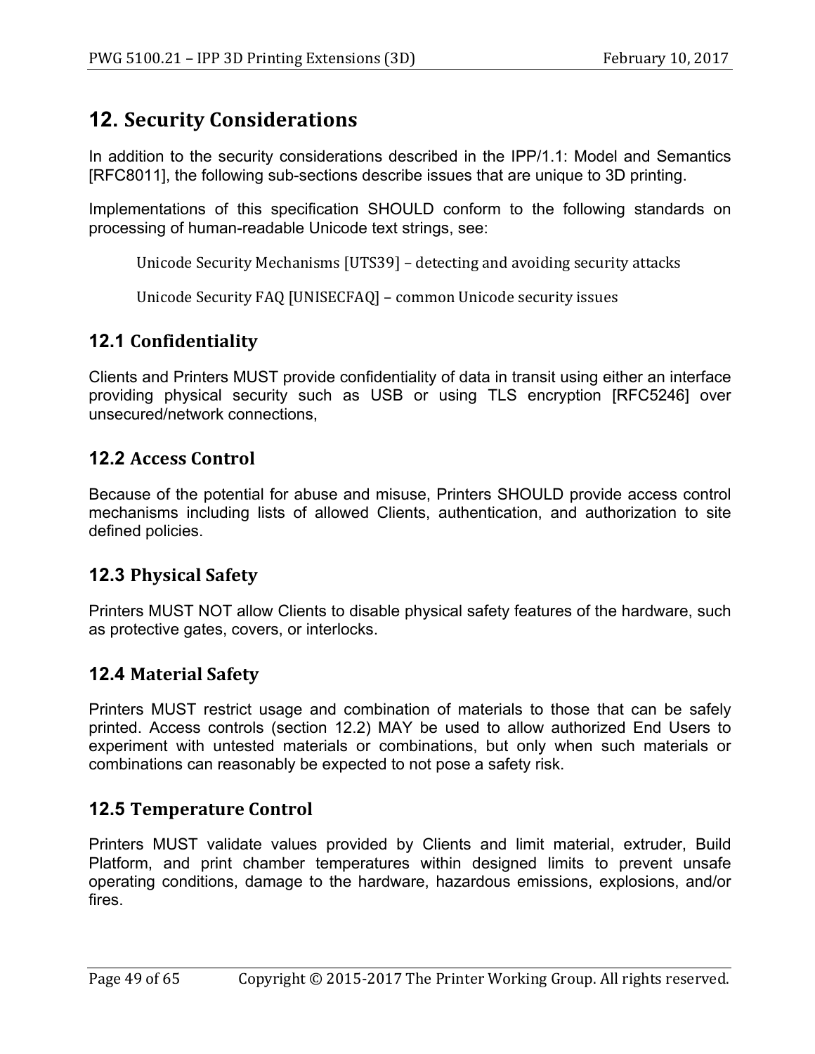# 12. Security Considerations

In addition to the security considerations described in the IPP/1.1: Model and Semantics [RFC8011], the following sub-sections describe issues that are unique to 3D printing.

Implementations of this specification SHOULD conform to the following standards on processing of human-readable Unicode text strings, see:

> Unicode Security Mechanisms [UTS39] – detecting and avoiding security attacks
>
> Unicode Security FAQ [UNISECFAQ] – common Unicode security issues

## 12.1 Confidentiality

Clients and Printers MUST provide confidentiality of data in transit using either an interface providing physical security such as USB or using TLS encryption [RFC5246] over unsecured/network connections,

## 12.2 Access Control

Because of the potential for abuse and misuse, Printers SHOULD provide access control mechanisms including lists of allowed Clients, authentication, and authorization to site defined policies.

## 12.3 Physical Safety

Printers MUST NOT allow Clients to disable physical safety features of the hardware, such as protective gates, covers, or interlocks.

## 12.4 Material Safety

Printers MUST restrict usage and combination of materials to those that can be safely printed. Access controls (section 12.2) MAY be used to allow authorized End Users to experiment with untested materials or combinations, but only when such materials or combinations can reasonably be expected to not pose a safety risk.

## 12.5 Temperature Control

Printers MUST validate values provided by Clients and limit material, extruder, Build Platform, and print chamber temperatures within designed limits to prevent unsafe operating conditions, damage to the hardware, hazardous emissions, explosions, and/or fires.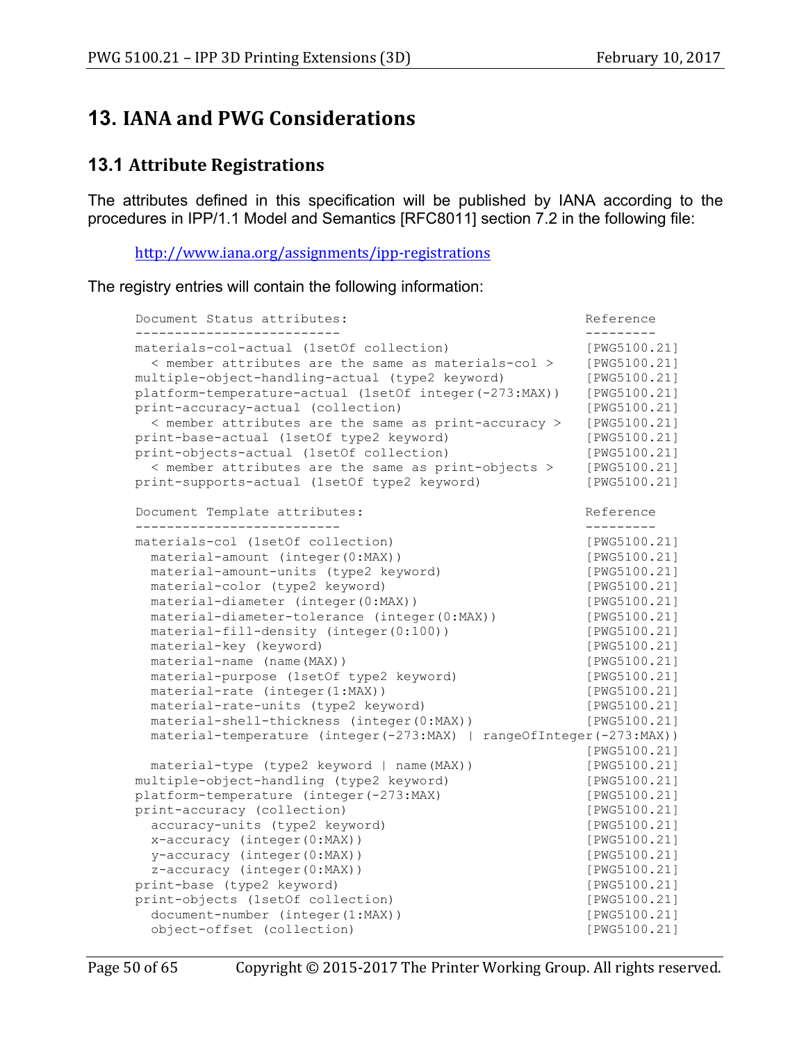# 13. IANA and PWG Considerations

## 13.1 Attribute Registrations

The attributes defined in this specification will be published by IANA according to the procedures in IPP/1.1 Model and Semantics [RFC8011] section 7.2 in the following file:

http://www.iana.org/assignments/ipp-registrations

The registry entries will contain the following information:

```
Document Status attributes:                               Reference
--------------------------                                ---------
materials-col-actual (1setOf collection)                  [PWG5100.21]
  < member attributes are the same as materials-col >     [PWG5100.21]
multiple-object-handling-actual (type2 keyword)           [PWG5100.21]
platform-temperature-actual (1setOf integer(-273:MAX))    [PWG5100.21]
print-accuracy-actual (collection)                        [PWG5100.21]
  < member attributes are the same as print-accuracy >    [PWG5100.21]
print-base-actual (1setOf type2 keyword)                  [PWG5100.21]
print-objects-actual (1setOf collection)                  [PWG5100.21]
  < member attributes are the same as print-objects >     [PWG5100.21]
print-supports-actual (1setOf type2 keyword)              [PWG5100.21]

Document Template attributes:                             Reference
--------------------------                                ---------
materials-col (1setOf collection)                         [PWG5100.21]
  material-amount (integer(0:MAX))                        [PWG5100.21]
  material-amount-units (type2 keyword)                   [PWG5100.21]
  material-color (type2 keyword)                          [PWG5100.21]
  material-diameter (integer(0:MAX))                      [PWG5100.21]
  material-diameter-tolerance (integer(0:MAX))            [PWG5100.21]
  material-fill-density (integer(0:100))                  [PWG5100.21]
  material-key (keyword)                                  [PWG5100.21]
  material-name (name(MAX))                               [PWG5100.21]
  material-purpose (1setOf type2 keyword)                 [PWG5100.21]
  material-rate (integer(1:MAX))                          [PWG5100.21]
  material-rate-units (type2 keyword)                     [PWG5100.21]
  material-shell-thickness (integer(0:MAX))               [PWG5100.21]
  material-temperature (integer(-273:MAX) | rangeOfInteger(-273:MAX))
                                                          [PWG5100.21]
  material-type (type2 keyword | name(MAX))               [PWG5100.21]
multiple-object-handling (type2 keyword)                  [PWG5100.21]
platform-temperature (integer(-273:MAX)                   [PWG5100.21]
print-accuracy (collection)                               [PWG5100.21]
  accuracy-units (type2 keyword)                          [PWG5100.21]
  x-accuracy (integer(0:MAX))                             [PWG5100.21]
  y-accuracy (integer(0:MAX))                             [PWG5100.21]
  z-accuracy (integer(0:MAX))                             [PWG5100.21]
print-base (type2 keyword)                                [PWG5100.21]
print-objects (1setOf collection)                         [PWG5100.21]
  document-number (integer(1:MAX))                        [PWG5100.21]
  object-offset (collection)                              [PWG5100.21]
```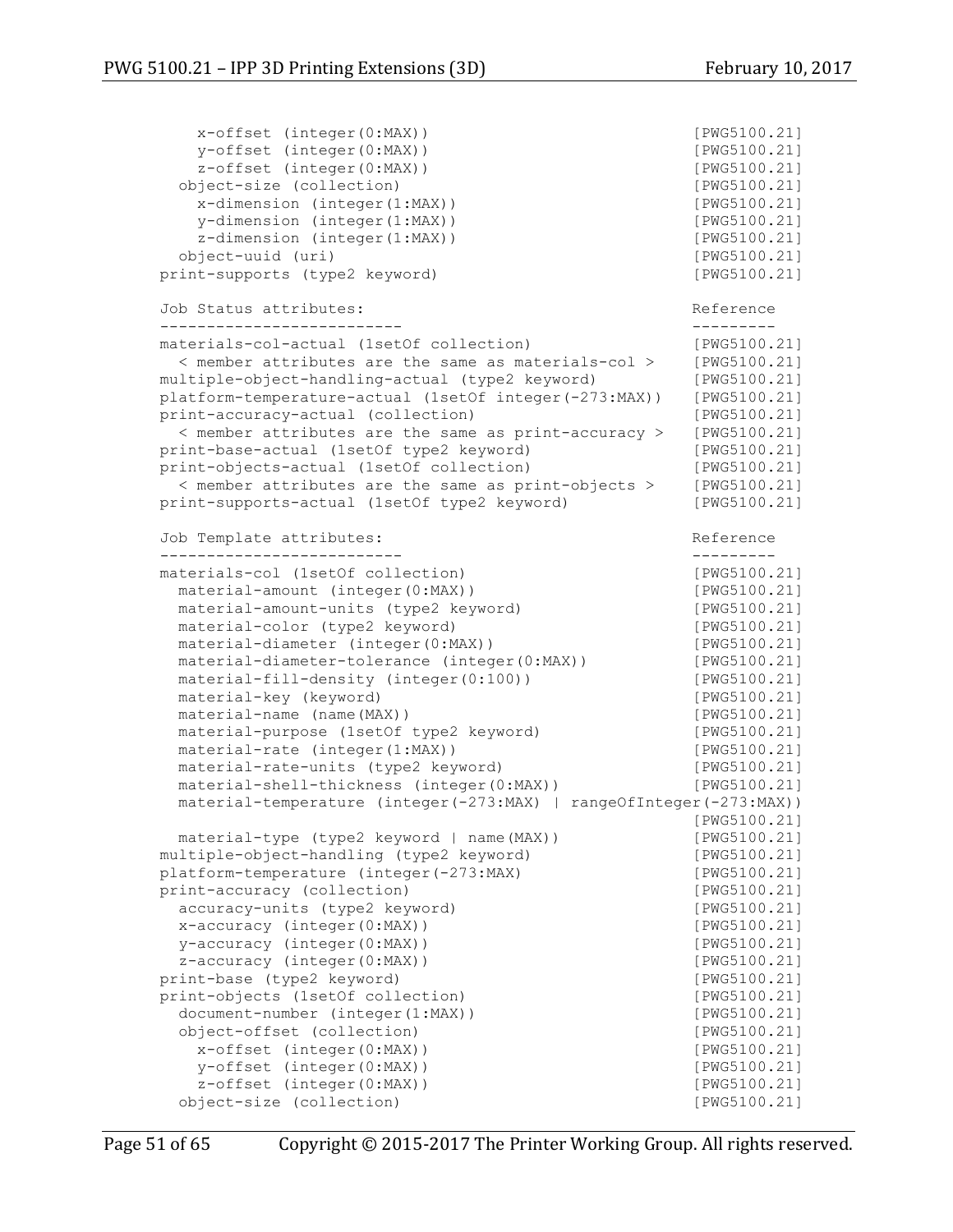```
    x-offset (integer(0:MAX))                           [PWG5100.21]
    y-offset (integer(0:MAX))                           [PWG5100.21]
    z-offset (integer(0:MAX))                           [PWG5100.21]
  object-size (collection)                              [PWG5100.21]
    x-dimension (integer(1:MAX))                        [PWG5100.21]
    y-dimension (integer(1:MAX))                        [PWG5100.21]
    z-dimension (integer(1:MAX))                        [PWG5100.21]
  object-uuid (uri)                                     [PWG5100.21]
print-supports (type2 keyword)                          [PWG5100.21]

Job Status attributes:                                  Reference
--------------------------                              ---------
materials-col-actual (1setOf collection)                [PWG5100.21]
  < member attributes are the same as materials-col >   [PWG5100.21]
multiple-object-handling-actual (type2 keyword)         [PWG5100.21]
platform-temperature-actual (1setOf integer(-273:MAX))  [PWG5100.21]
print-accuracy-actual (collection)                      [PWG5100.21]
  < member attributes are the same as print-accuracy >  [PWG5100.21]
print-base-actual (1setOf type2 keyword)                [PWG5100.21]
print-objects-actual (1setOf collection)                [PWG5100.21]
  < member attributes are the same as print-objects >   [PWG5100.21]
print-supports-actual (1setOf type2 keyword)            [PWG5100.21]

Job Template attributes:                                Reference
--------------------------                              ---------
materials-col (1setOf collection)                       [PWG5100.21]
  material-amount (integer(0:MAX))                      [PWG5100.21]
  material-amount-units (type2 keyword)                 [PWG5100.21]
  material-color (type2 keyword)                        [PWG5100.21]
  material-diameter (integer(0:MAX))                    [PWG5100.21]
  material-diameter-tolerance (integer(0:MAX))          [PWG5100.21]
  material-fill-density (integer(0:100))                [PWG5100.21]
  material-key (keyword)                                [PWG5100.21]
  material-name (name(MAX))                             [PWG5100.21]
  material-purpose (1setOf type2 keyword)               [PWG5100.21]
  material-rate (integer(1:MAX))                        [PWG5100.21]
  material-rate-units (type2 keyword)                   [PWG5100.21]
  material-shell-thickness (integer(0:MAX))             [PWG5100.21]
  material-temperature (integer(-273:MAX) | rangeOfInteger(-273:MAX))
                                                        [PWG5100.21]
  material-type (type2 keyword | name(MAX))             [PWG5100.21]
multiple-object-handling (type2 keyword)                [PWG5100.21]
platform-temperature (integer(-273:MAX)                 [PWG5100.21]
print-accuracy (collection)                             [PWG5100.21]
  accuracy-units (type2 keyword)                        [PWG5100.21]
  x-accuracy (integer(0:MAX))                           [PWG5100.21]
  y-accuracy (integer(0:MAX))                           [PWG5100.21]
  z-accuracy (integer(0:MAX))                           [PWG5100.21]
print-base (type2 keyword)                              [PWG5100.21]
print-objects (1setOf collection)                       [PWG5100.21]
  document-number (integer(1:MAX))                      [PWG5100.21]
  object-offset (collection)                            [PWG5100.21]
    x-offset (integer(0:MAX))                           [PWG5100.21]
    y-offset (integer(0:MAX))                           [PWG5100.21]
    z-offset (integer(0:MAX))                           [PWG5100.21]
  object-size (collection)                              [PWG5100.21]
```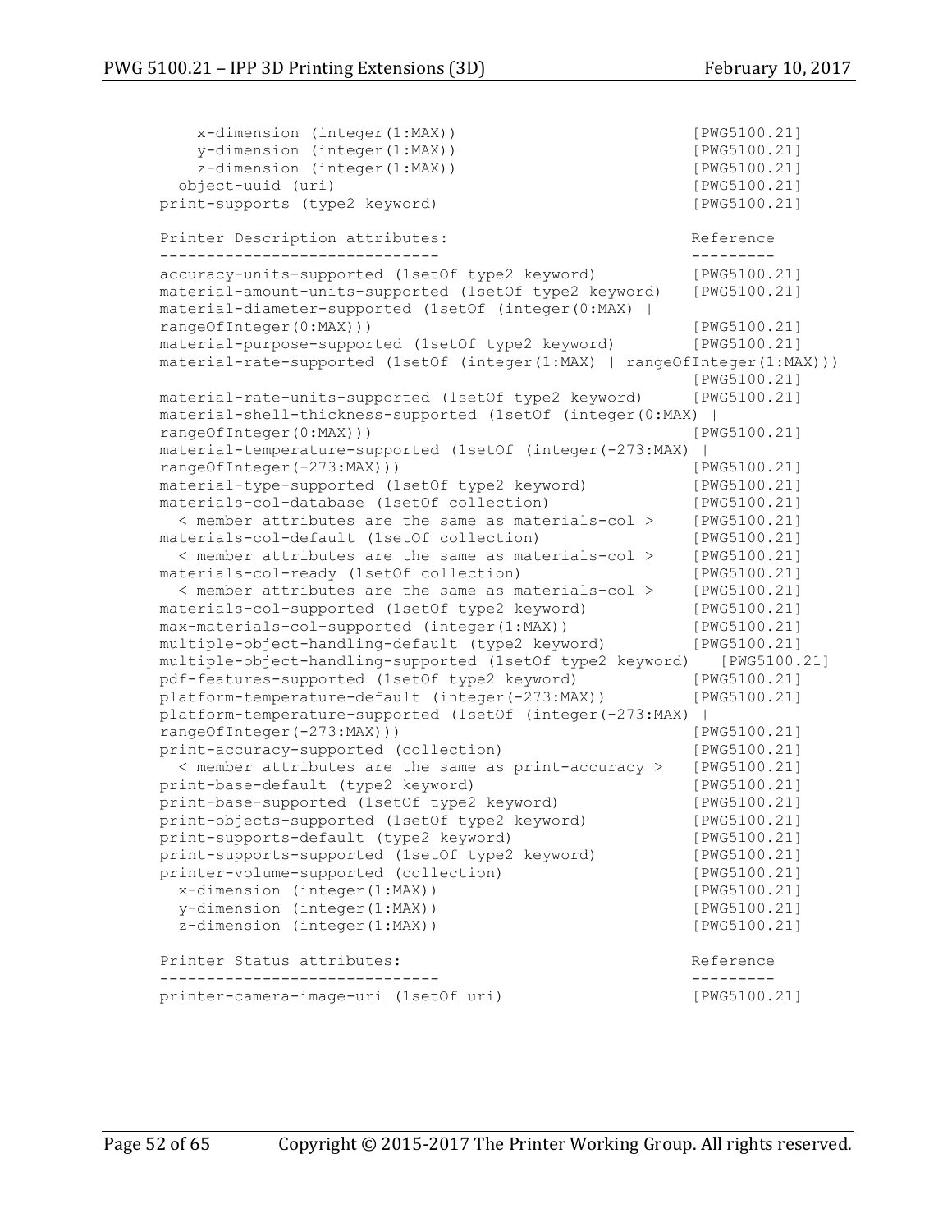```
    x-dimension (integer(1:MAX))                         [PWG5100.21]
    y-dimension (integer(1:MAX))                         [PWG5100.21]
    z-dimension (integer(1:MAX))                         [PWG5100.21]
  object-uuid (uri)                                      [PWG5100.21]
print-supports (type2 keyword)                           [PWG5100.21]

Printer Description attributes:                          Reference
-------------------------------                          ---------
accuracy-units-supported (1setOf type2 keyword)          [PWG5100.21]
material-amount-units-supported (1setOf type2 keyword)   [PWG5100.21]
material-diameter-supported (1setOf (integer(0:MAX) |
rangeOfInteger(0:MAX)))                                  [PWG5100.21]
material-purpose-supported (1setOf type2 keyword)        [PWG5100.21]
material-rate-supported (1setOf (integer(1:MAX) | rangeOfInteger(1:MAX)))
                                                         [PWG5100.21]
material-rate-units-supported (1setOf type2 keyword)     [PWG5100.21]
material-shell-thickness-supported (1setOf (integer(0:MAX) |
rangeOfInteger(0:MAX)))                                  [PWG5100.21]
material-temperature-supported (1setOf (integer(-273:MAX) |
rangeOfInteger(-273:MAX)))                               [PWG5100.21]
material-type-supported (1setOf type2 keyword)           [PWG5100.21]
materials-col-database (1setOf collection)               [PWG5100.21]
  < member attributes are the same as materials-col >    [PWG5100.21]
materials-col-default (1setOf collection)                [PWG5100.21]
  < member attributes are the same as materials-col >    [PWG5100.21]
materials-col-ready (1setOf collection)                  [PWG5100.21]
  < member attributes are the same as materials-col >    [PWG5100.21]
materials-col-supported (1setOf type2 keyword)           [PWG5100.21]
max-materials-col-supported (integer(1:MAX))             [PWG5100.21]
multiple-object-handling-default (type2 keyword)         [PWG5100.21]
multiple-object-handling-supported (1setOf type2 keyword)   [PWG5100.21]
pdf-features-supported (1setOf type2 keyword)            [PWG5100.21]
platform-temperature-default (integer(-273:MAX))         [PWG5100.21]
platform-temperature-supported (1setOf (integer(-273:MAX) |
rangeOfInteger(-273:MAX)))                               [PWG5100.21]
print-accuracy-supported (collection)                    [PWG5100.21]
  < member attributes are the same as print-accuracy >   [PWG5100.21]
print-base-default (type2 keyword)                       [PWG5100.21]
print-base-supported (1setOf type2 keyword)              [PWG5100.21]
print-objects-supported (1setOf type2 keyword)           [PWG5100.21]
print-supports-default (type2 keyword)                   [PWG5100.21]
print-supports-supported (1setOf type2 keyword)          [PWG5100.21]
printer-volume-supported (collection)                    [PWG5100.21]
  x-dimension (integer(1:MAX))                           [PWG5100.21]
  y-dimension (integer(1:MAX))                           [PWG5100.21]
  z-dimension (integer(1:MAX))                           [PWG5100.21]

Printer Status attributes:                               Reference
------------------------------                           ---------
printer-camera-image-uri (1setOf uri)                    [PWG5100.21]
```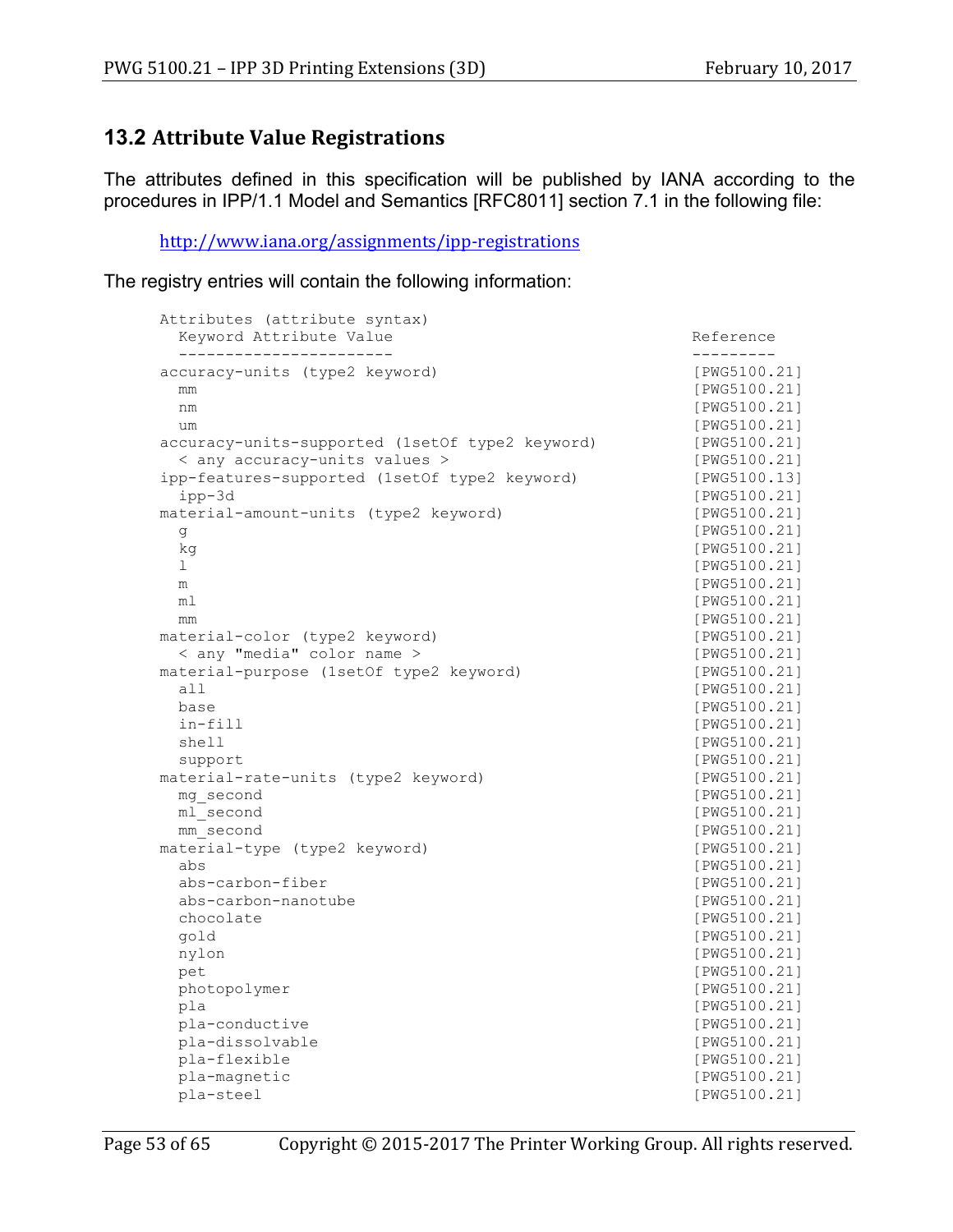## 13.2 Attribute Value Registrations

The attributes defined in this specification will be published by IANA according to the procedures in IPP/1.1 Model and Semantics [RFC8011] section 7.1 in the following file:

http://www.iana.org/assignments/ipp-registrations

The registry entries will contain the following information:

```
Attributes (attribute syntax)
  Keyword Attribute Value                                Reference
  -----------------------                                ---------
accuracy-units (type2 keyword)                           [PWG5100.21]
  mm                                                     [PWG5100.21]
  nm                                                     [PWG5100.21]
  um                                                     [PWG5100.21]
accuracy-units-supported (1setOf type2 keyword)          [PWG5100.21]
  < any accuracy-units values >                          [PWG5100.21]
ipp-features-supported (1setOf type2 keyword)            [PWG5100.13]
  ipp-3d                                                 [PWG5100.21]
material-amount-units (type2 keyword)                    [PWG5100.21]
  g                                                      [PWG5100.21]
  kg                                                     [PWG5100.21]
  l                                                      [PWG5100.21]
  m                                                      [PWG5100.21]
  ml                                                     [PWG5100.21]
  mm                                                     [PWG5100.21]
material-color (type2 keyword)                           [PWG5100.21]
  < any "media" color name >                             [PWG5100.21]
material-purpose (1setOf type2 keyword)                  [PWG5100.21]
  all                                                    [PWG5100.21]
  base                                                   [PWG5100.21]
  in-fill                                                [PWG5100.21]
  shell                                                  [PWG5100.21]
  support                                                [PWG5100.21]
material-rate-units (type2 keyword)                      [PWG5100.21]
  mg_second                                              [PWG5100.21]
  ml_second                                              [PWG5100.21]
  mm_second                                              [PWG5100.21]
material-type (type2 keyword)                            [PWG5100.21]
  abs                                                    [PWG5100.21]
  abs-carbon-fiber                                       [PWG5100.21]
  abs-carbon-nanotube                                    [PWG5100.21]
  chocolate                                              [PWG5100.21]
  gold                                                   [PWG5100.21]
  nylon                                                  [PWG5100.21]
  pet                                                    [PWG5100.21]
  photopolymer                                           [PWG5100.21]
  pla                                                    [PWG5100.21]
  pla-conductive                                         [PWG5100.21]
  pla-dissolvable                                        [PWG5100.21]
  pla-flexible                                           [PWG5100.21]
  pla-magnetic                                           [PWG5100.21]
  pla-steel                                              [PWG5100.21]
```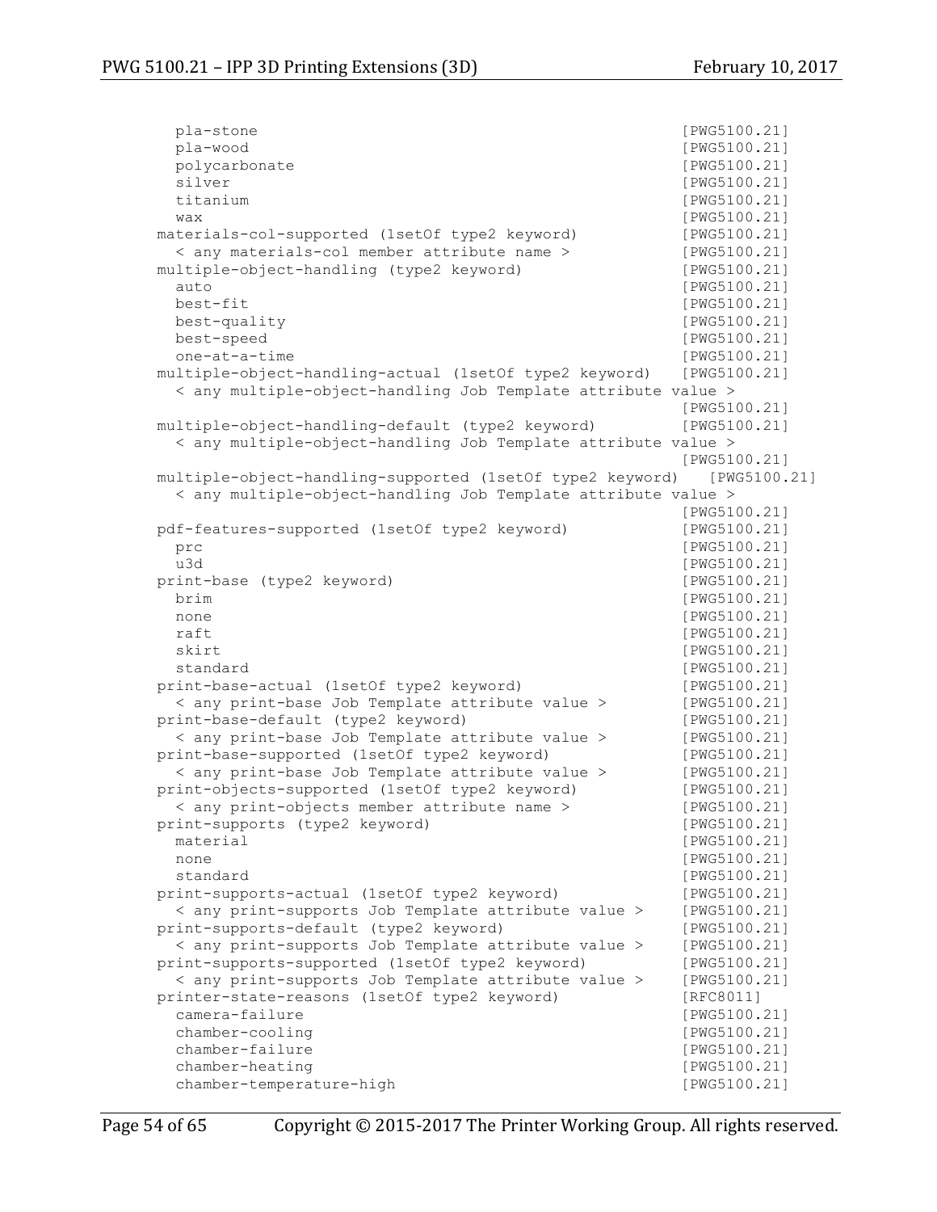```
  pla-stone                                                [PWG5100.21]
  pla-wood                                                 [PWG5100.21]
  polycarbonate                                            [PWG5100.21]
  silver                                                   [PWG5100.21]
  titanium                                                 [PWG5100.21]
  wax                                                      [PWG5100.21]
materials-col-supported (1setOf type2 keyword)             [PWG5100.21]
  < any materials-col member attribute name >              [PWG5100.21]
multiple-object-handling (type2 keyword)                   [PWG5100.21]
  auto                                                     [PWG5100.21]
  best-fit                                                 [PWG5100.21]
  best-quality                                             [PWG5100.21]
  best-speed                                               [PWG5100.21]
  one-at-a-time                                            [PWG5100.21]
multiple-object-handling-actual (1setOf type2 keyword)     [PWG5100.21]
  < any multiple-object-handling Job Template attribute value >
                                                           [PWG5100.21]
multiple-object-handling-default (type2 keyword)           [PWG5100.21]
  < any multiple-object-handling Job Template attribute value >
                                                           [PWG5100.21]
multiple-object-handling-supported (1setOf type2 keyword)   [PWG5100.21]
  < any multiple-object-handling Job Template attribute value >
                                                           [PWG5100.21]
pdf-features-supported (1setOf type2 keyword)              [PWG5100.21]
  prc                                                      [PWG5100.21]
  u3d                                                      [PWG5100.21]
print-base (type2 keyword)                                 [PWG5100.21]
  brim                                                     [PWG5100.21]
  none                                                     [PWG5100.21]
  raft                                                     [PWG5100.21]
  skirt                                                    [PWG5100.21]
  standard                                                 [PWG5100.21]
print-base-actual (1setOf type2 keyword)                   [PWG5100.21]
  < any print-base Job Template attribute value >          [PWG5100.21]
print-base-default (type2 keyword)                         [PWG5100.21]
  < any print-base Job Template attribute value >          [PWG5100.21]
print-base-supported (1setOf type2 keyword)                [PWG5100.21]
  < any print-base Job Template attribute value >          [PWG5100.21]
print-objects-supported (1setOf type2 keyword)             [PWG5100.21]
  < any print-objects member attribute name >              [PWG5100.21]
print-supports (type2 keyword)                             [PWG5100.21]
  material                                                 [PWG5100.21]
  none                                                     [PWG5100.21]
  standard                                                 [PWG5100.21]
print-supports-actual (1setOf type2 keyword)               [PWG5100.21]
  < any print-supports Job Template attribute value >      [PWG5100.21]
print-supports-default (type2 keyword)                     [PWG5100.21]
  < any print-supports Job Template attribute value >      [PWG5100.21]
print-supports-supported (1setOf type2 keyword)            [PWG5100.21]
  < any print-supports Job Template attribute value >      [PWG5100.21]
printer-state-reasons (1setOf type2 keyword)               [RFC8011]
  camera-failure                                           [PWG5100.21]
  chamber-cooling                                          [PWG5100.21]
  chamber-failure                                          [PWG5100.21]
  chamber-heating                                          [PWG5100.21]
  chamber-temperature-high                                 [PWG5100.21]
```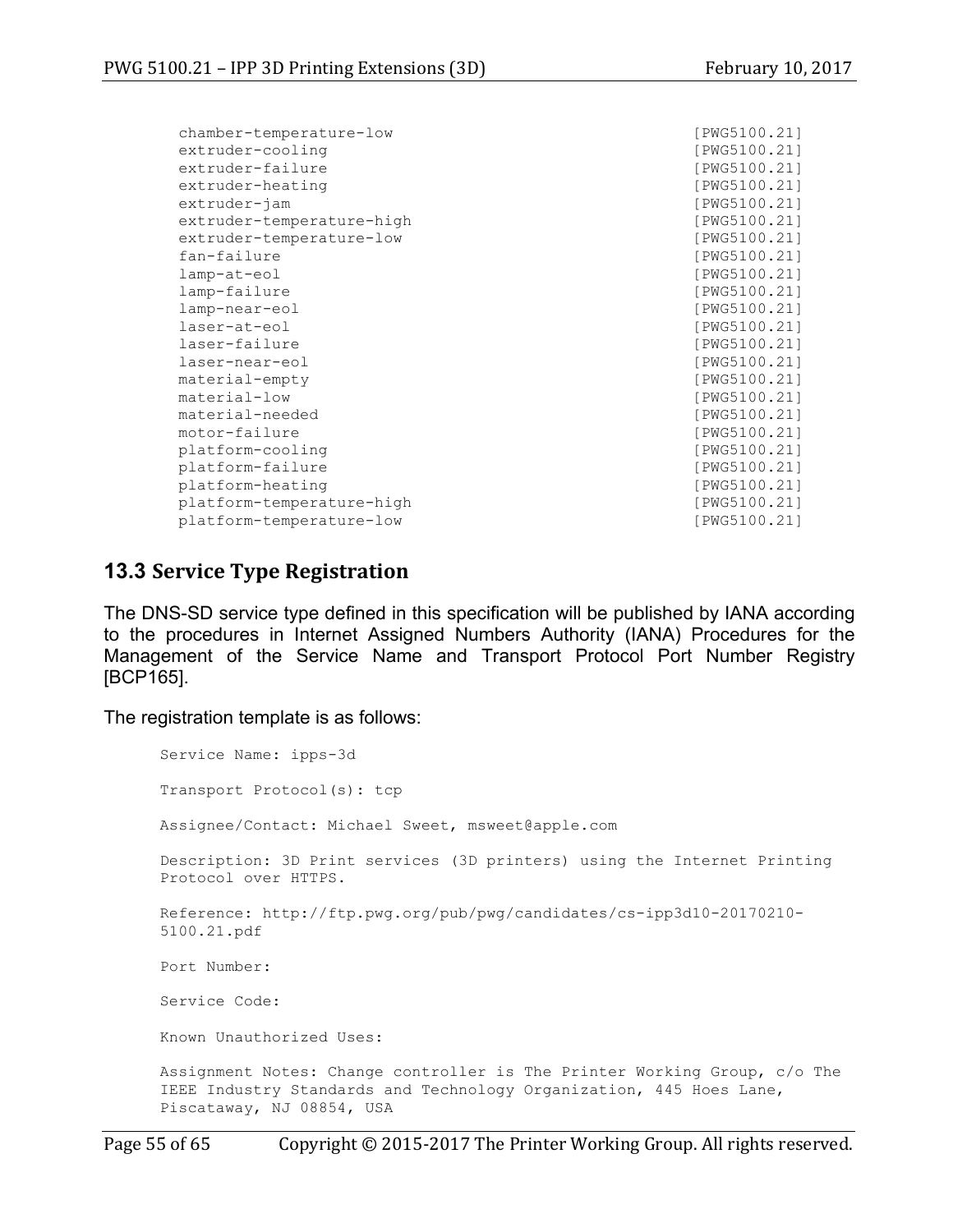```
  chamber-temperature-low                                    [PWG5100.21]
  extruder-cooling                                           [PWG5100.21]
  extruder-failure                                           [PWG5100.21]
  extruder-heating                                           [PWG5100.21]
  extruder-jam                                               [PWG5100.21]
  extruder-temperature-high                                  [PWG5100.21]
  extruder-temperature-low                                   [PWG5100.21]
  fan-failure                                                [PWG5100.21]
  lamp-at-eol                                                [PWG5100.21]
  lamp-failure                                               [PWG5100.21]
  lamp-near-eol                                              [PWG5100.21]
  laser-at-eol                                               [PWG5100.21]
  laser-failure                                              [PWG5100.21]
  laser-near-eol                                             [PWG5100.21]
  material-empty                                             [PWG5100.21]
  material-low                                               [PWG5100.21]
  material-needed                                            [PWG5100.21]
  motor-failure                                              [PWG5100.21]
  platform-cooling                                           [PWG5100.21]
  platform-failure                                           [PWG5100.21]
  platform-heating                                           [PWG5100.21]
  platform-temperature-high                                  [PWG5100.21]
  platform-temperature-low                                   [PWG5100.21]
```

## 13.3 Service Type Registration

The DNS-SD service type defined in this specification will be published by IANA according to the procedures in Internet Assigned Numbers Authority (IANA) Procedures for the Management of the Service Name and Transport Protocol Port Number Registry [BCP165].

The registration template is as follows:

```
Service Name: ipps-3d

Transport Protocol(s): tcp

Assignee/Contact: Michael Sweet, msweet@apple.com

Description: 3D Print services (3D printers) using the Internet Printing
Protocol over HTTPS.

Reference: http://ftp.pwg.org/pub/pwg/candidates/cs-ipp3d10-20170210-
5100.21.pdf

Port Number:

Service Code:

Known Unauthorized Uses:

Assignment Notes: Change controller is The Printer Working Group, c/o The
IEEE Industry Standards and Technology Organization, 445 Hoes Lane,
Piscataway, NJ 08854, USA
```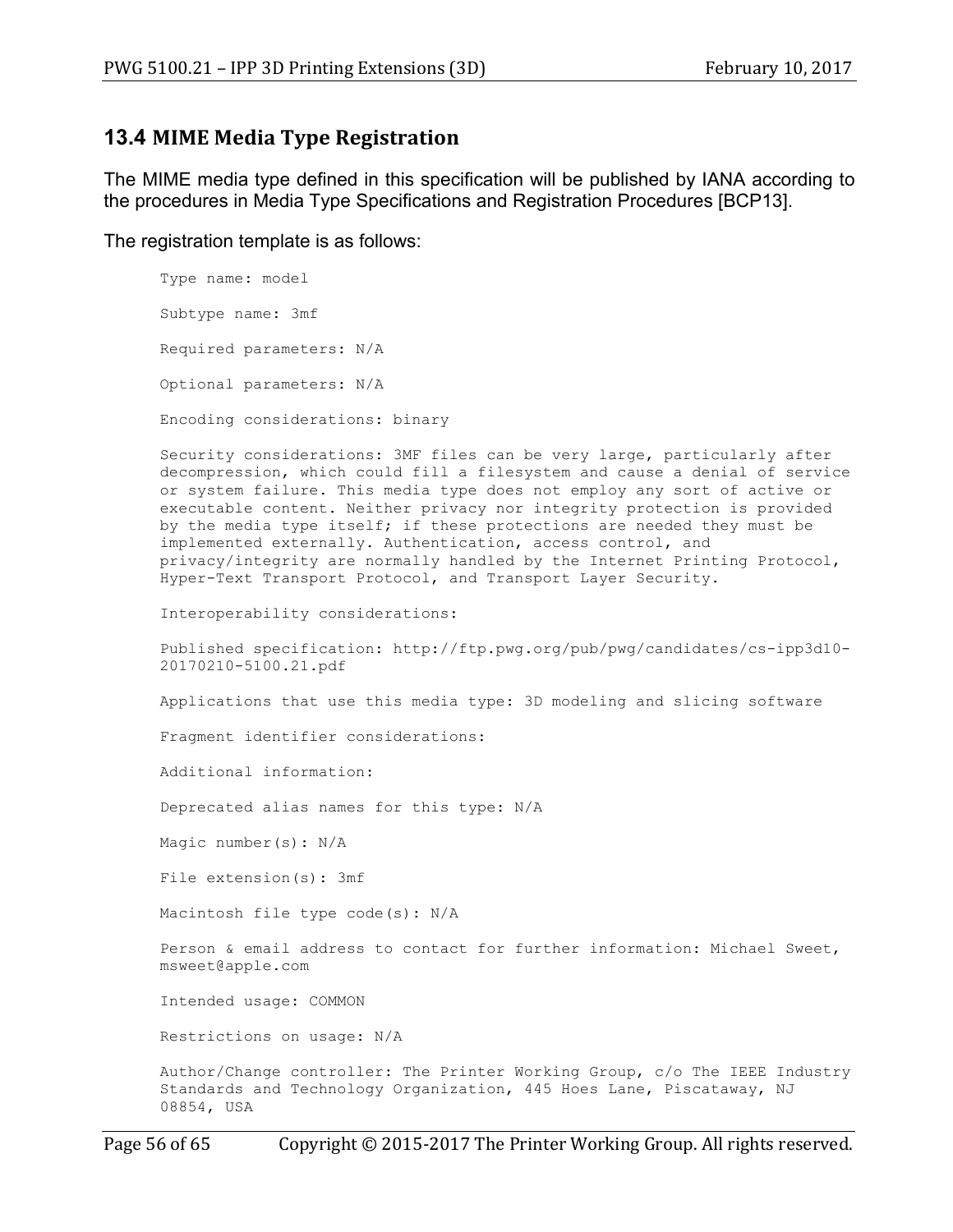## 13.4 MIME Media Type Registration

The MIME media type defined in this specification will be published by IANA according to the procedures in Media Type Specifications and Registration Procedures [BCP13].

The registration template is as follows:

```
Type name: model

Subtype name: 3mf

Required parameters: N/A

Optional parameters: N/A

Encoding considerations: binary

Security considerations: 3MF files can be very large, particularly after
decompression, which could fill a filesystem and cause a denial of service
or system failure. This media type does not employ any sort of active or
executable content. Neither privacy nor integrity protection is provided
by the media type itself; if these protections are needed they must be
implemented externally. Authentication, access control, and
privacy/integrity are normally handled by the Internet Printing Protocol,
Hyper-Text Transport Protocol, and Transport Layer Security.

Interoperability considerations:

Published specification: http://ftp.pwg.org/pub/pwg/candidates/cs-ipp3d10-
20170210-5100.21.pdf

Applications that use this media type: 3D modeling and slicing software

Fragment identifier considerations:

Additional information:

Deprecated alias names for this type: N/A

Magic number(s): N/A

File extension(s): 3mf

Macintosh file type code(s): N/A

Person & email address to contact for further information: Michael Sweet,
msweet@apple.com

Intended usage: COMMON

Restrictions on usage: N/A

Author/Change controller: The Printer Working Group, c/o The IEEE Industry
Standards and Technology Organization, 445 Hoes Lane, Piscataway, NJ
08854, USA
```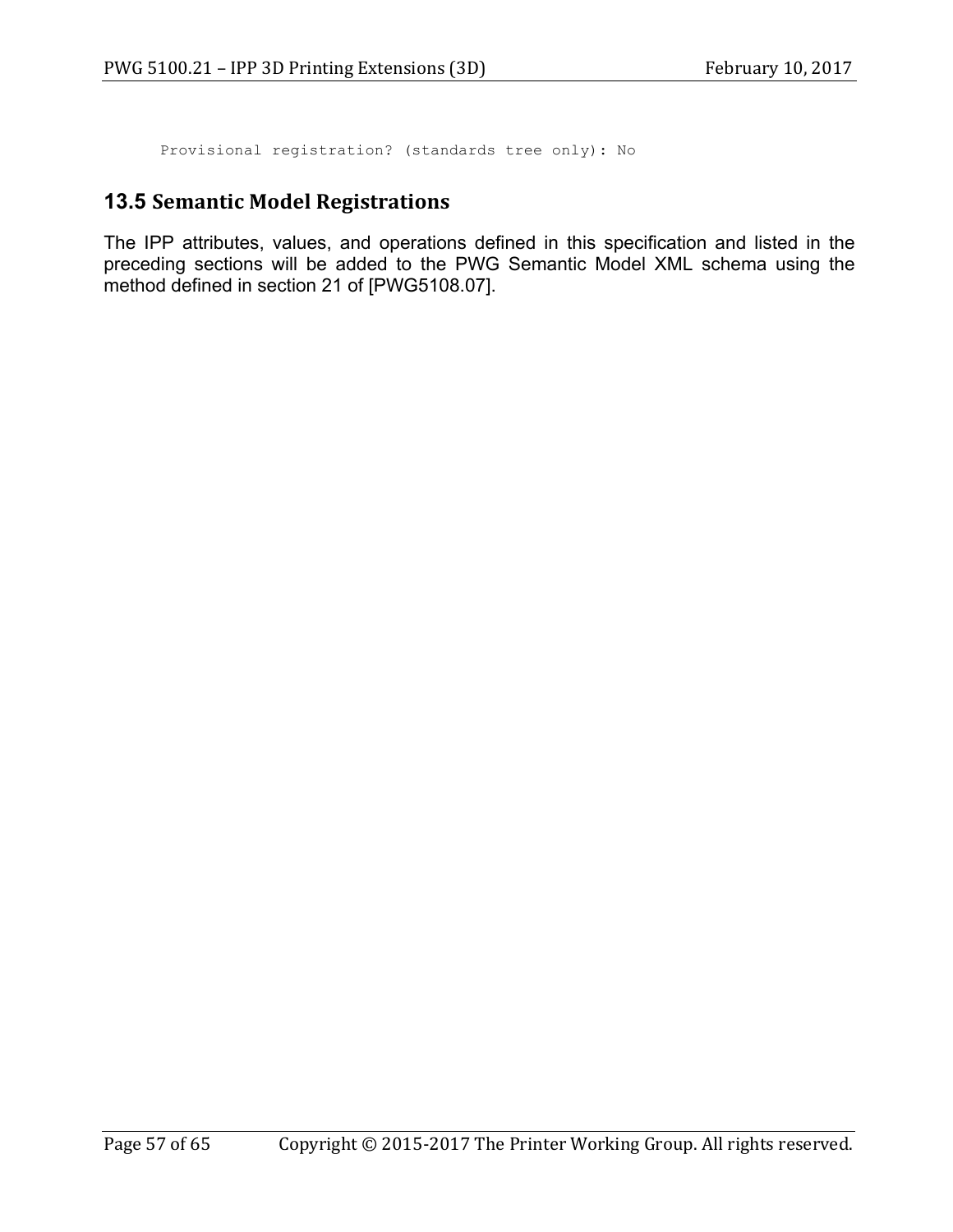```
Provisional registration? (standards tree only): No
```

## 13.5 Semantic Model Registrations

The IPP attributes, values, and operations defined in this specification and listed in the preceding sections will be added to the PWG Semantic Model XML schema using the method defined in section 21 of [PWG5108.07].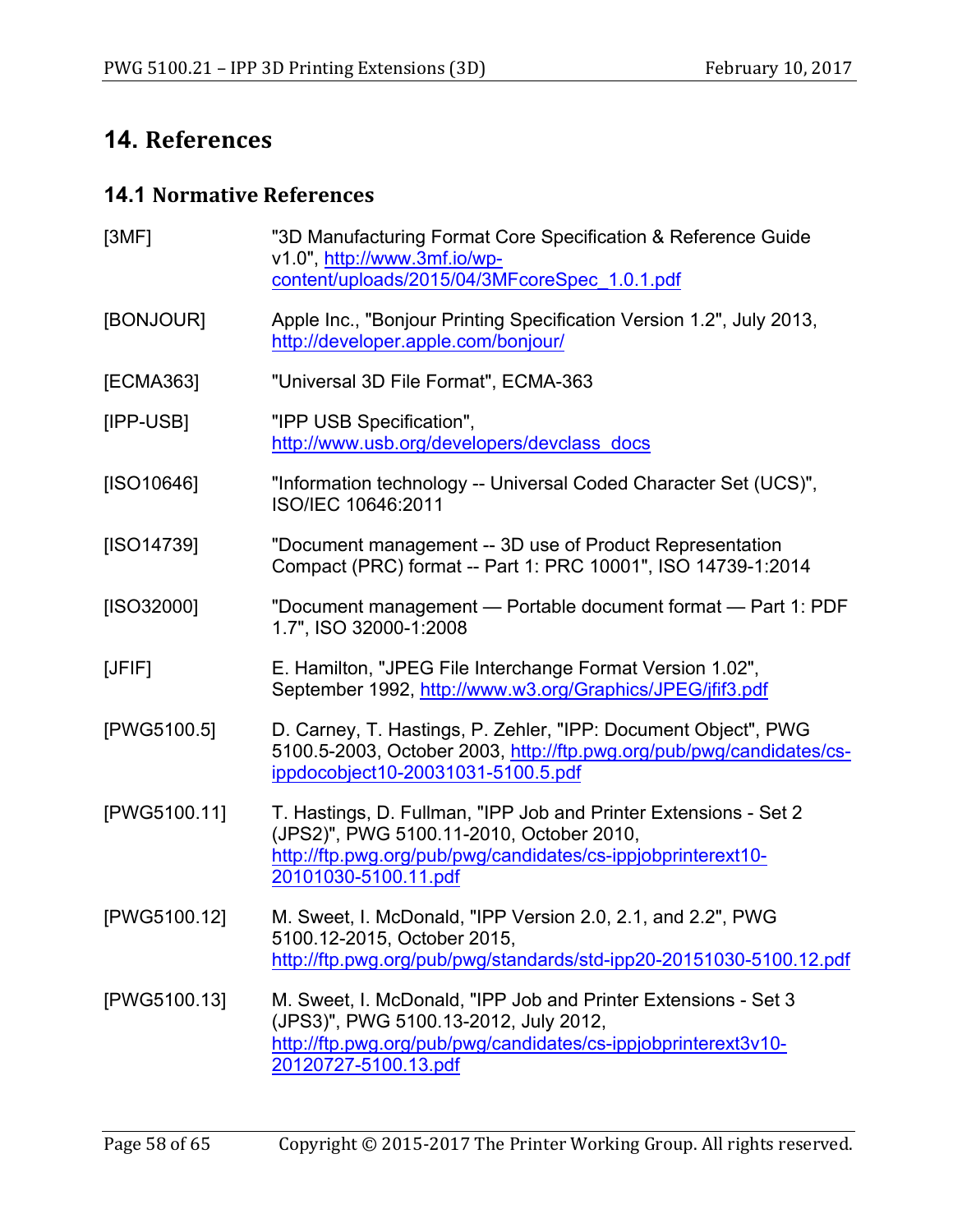# 14. References

## 14.1 Normative References

[3MF] "3D Manufacturing Format Core Specification & Reference Guide v1.0", http://www.3mf.io/wp-content/uploads/2015/04/3MFcoreSpec_1.0.1.pdf

[BONJOUR] Apple Inc., "Bonjour Printing Specification Version 1.2", July 2013, http://developer.apple.com/bonjour/

[ECMA363] "Universal 3D File Format", ECMA-363

[IPP-USB] "IPP USB Specification", http://www.usb.org/developers/devclass_docs

[ISO10646] "Information technology -- Universal Coded Character Set (UCS)", ISO/IEC 10646:2011

[ISO14739] "Document management -- 3D use of Product Representation Compact (PRC) format -- Part 1: PRC 10001", ISO 14739-1:2014

[ISO32000] "Document management — Portable document format — Part 1: PDF 1.7", ISO 32000-1:2008

[JFIF] E. Hamilton, "JPEG File Interchange Format Version 1.02", September 1992, http://www.w3.org/Graphics/JPEG/jfif3.pdf

[PWG5100.5] D. Carney, T. Hastings, P. Zehler, "IPP: Document Object", PWG 5100.5-2003, October 2003, http://ftp.pwg.org/pub/pwg/candidates/cs-ippdocobject10-20031031-5100.5.pdf

[PWG5100.11] T. Hastings, D. Fullman, "IPP Job and Printer Extensions - Set 2 (JPS2)", PWG 5100.11-2010, October 2010, http://ftp.pwg.org/pub/pwg/candidates/cs-ippjobprinterext10-20101030-5100.11.pdf

[PWG5100.12] M. Sweet, I. McDonald, "IPP Version 2.0, 2.1, and 2.2", PWG 5100.12-2015, October 2015, http://ftp.pwg.org/pub/pwg/standards/std-ipp20-20151030-5100.12.pdf

[PWG5100.13] M. Sweet, I. McDonald, "IPP Job and Printer Extensions - Set 3 (JPS3)", PWG 5100.13-2012, July 2012, http://ftp.pwg.org/pub/pwg/candidates/cs-ippjobprinterext3v10-20120727-5100.13.pdf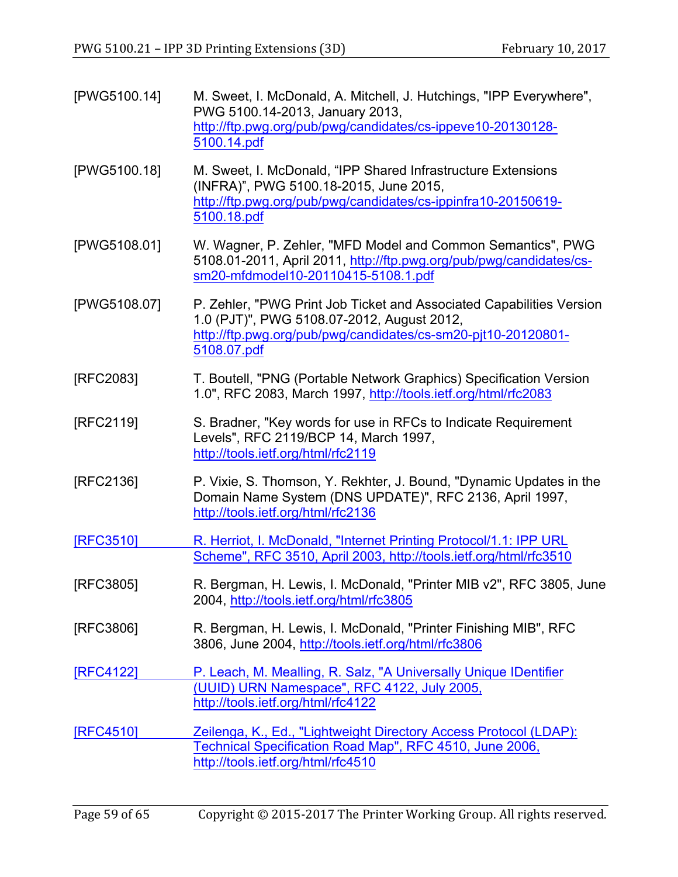[PWG5100.14] M. Sweet, I. McDonald, A. Mitchell, J. Hutchings, "IPP Everywhere", PWG 5100.14-2013, January 2013, http://ftp.pwg.org/pub/pwg/candidates/cs-ippeve10-20130128-5100.14.pdf

[PWG5100.18] M. Sweet, I. McDonald, "IPP Shared Infrastructure Extensions (INFRA)", PWG 5100.18-2015, June 2015, http://ftp.pwg.org/pub/pwg/candidates/cs-ippinfra10-20150619-5100.18.pdf

[PWG5108.01] W. Wagner, P. Zehler, "MFD Model and Common Semantics", PWG 5108.01-2011, April 2011, http://ftp.pwg.org/pub/pwg/candidates/cs-sm20-mfdmodel10-20110415-5108.1.pdf

[PWG5108.07] P. Zehler, "PWG Print Job Ticket and Associated Capabilities Version 1.0 (PJT)", PWG 5108.07-2012, August 2012, http://ftp.pwg.org/pub/pwg/candidates/cs-sm20-pjt10-20120801-5108.07.pdf

[RFC2083] T. Boutell, "PNG (Portable Network Graphics) Specification Version 1.0", RFC 2083, March 1997, http://tools.ietf.org/html/rfc2083

[RFC2119] S. Bradner, "Key words for use in RFCs to Indicate Requirement Levels", RFC 2119/BCP 14, March 1997, http://tools.ietf.org/html/rfc2119

[RFC2136] P. Vixie, S. Thomson, Y. Rekhter, J. Bound, "Dynamic Updates in the Domain Name System (DNS UPDATE)", RFC 2136, April 1997, http://tools.ietf.org/html/rfc2136

[RFC3510] R. Herriot, I. McDonald, "Internet Printing Protocol/1.1: IPP URL Scheme", RFC 3510, April 2003, http://tools.ietf.org/html/rfc3510

[RFC3805] R. Bergman, H. Lewis, I. McDonald, "Printer MIB v2", RFC 3805, June 2004, http://tools.ietf.org/html/rfc3805

[RFC3806] R. Bergman, H. Lewis, I. McDonald, "Printer Finishing MIB", RFC 3806, June 2004, http://tools.ietf.org/html/rfc3806

[RFC4122] P. Leach, M. Mealling, R. Salz, "A Universally Unique IDentifier (UUID) URN Namespace", RFC 4122, July 2005, http://tools.ietf.org/html/rfc4122

[RFC4510] Zeilenga, K., Ed., "Lightweight Directory Access Protocol (LDAP): Technical Specification Road Map", RFC 4510, June 2006, http://tools.ietf.org/html/rfc4510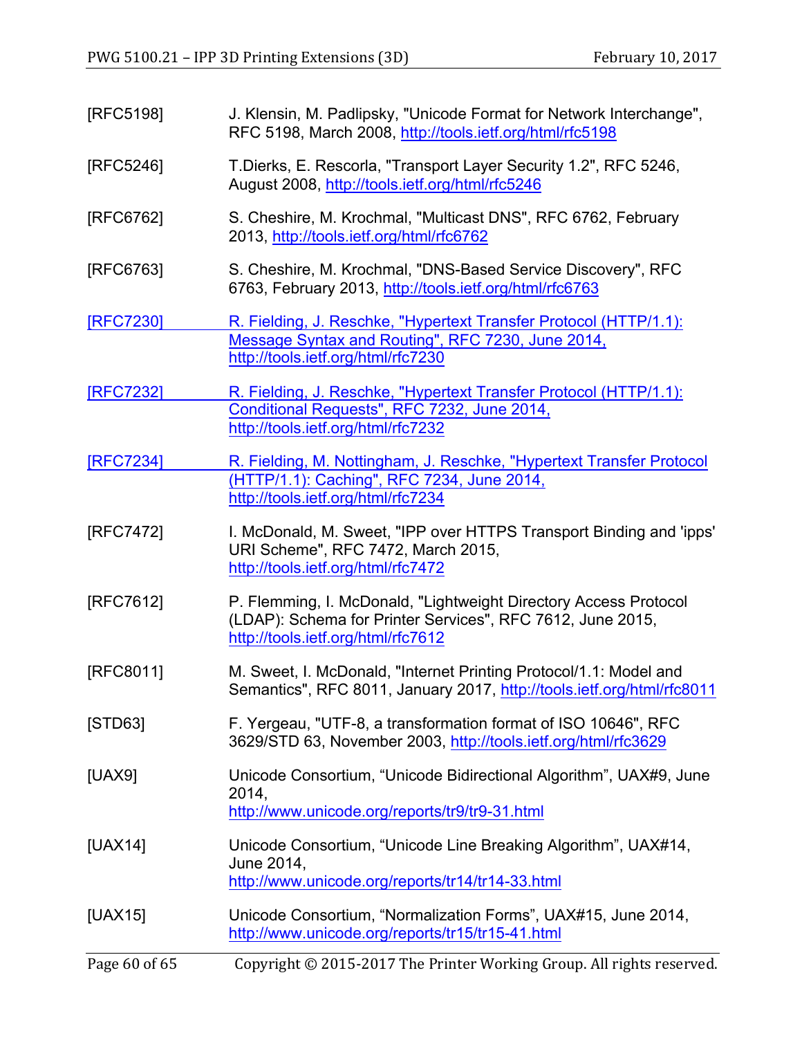[RFC5198] J. Klensin, M. Padlipsky, "Unicode Format for Network Interchange", RFC 5198, March 2008, http://tools.ietf.org/html/rfc5198

[RFC5246] T.Dierks, E. Rescorla, "Transport Layer Security 1.2", RFC 5246, August 2008, http://tools.ietf.org/html/rfc5246

[RFC6762] S. Cheshire, M. Krochmal, "Multicast DNS", RFC 6762, February 2013, http://tools.ietf.org/html/rfc6762

[RFC6763] S. Cheshire, M. Krochmal, "DNS-Based Service Discovery", RFC 6763, February 2013, http://tools.ietf.org/html/rfc6763

[RFC7230] R. Fielding, J. Reschke, "Hypertext Transfer Protocol (HTTP/1.1): Message Syntax and Routing", RFC 7230, June 2014, http://tools.ietf.org/html/rfc7230

[RFC7232] R. Fielding, J. Reschke, "Hypertext Transfer Protocol (HTTP/1.1): Conditional Requests", RFC 7232, June 2014, http://tools.ietf.org/html/rfc7232

[RFC7234] R. Fielding, M. Nottingham, J. Reschke, "Hypertext Transfer Protocol (HTTP/1.1): Caching", RFC 7234, June 2014, http://tools.ietf.org/html/rfc7234

[RFC7472] I. McDonald, M. Sweet, "IPP over HTTPS Transport Binding and 'ipps' URI Scheme", RFC 7472, March 2015, http://tools.ietf.org/html/rfc7472

[RFC7612] P. Flemming, I. McDonald, "Lightweight Directory Access Protocol (LDAP): Schema for Printer Services", RFC 7612, June 2015, http://tools.ietf.org/html/rfc7612

[RFC8011] M. Sweet, I. McDonald, "Internet Printing Protocol/1.1: Model and Semantics", RFC 8011, January 2017, http://tools.ietf.org/html/rfc8011

[STD63] F. Yergeau, "UTF-8, a transformation format of ISO 10646", RFC 3629/STD 63, November 2003, http://tools.ietf.org/html/rfc3629

[UAX9] Unicode Consortium, “Unicode Bidirectional Algorithm”, UAX#9, June 2014, http://www.unicode.org/reports/tr9/tr9-31.html

[UAX14] Unicode Consortium, “Unicode Line Breaking Algorithm”, UAX#14, June 2014, http://www.unicode.org/reports/tr14/tr14-33.html

[UAX15] Unicode Consortium, “Normalization Forms”, UAX#15, June 2014, http://www.unicode.org/reports/tr15/tr15-41.html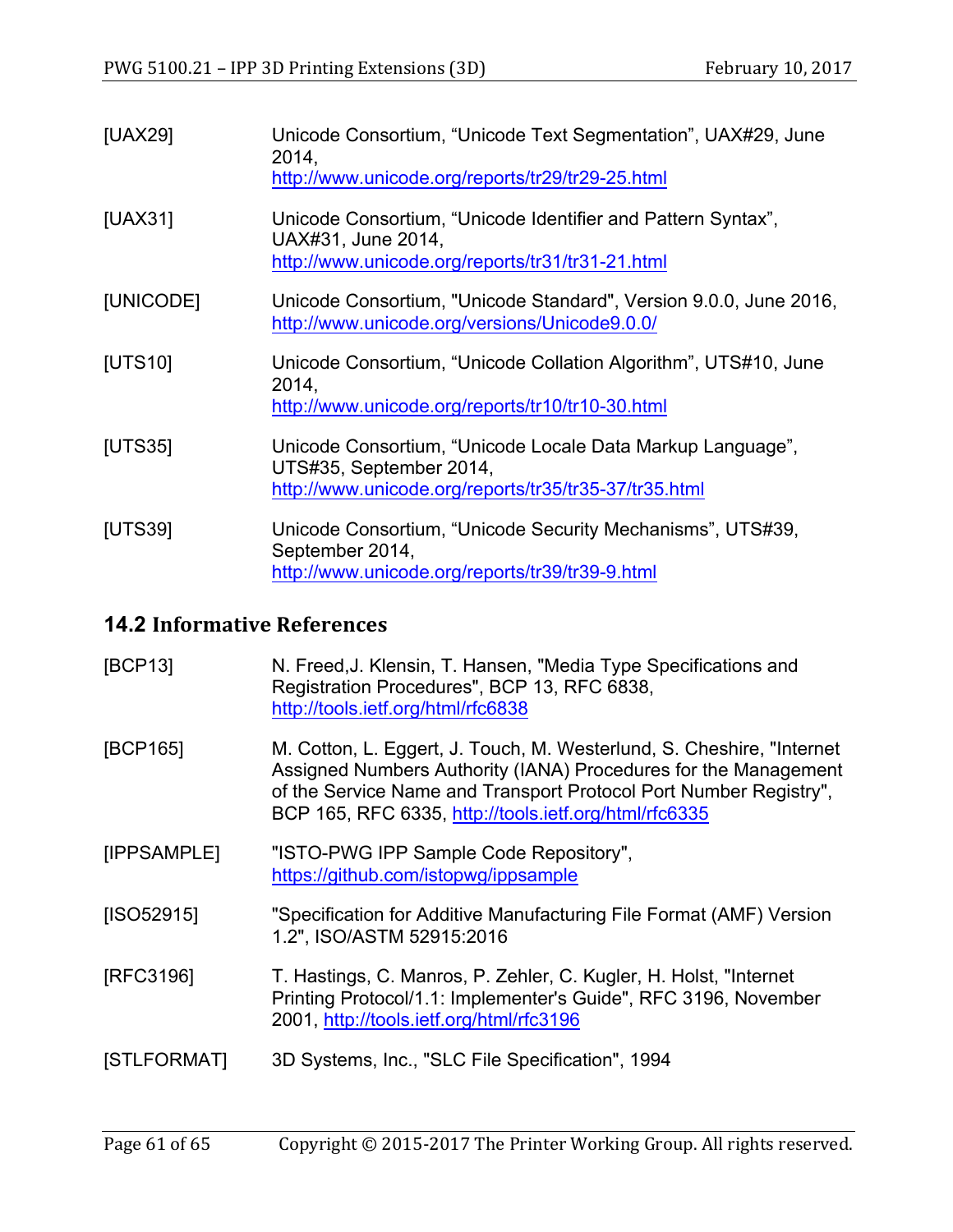[UAX29] Unicode Consortium, “Unicode Text Segmentation”, UAX#29, June 2014, http://www.unicode.org/reports/tr29/tr29-25.html

[UAX31] Unicode Consortium, “Unicode Identifier and Pattern Syntax”, UAX#31, June 2014, http://www.unicode.org/reports/tr31/tr31-21.html

[UNICODE] Unicode Consortium, "Unicode Standard", Version 9.0.0, June 2016, http://www.unicode.org/versions/Unicode9.0.0/

[UTS10] Unicode Consortium, “Unicode Collation Algorithm”, UTS#10, June 2014, http://www.unicode.org/reports/tr10/tr10-30.html

[UTS35] Unicode Consortium, “Unicode Locale Data Markup Language”, UTS#35, September 2014, http://www.unicode.org/reports/tr35/tr35-37/tr35.html

[UTS39] Unicode Consortium, “Unicode Security Mechanisms”, UTS#39, September 2014, http://www.unicode.org/reports/tr39/tr39-9.html

## 14.2 Informative References

[BCP13] N. Freed,J. Klensin, T. Hansen, "Media Type Specifications and Registration Procedures", BCP 13, RFC 6838, http://tools.ietf.org/html/rfc6838

[BCP165] M. Cotton, L. Eggert, J. Touch, M. Westerlund, S. Cheshire, "Internet Assigned Numbers Authority (IANA) Procedures for the Management of the Service Name and Transport Protocol Port Number Registry", BCP 165, RFC 6335, http://tools.ietf.org/html/rfc6335

[IPPSAMPLE] "ISTO-PWG IPP Sample Code Repository", https://github.com/istopwg/ippsample

[ISO52915] "Specification for Additive Manufacturing File Format (AMF) Version 1.2", ISO/ASTM 52915:2016

[RFC3196] T. Hastings, C. Manros, P. Zehler, C. Kugler, H. Holst, "Internet Printing Protocol/1.1: Implementer's Guide", RFC 3196, November 2001, http://tools.ietf.org/html/rfc3196

[STLFORMAT] 3D Systems, Inc., "SLC File Specification", 1994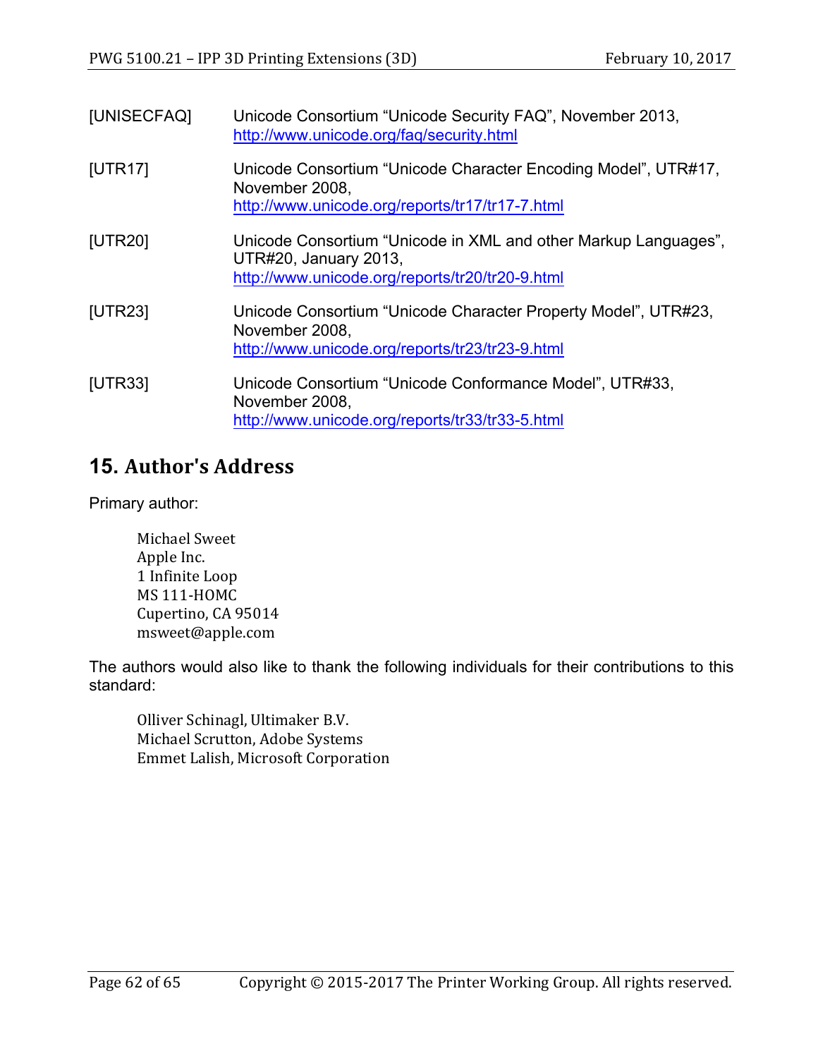[UNISECFAQ] Unicode Consortium “Unicode Security FAQ”, November 2013, http://www.unicode.org/faq/security.html

[UTR17] Unicode Consortium “Unicode Character Encoding Model”, UTR#17, November 2008, http://www.unicode.org/reports/tr17/tr17-7.html

[UTR20] Unicode Consortium “Unicode in XML and other Markup Languages”, UTR#20, January 2013, http://www.unicode.org/reports/tr20/tr20-9.html

[UTR23] Unicode Consortium “Unicode Character Property Model”, UTR#23, November 2008, http://www.unicode.org/reports/tr23/tr23-9.html

[UTR33] Unicode Consortium “Unicode Conformance Model”, UTR#33, November 2008, http://www.unicode.org/reports/tr33/tr33-5.html

# 15. Author's Address

Primary author:

> Michael Sweet  
> Apple Inc.  
> 1 Infinite Loop  
> MS 111-HOMC  
> Cupertino, CA 95014  
> msweet@apple.com

The authors would also like to thank the following individuals for their contributions to this standard:

> Olliver Schinagl, Ultimaker B.V.  
> Michael Scrutton, Adobe Systems  
> Emmet Lalish, Microsoft Corporation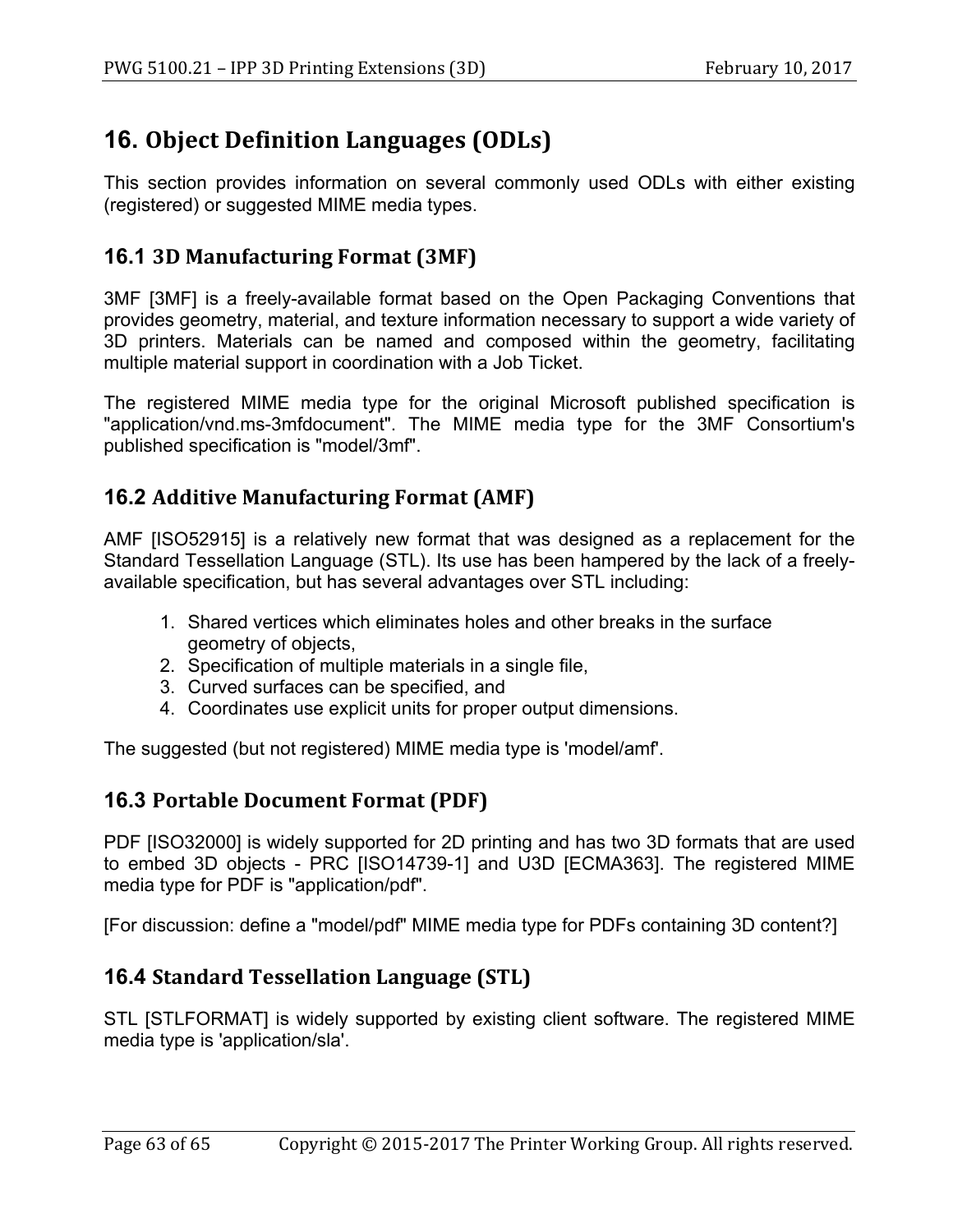# 16. Object Definition Languages (ODLs)

This section provides information on several commonly used ODLs with either existing (registered) or suggested MIME media types.

## 16.1 3D Manufacturing Format (3MF)

3MF [3MF] is a freely-available format based on the Open Packaging Conventions that provides geometry, material, and texture information necessary to support a wide variety of 3D printers. Materials can be named and composed within the geometry, facilitating multiple material support in coordination with a Job Ticket.

The registered MIME media type for the original Microsoft published specification is "application/vnd.ms-3mfdocument". The MIME media type for the 3MF Consortium's published specification is "model/3mf".

## 16.2 Additive Manufacturing Format (AMF)

AMF [ISO52915] is a relatively new format that was designed as a replacement for the Standard Tessellation Language (STL). Its use has been hampered by the lack of a freely-available specification, but has several advantages over STL including:

1. Shared vertices which eliminates holes and other breaks in the surface geometry of objects,
2. Specification of multiple materials in a single file,
3. Curved surfaces can be specified, and
4. Coordinates use explicit units for proper output dimensions.

The suggested (but not registered) MIME media type is 'model/amf'.

## 16.3 Portable Document Format (PDF)

PDF [ISO32000] is widely supported for 2D printing and has two 3D formats that are used to embed 3D objects - PRC [ISO14739-1] and U3D [ECMA363]. The registered MIME media type for PDF is "application/pdf".

[For discussion: define a "model/pdf" MIME media type for PDFs containing 3D content?]

## 16.4 Standard Tessellation Language (STL)

STL [STLFORMAT] is widely supported by existing client software. The registered MIME media type is 'application/sla'.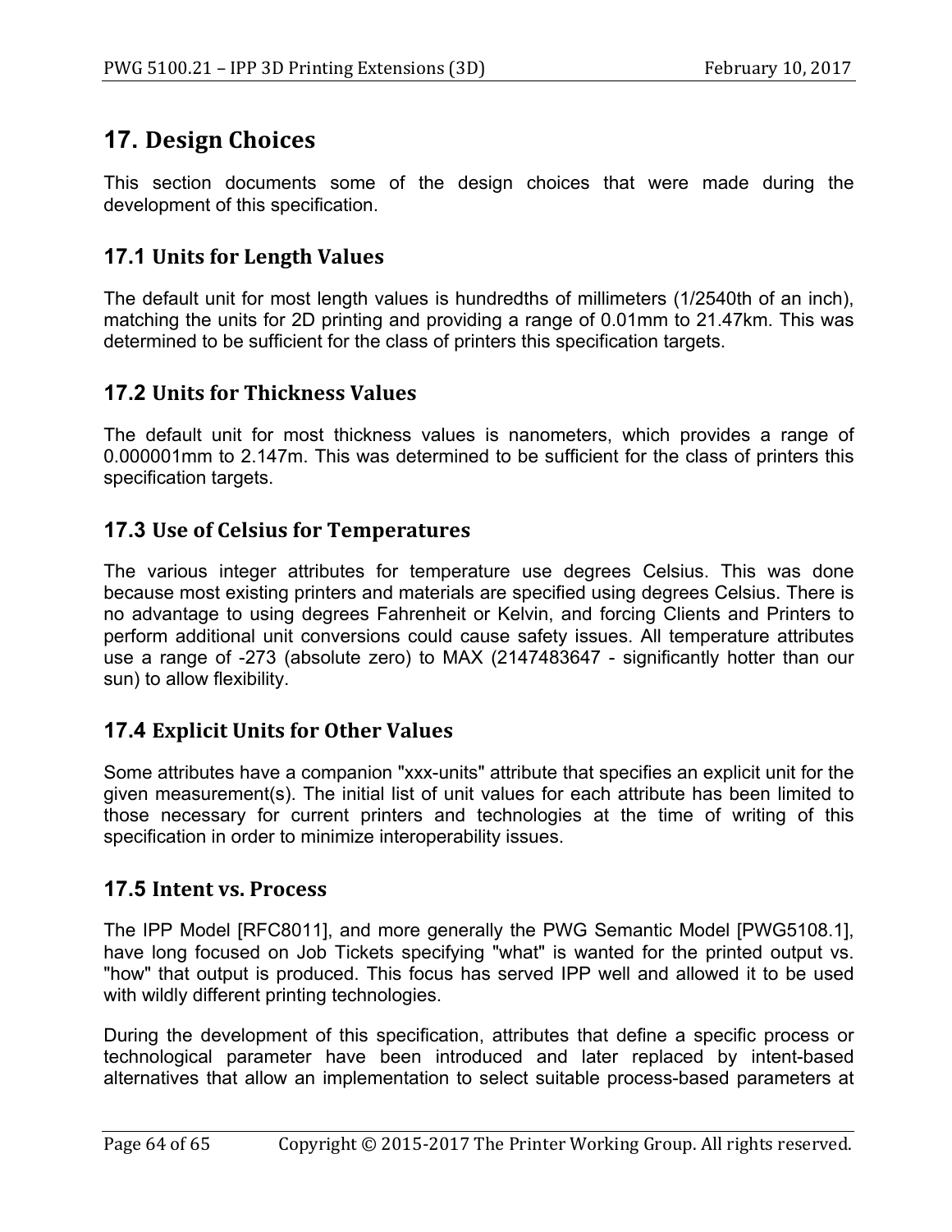# 17. Design Choices

This section documents some of the design choices that were made during the development of this specification.

## 17.1 Units for Length Values

The default unit for most length values is hundredths of millimeters (1/2540th of an inch), matching the units for 2D printing and providing a range of 0.01mm to 21.47km. This was determined to be sufficient for the class of printers this specification targets.

## 17.2 Units for Thickness Values

The default unit for most thickness values is nanometers, which provides a range of 0.000001mm to 2.147m. This was determined to be sufficient for the class of printers this specification targets.

## 17.3 Use of Celsius for Temperatures

The various integer attributes for temperature use degrees Celsius. This was done because most existing printers and materials are specified using degrees Celsius. There is no advantage to using degrees Fahrenheit or Kelvin, and forcing Clients and Printers to perform additional unit conversions could cause safety issues. All temperature attributes use a range of -273 (absolute zero) to MAX (2147483647 - significantly hotter than our sun) to allow flexibility.

## 17.4 Explicit Units for Other Values

Some attributes have a companion "xxx-units" attribute that specifies an explicit unit for the given measurement(s). The initial list of unit values for each attribute has been limited to those necessary for current printers and technologies at the time of writing of this specification in order to minimize interoperability issues.

## 17.5 Intent vs. Process

The IPP Model [RFC8011], and more generally the PWG Semantic Model [PWG5108.1], have long focused on Job Tickets specifying "what" is wanted for the printed output vs. "how" that output is produced. This focus has served IPP well and allowed it to be used with wildly different printing technologies.

During the development of this specification, attributes that define a specific process or technological parameter have been introduced and later replaced by intent-based alternatives that allow an implementation to select suitable process-based parameters at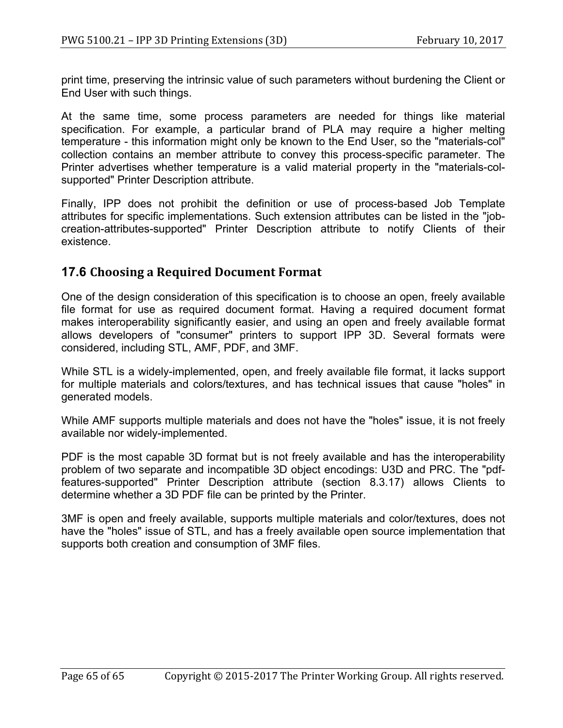print time, preserving the intrinsic value of such parameters without burdening the Client or End User with such things.

At the same time, some process parameters are needed for things like material specification. For example, a particular brand of PLA may require a higher melting temperature - this information might only be known to the End User, so the "materials-col" collection contains an member attribute to convey this process-specific parameter. The Printer advertises whether temperature is a valid material property in the "materials-col-supported" Printer Description attribute.

Finally, IPP does not prohibit the definition or use of process-based Job Template attributes for specific implementations. Such extension attributes can be listed in the "job-creation-attributes-supported" Printer Description attribute to notify Clients of their existence.

## 17.6 Choosing a Required Document Format

One of the design consideration of this specification is to choose an open, freely available file format for use as required document format. Having a required document format makes interoperability significantly easier, and using an open and freely available format allows developers of "consumer" printers to support IPP 3D. Several formats were considered, including STL, AMF, PDF, and 3MF.

While STL is a widely-implemented, open, and freely available file format, it lacks support for multiple materials and colors/textures, and has technical issues that cause "holes" in generated models.

While AMF supports multiple materials and does not have the "holes" issue, it is not freely available nor widely-implemented.

PDF is the most capable 3D format but is not freely available and has the interoperability problem of two separate and incompatible 3D object encodings: U3D and PRC. The "pdf-features-supported" Printer Description attribute (section 8.3.17) allows Clients to determine whether a 3D PDF file can be printed by the Printer.

3MF is open and freely available, supports multiple materials and color/textures, does not have the "holes" issue of STL, and has a freely available open source implementation that supports both creation and consumption of 3MF files.